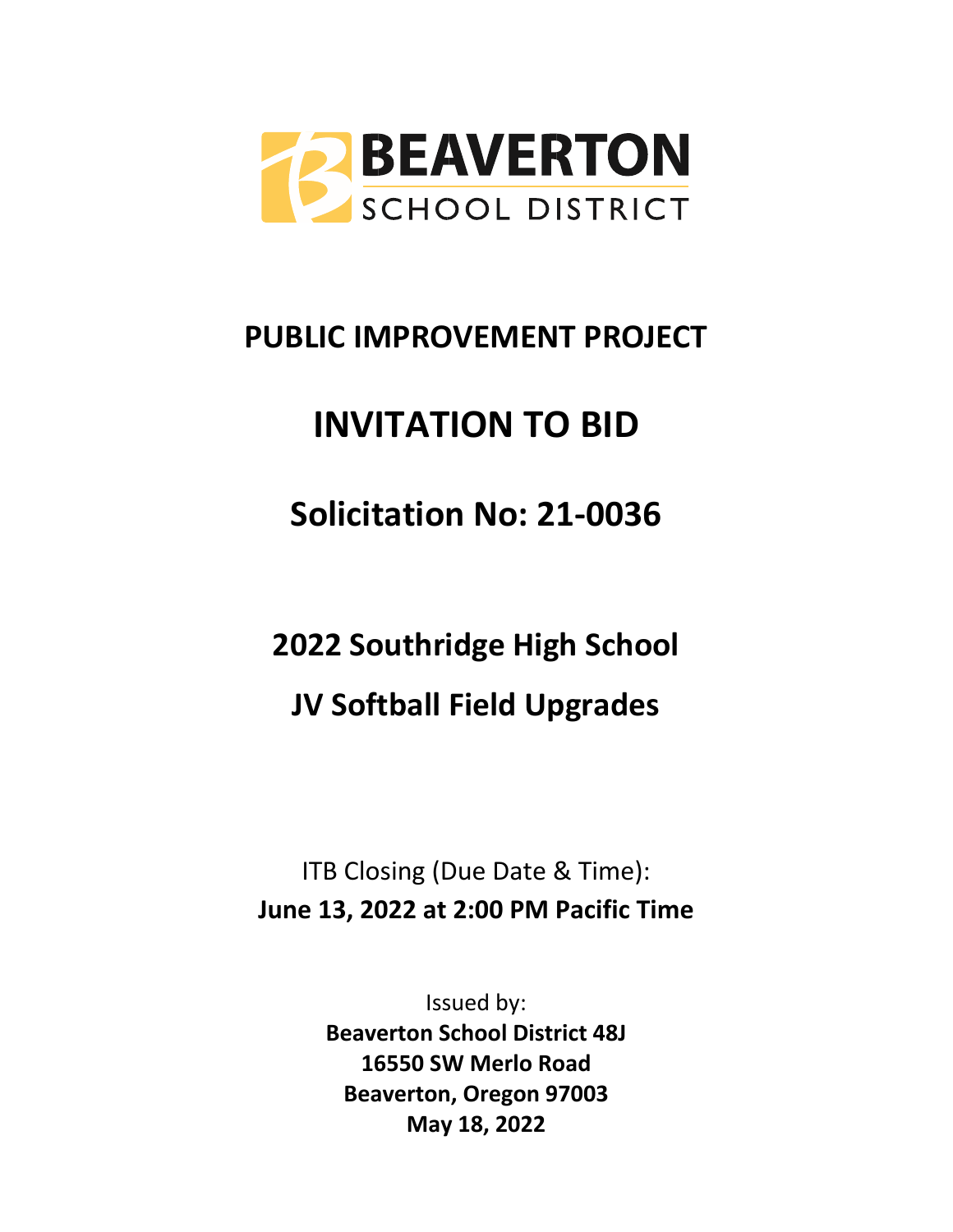BEAVERTON
SCHOOL DISTRICT

# PUBLIC IMPROVEMENT PROJECT

# INVITATION TO BID

## Solicitation No: 21-0036

## 2022 Southridge High School

## JV Softball Field Upgrades

ITB Closing (Due Date & Time):
**June 13, 2022 at 2:00 PM Pacific Time**

Issued by:
**Beaverton School District 48J**
**16550 SW Merlo Road**
**Beaverton, Oregon 97003**
**May 18, 2022**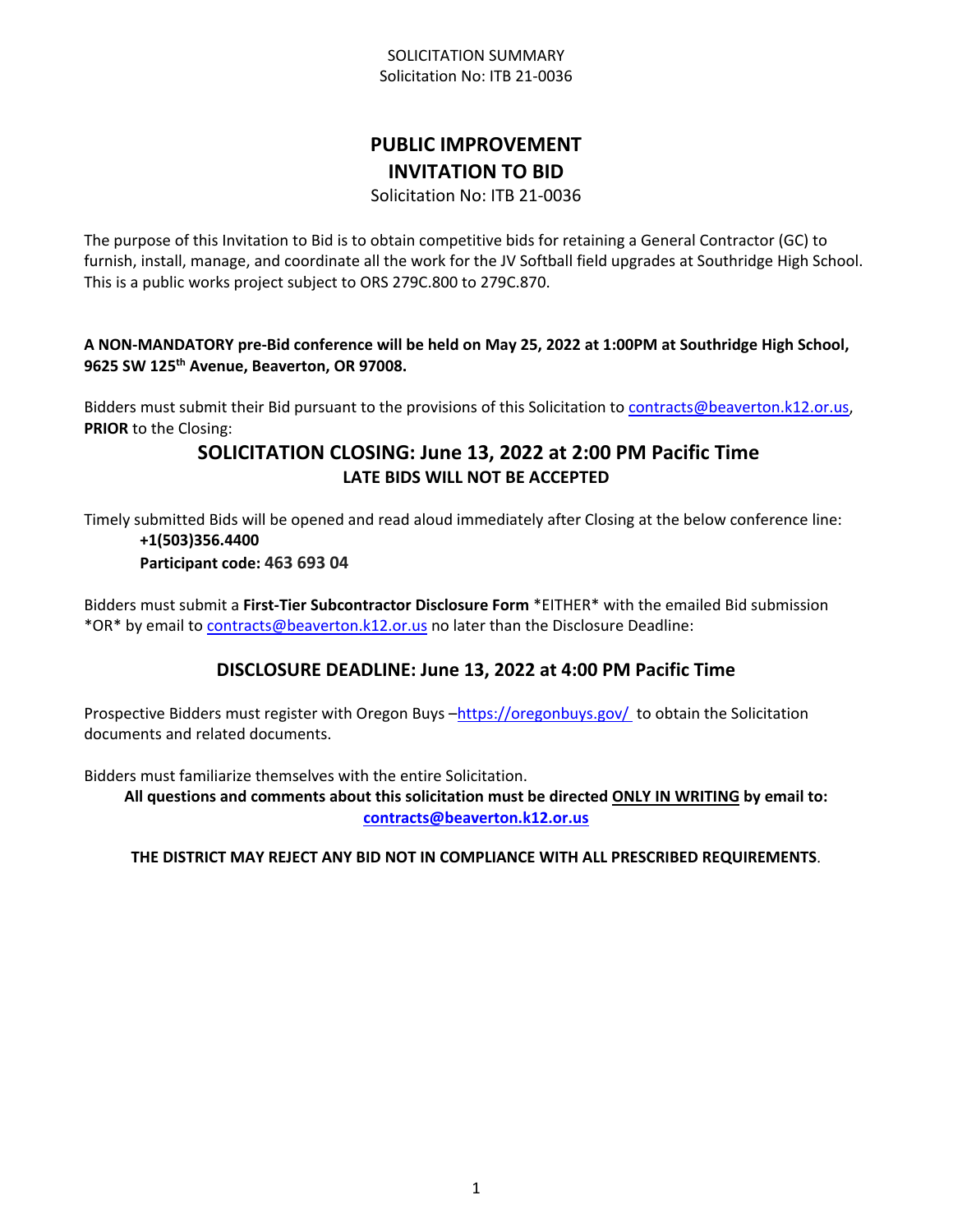SOLICITATION SUMMARY
Solicitation No: ITB 21-0036

# PUBLIC IMPROVEMENT INVITATION TO BID

Solicitation No: ITB 21-0036

The purpose of this Invitation to Bid is to obtain competitive bids for retaining a General Contractor (GC) to furnish, install, manage, and coordinate all the work for the JV Softball field upgrades at Southridge High School. This is a public works project subject to ORS 279C.800 to 279C.870.

**A NON-MANDATORY pre-Bid conference will be held on May 25, 2022 at 1:00PM at Southridge High School, 9625 SW 125th Avenue, Beaverton, OR 97008.**

Bidders must submit their Bid pursuant to the provisions of this Solicitation to contracts@beaverton.k12.or.us, **PRIOR** to the Closing:

## SOLICITATION CLOSING: June 13, 2022 at 2:00 PM Pacific Time

**LATE BIDS WILL NOT BE ACCEPTED**

Timely submitted Bids will be opened and read aloud immediately after Closing at the below conference line:

**+1(503)356.4400**
**Participant code: 463 693 04**

Bidders must submit a **First-Tier Subcontractor Disclosure Form** *EITHER* with the emailed Bid submission *OR* by email to contracts@beaverton.k12.or.us no later than the Disclosure Deadline:

## DISCLOSURE DEADLINE: June 13, 2022 at 4:00 PM Pacific Time

Prospective Bidders must register with Oregon Buys –https://oregonbuys.gov/ to obtain the Solicitation documents and related documents.

Bidders must familiarize themselves with the entire Solicitation.

**All questions and comments about this solicitation must be directed ONLY IN WRITING by email to: contracts@beaverton.k12.or.us**

**THE DISTRICT MAY REJECT ANY BID NOT IN COMPLIANCE WITH ALL PRESCRIBED REQUIREMENTS**.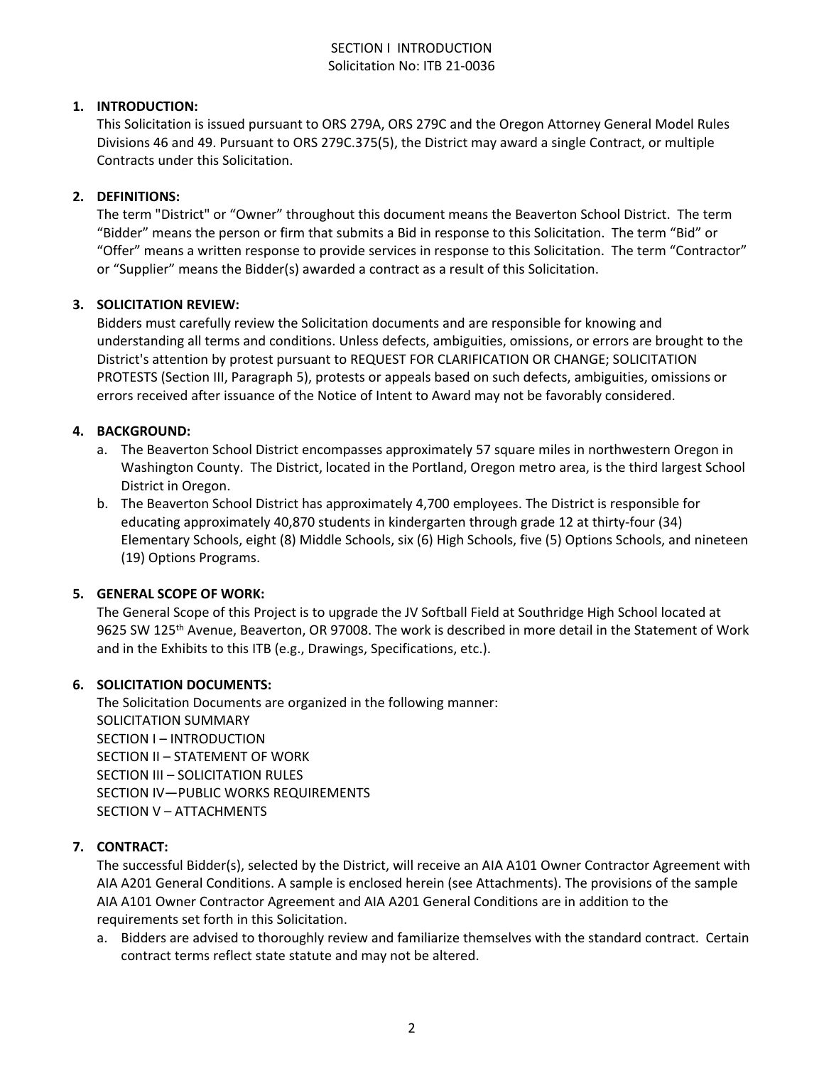SECTION I INTRODUCTION
Solicitation No: ITB 21-0036

1. **INTRODUCTION:**
   This Solicitation is issued pursuant to ORS 279A, ORS 279C and the Oregon Attorney General Model Rules Divisions 46 and 49. Pursuant to ORS 279C.375(5), the District may award a single Contract, or multiple Contracts under this Solicitation.

2. **DEFINITIONS:**
   The term "District" or "Owner" throughout this document means the Beaverton School District. The term "Bidder" means the person or firm that submits a Bid in response to this Solicitation. The term "Bid" or "Offer" means a written response to provide services in response to this Solicitation. The term "Contractor" or "Supplier" means the Bidder(s) awarded a contract as a result of this Solicitation.

3. **SOLICITATION REVIEW:**
   Bidders must carefully review the Solicitation documents and are responsible for knowing and understanding all terms and conditions. Unless defects, ambiguities, omissions, or errors are brought to the District's attention by protest pursuant to REQUEST FOR CLARIFICATION OR CHANGE; SOLICITATION PROTESTS (Section III, Paragraph 5), protests or appeals based on such defects, ambiguities, omissions or errors received after issuance of the Notice of Intent to Award may not be favorably considered.

4. **BACKGROUND:**
   a. The Beaverton School District encompasses approximately 57 square miles in northwestern Oregon in Washington County. The District, located in the Portland, Oregon metro area, is the third largest School District in Oregon.
   b. The Beaverton School District has approximately 4,700 employees. The District is responsible for educating approximately 40,870 students in kindergarten through grade 12 at thirty-four (34) Elementary Schools, eight (8) Middle Schools, six (6) High Schools, five (5) Options Schools, and nineteen (19) Options Programs.

5. **GENERAL SCOPE OF WORK:**
   The General Scope of this Project is to upgrade the JV Softball Field at Southridge High School located at 9625 SW 125th Avenue, Beaverton, OR 97008. The work is described in more detail in the Statement of Work and in the Exhibits to this ITB (e.g., Drawings, Specifications, etc.).

6. **SOLICITATION DOCUMENTS:**
   The Solicitation Documents are organized in the following manner:
   SOLICITATION SUMMARY
   SECTION I – INTRODUCTION
   SECTION II – STATEMENT OF WORK
   SECTION III – SOLICITATION RULES
   SECTION IV—PUBLIC WORKS REQUIREMENTS
   SECTION V – ATTACHMENTS

7. **CONTRACT:**
   The successful Bidder(s), selected by the District, will receive an AIA A101 Owner Contractor Agreement with AIA A201 General Conditions. A sample is enclosed herein (see Attachments). The provisions of the sample AIA A101 Owner Contractor Agreement and AIA A201 General Conditions are in addition to the requirements set forth in this Solicitation.
   a. Bidders are advised to thoroughly review and familiarize themselves with the standard contract. Certain contract terms reflect state statute and may not be altered.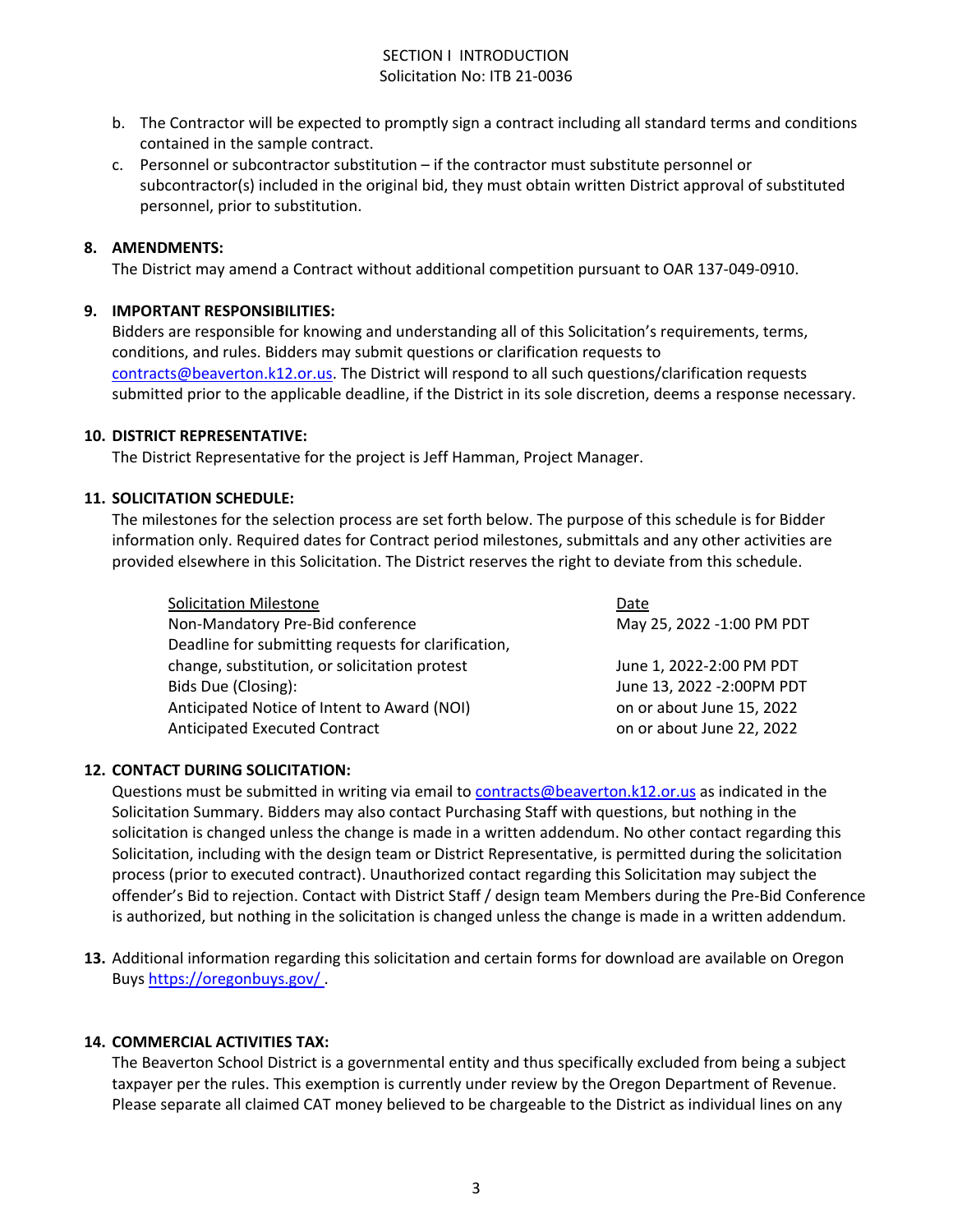- b. The Contractor will be expected to promptly sign a contract including all standard terms and conditions contained in the sample contract.
- c. Personnel or subcontractor substitution – if the contractor must substitute personnel or subcontractor(s) included in the original bid, they must obtain written District approval of substituted personnel, prior to substitution.

**8. AMENDMENTS:**
The District may amend a Contract without additional competition pursuant to OAR 137-049-0910.

**9. IMPORTANT RESPONSIBILITIES:**
Bidders are responsible for knowing and understanding all of this Solicitation's requirements, terms, conditions, and rules. Bidders may submit questions or clarification requests to contracts@beaverton.k12.or.us. The District will respond to all such questions/clarification requests submitted prior to the applicable deadline, if the District in its sole discretion, deems a response necessary.

**10. DISTRICT REPRESENTATIVE:**
The District Representative for the project is Jeff Hamman, Project Manager.

**11. SOLICITATION SCHEDULE:**
The milestones for the selection process are set forth below. The purpose of this schedule is for Bidder information only. Required dates for Contract period milestones, submittals and any other activities are provided elsewhere in this Solicitation. The District reserves the right to deviate from this schedule.

| Solicitation Milestone | Date |
|---|---|
| Non-Mandatory Pre-Bid conference | May 25, 2022 -1:00 PM PDT |
| Deadline for submitting requests for clarification, change, substitution, or solicitation protest | June 1, 2022-2:00 PM PDT |
| Bids Due (Closing): | June 13, 2022 -2:00PM PDT |
| Anticipated Notice of Intent to Award (NOI) | on or about June 15, 2022 |
| Anticipated Executed Contract | on or about June 22, 2022 |

**12. CONTACT DURING SOLICITATION:**
Questions must be submitted in writing via email to contracts@beaverton.k12.or.us as indicated in the Solicitation Summary. Bidders may also contact Purchasing Staff with questions, but nothing in the solicitation is changed unless the change is made in a written addendum. No other contact regarding this Solicitation, including with the design team or District Representative, is permitted during the solicitation process (prior to executed contract). Unauthorized contact regarding this Solicitation may subject the offender's Bid to rejection. Contact with District Staff / design team Members during the Pre-Bid Conference is authorized, but nothing in the solicitation is changed unless the change is made in a written addendum.

**13.** Additional information regarding this solicitation and certain forms for download are available on Oregon Buys https://oregonbuys.gov/ .

**14. COMMERCIAL ACTIVITIES TAX:**
The Beaverton School District is a governmental entity and thus specifically excluded from being a subject taxpayer per the rules. This exemption is currently under review by the Oregon Department of Revenue. Please separate all claimed CAT money believed to be chargeable to the District as individual lines on any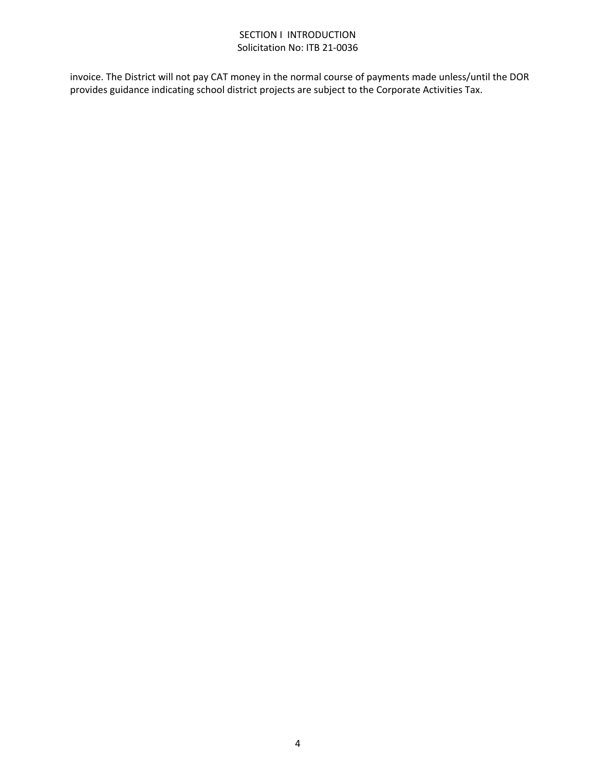invoice. The District will not pay CAT money in the normal course of payments made unless/until the DOR provides guidance indicating school district projects are subject to the Corporate Activities Tax.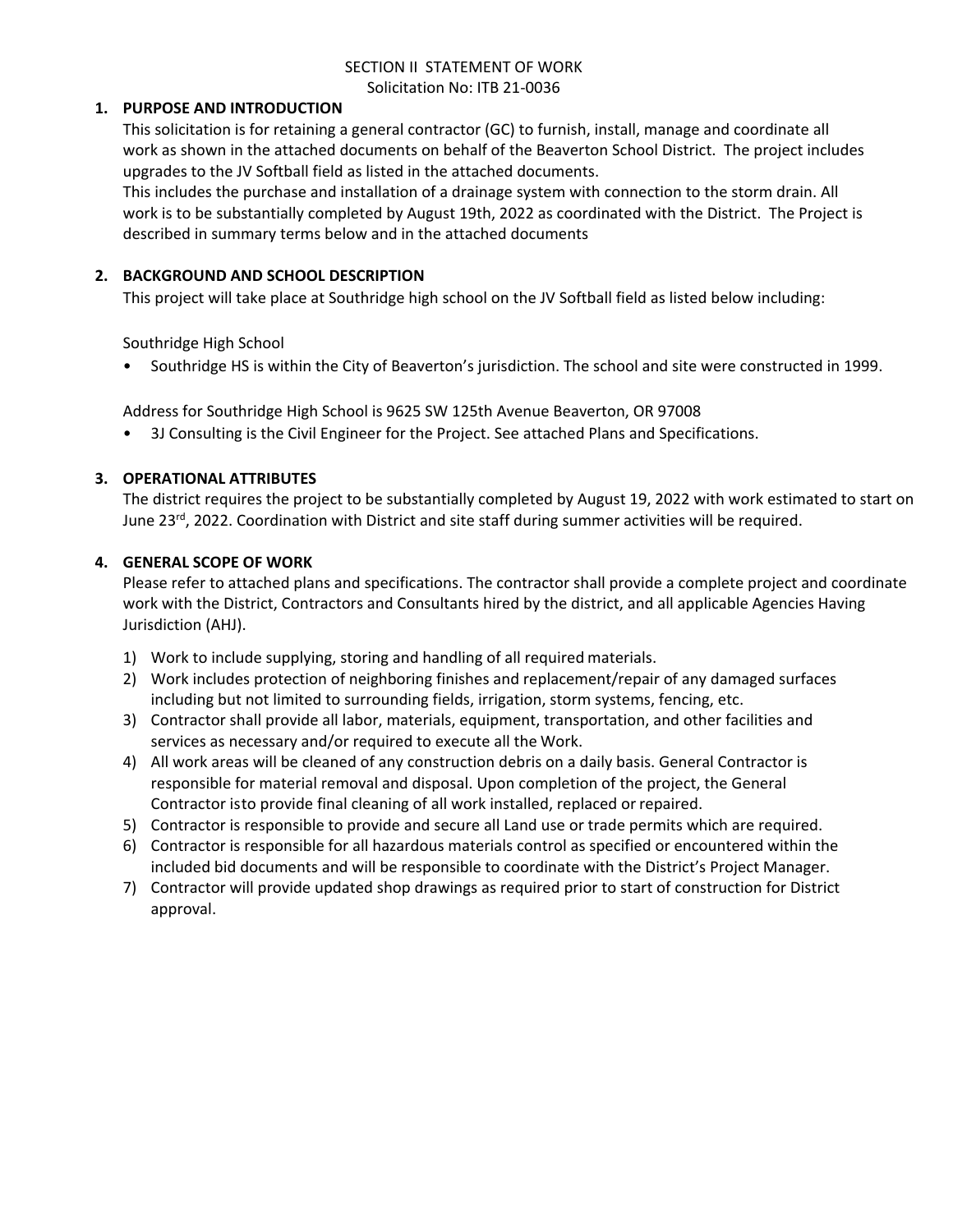# SECTION II STATEMENT OF WORK

Solicitation No: ITB 21-0036

## 1. PURPOSE AND INTRODUCTION

This solicitation is for retaining a general contractor (GC) to furnish, install, manage and coordinate all work as shown in the attached documents on behalf of the Beaverton School District. The project includes upgrades to the JV Softball field as listed in the attached documents.

This includes the purchase and installation of a drainage system with connection to the storm drain. All work is to be substantially completed by August 19th, 2022 as coordinated with the District. The Project is described in summary terms below and in the attached documents

## 2. BACKGROUND AND SCHOOL DESCRIPTION

This project will take place at Southridge high school on the JV Softball field as listed below including:

Southridge High School

- Southridge HS is within the City of Beaverton's jurisdiction. The school and site were constructed in 1999.

Address for Southridge High School is 9625 SW 125th Avenue Beaverton, OR 97008

- 3J Consulting is the Civil Engineer for the Project. See attached Plans and Specifications.

## 3. OPERATIONAL ATTRIBUTES

The district requires the project to be substantially completed by August 19, 2022 with work estimated to start on June 23rd, 2022. Coordination with District and site staff during summer activities will be required.

## 4. GENERAL SCOPE OF WORK

Please refer to attached plans and specifications. The contractor shall provide a complete project and coordinate work with the District, Contractors and Consultants hired by the district, and all applicable Agencies Having Jurisdiction (AHJ).

1) Work to include supplying, storing and handling of all required materials.
2) Work includes protection of neighboring finishes and replacement/repair of any damaged surfaces including but not limited to surrounding fields, irrigation, storm systems, fencing, etc.
3) Contractor shall provide all labor, materials, equipment, transportation, and other facilities and services as necessary and/or required to execute all the Work.
4) All work areas will be cleaned of any construction debris on a daily basis. General Contractor is responsible for material removal and disposal. Upon completion of the project, the General Contractor isto provide final cleaning of all work installed, replaced or repaired.
5) Contractor is responsible to provide and secure all Land use or trade permits which are required.
6) Contractor is responsible for all hazardous materials control as specified or encountered within the included bid documents and will be responsible to coordinate with the District's Project Manager.
7) Contractor will provide updated shop drawings as required prior to start of construction for District approval.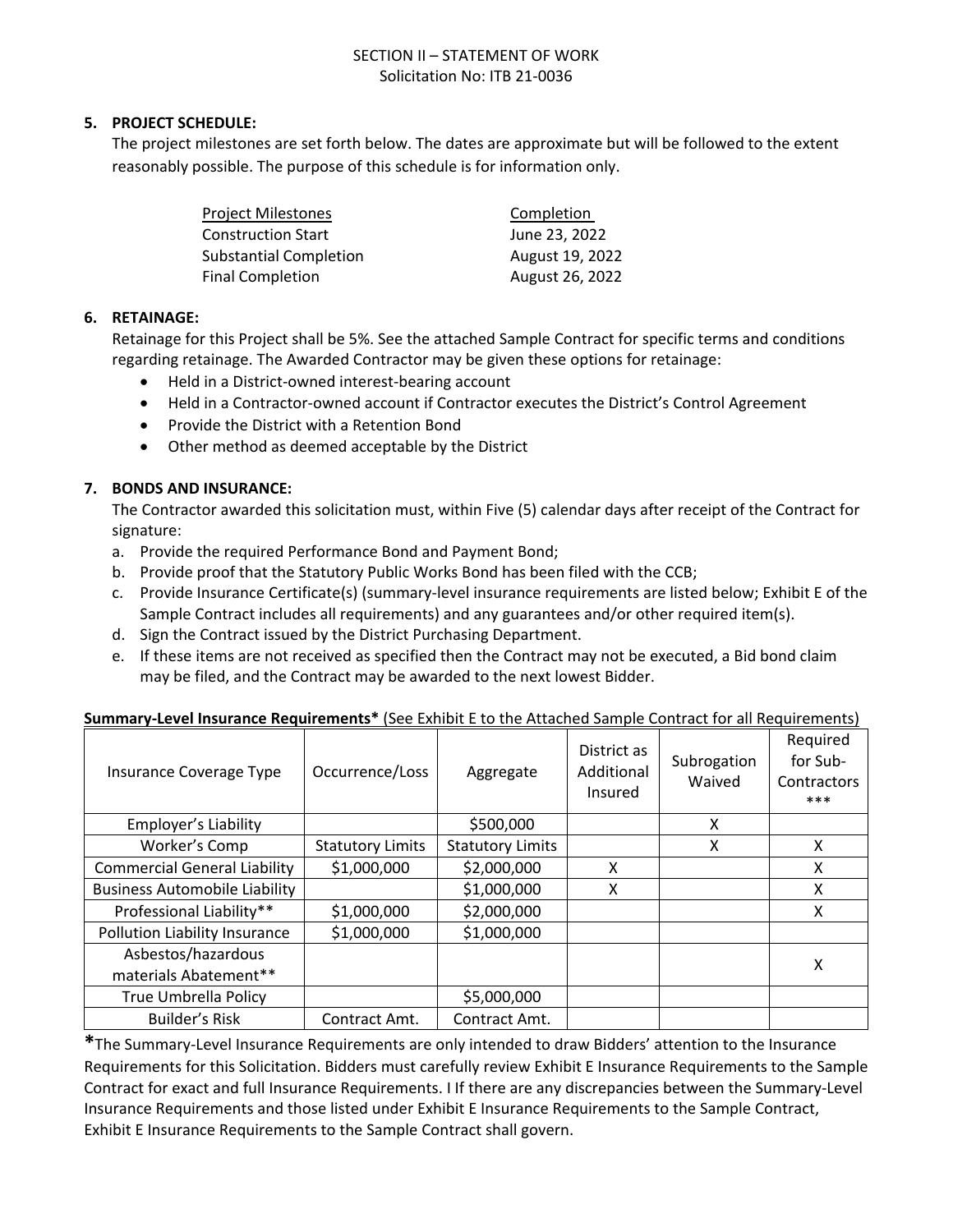SECTION II – STATEMENT OF WORK
Solicitation No: ITB 21-0036

**5. PROJECT SCHEDULE:**

The project milestones are set forth below. The dates are approximate but will be followed to the extent reasonably possible. The purpose of this schedule is for information only.

| Project Milestones | Completion |
|---|---|
| Construction Start | June 23, 2022 |
| Substantial Completion | August 19, 2022 |
| Final Completion | August 26, 2022 |

**6. RETAINAGE:**

Retainage for this Project shall be 5%. See the attached Sample Contract for specific terms and conditions regarding retainage. The Awarded Contractor may be given these options for retainage:

- Held in a District-owned interest-bearing account
- Held in a Contractor-owned account if Contractor executes the District's Control Agreement
- Provide the District with a Retention Bond
- Other method as deemed acceptable by the District

**7. BONDS AND INSURANCE:**

The Contractor awarded this solicitation must, within Five (5) calendar days after receipt of the Contract for signature:

a. Provide the required Performance Bond and Payment Bond;
b. Provide proof that the Statutory Public Works Bond has been filed with the CCB;
c. Provide Insurance Certificate(s) (summary-level insurance requirements are listed below; Exhibit E of the Sample Contract includes all requirements) and any guarantees and/or other required item(s).
d. Sign the Contract issued by the District Purchasing Department.
e. If these items are not received as specified then the Contract may not be executed, a Bid bond claim may be filed, and the Contract may be awarded to the next lowest Bidder.

**Summary-Level Insurance Requirements*** (See Exhibit E to the Attached Sample Contract for all Requirements)

| Insurance Coverage Type | Occurrence/Loss | Aggregate | District as Additional Insured | Subrogation Waived | Required for Sub-Contractors *** |
|---|---|---|---|---|---|
| Employer's Liability | | $500,000 | | X | |
| Worker's Comp | Statutory Limits | Statutory Limits | | X | X |
| Commercial General Liability | $1,000,000 | $2,000,000 | X | | X |
| Business Automobile Liability | | $1,000,000 | X | | X |
| Professional Liability** | $1,000,000 | $2,000,000 | | | X |
| Pollution Liability Insurance | $1,000,000 | $1,000,000 | | | |
| Asbestos/hazardous materials Abatement** | | | | | X |
| True Umbrella Policy | | $5,000,000 | | | |
| Builder's Risk | Contract Amt. | Contract Amt. | | | |

*The Summary-Level Insurance Requirements are only intended to draw Bidders' attention to the Insurance Requirements for this Solicitation. Bidders must carefully review Exhibit E Insurance Requirements to the Sample Contract for exact and full Insurance Requirements. I If there are any discrepancies between the Summary-Level Insurance Requirements and those listed under Exhibit E Insurance Requirements to the Sample Contract, Exhibit E Insurance Requirements to the Sample Contract shall govern.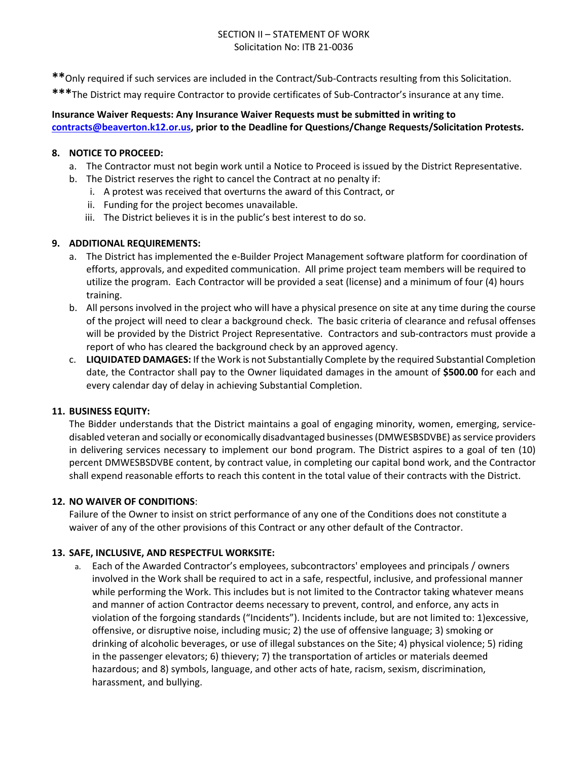SECTION II – STATEMENT OF WORK
Solicitation No: ITB 21-0036

**Only required if such services are included in the Contract/Sub-Contracts resulting from this Solicitation.

***The District may require Contractor to provide certificates of Sub-Contractor's insurance at any time.

**Insurance Waiver Requests: Any Insurance Waiver Requests must be submitted in writing to contracts@beaverton.k12.or.us, prior to the Deadline for Questions/Change Requests/Solicitation Protests.**

## 8. NOTICE TO PROCEED:

a. The Contractor must not begin work until a Notice to Proceed is issued by the District Representative.

b. The District reserves the right to cancel the Contract at no penalty if:

   i. A protest was received that overturns the award of this Contract, or

   ii. Funding for the project becomes unavailable.

   iii. The District believes it is in the public's best interest to do so.

## 9. ADDITIONAL REQUIREMENTS:

a. The District has implemented the e-Builder Project Management software platform for coordination of efforts, approvals, and expedited communication. All prime project team members will be required to utilize the program. Each Contractor will be provided a seat (license) and a minimum of four (4) hours training.

b. All persons involved in the project who will have a physical presence on site at any time during the course of the project will need to clear a background check. The basic criteria of clearance and refusal offenses will be provided by the District Project Representative. Contractors and sub-contractors must provide a report of who has cleared the background check by an approved agency.

c. **LIQUIDATED DAMAGES:** If the Work is not Substantially Complete by the required Substantial Completion date, the Contractor shall pay to the Owner liquidated damages in the amount of **$500.00** for each and every calendar day of delay in achieving Substantial Completion.

## 11. BUSINESS EQUITY:

The Bidder understands that the District maintains a goal of engaging minority, women, emerging, service-disabled veteran and socially or economically disadvantaged businesses (DMWESBSDVBE) as service providers in delivering services necessary to implement our bond program. The District aspires to a goal of ten (10) percent DMWESBSDVBE content, by contract value, in completing our capital bond work, and the Contractor shall expend reasonable efforts to reach this content in the total value of their contracts with the District.

## 12. NO WAIVER OF CONDITIONS:

Failure of the Owner to insist on strict performance of any one of the Conditions does not constitute a waiver of any of the other provisions of this Contract or any other default of the Contractor.

## 13. SAFE, INCLUSIVE, AND RESPECTFUL WORKSITE:

a. Each of the Awarded Contractor's employees, subcontractors' employees and principals / owners involved in the Work shall be required to act in a safe, respectful, inclusive, and professional manner while performing the Work. This includes but is not limited to the Contractor taking whatever means and manner of action Contractor deems necessary to prevent, control, and enforce, any acts in violation of the forgoing standards ("Incidents"). Incidents include, but are not limited to: 1)excessive, offensive, or disruptive noise, including music; 2) the use of offensive language; 3) smoking or drinking of alcoholic beverages, or use of illegal substances on the Site; 4) physical violence; 5) riding in the passenger elevators; 6) thievery; 7) the transportation of articles or materials deemed hazardous; and 8) symbols, language, and other acts of hate, racism, sexism, discrimination, harassment, and bullying.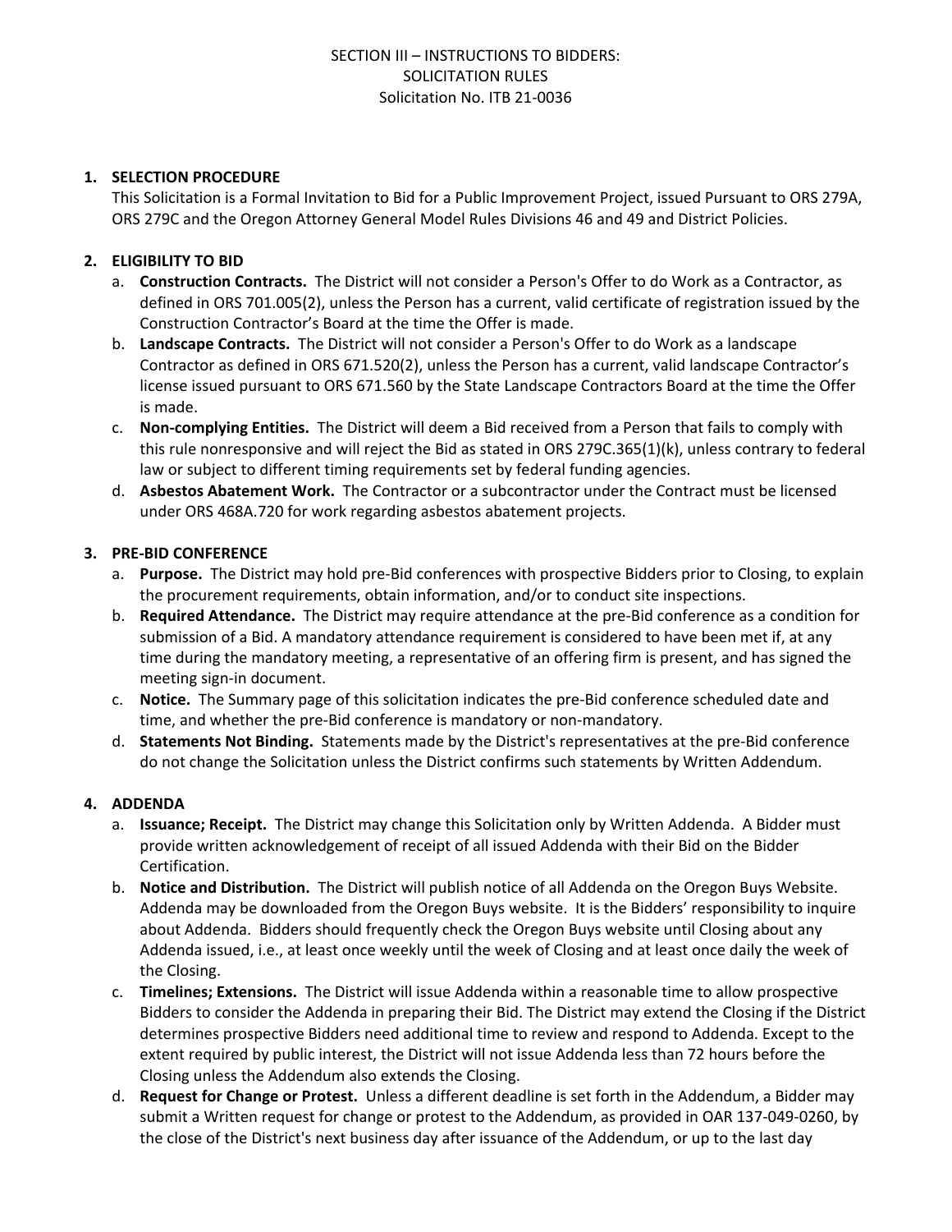SECTION III – INSTRUCTIONS TO BIDDERS:
SOLICITATION RULES
Solicitation No. ITB 21-0036

1. **SELECTION PROCEDURE**
   This Solicitation is a Formal Invitation to Bid for a Public Improvement Project, issued Pursuant to ORS 279A, ORS 279C and the Oregon Attorney General Model Rules Divisions 46 and 49 and District Policies.

2. **ELIGIBILITY TO BID**
   a. **Construction Contracts.** The District will not consider a Person's Offer to do Work as a Contractor, as defined in ORS 701.005(2), unless the Person has a current, valid certificate of registration issued by the Construction Contractor's Board at the time the Offer is made.
   b. **Landscape Contracts.** The District will not consider a Person's Offer to do Work as a landscape Contractor as defined in ORS 671.520(2), unless the Person has a current, valid landscape Contractor's license issued pursuant to ORS 671.560 by the State Landscape Contractors Board at the time the Offer is made.
   c. **Non-complying Entities.** The District will deem a Bid received from a Person that fails to comply with this rule nonresponsive and will reject the Bid as stated in ORS 279C.365(1)(k), unless contrary to federal law or subject to different timing requirements set by federal funding agencies.
   d. **Asbestos Abatement Work.** The Contractor or a subcontractor under the Contract must be licensed under ORS 468A.720 for work regarding asbestos abatement projects.

3. **PRE-BID CONFERENCE**
   a. **Purpose.** The District may hold pre-Bid conferences with prospective Bidders prior to Closing, to explain the procurement requirements, obtain information, and/or to conduct site inspections.
   b. **Required Attendance.** The District may require attendance at the pre-Bid conference as a condition for submission of a Bid. A mandatory attendance requirement is considered to have been met if, at any time during the mandatory meeting, a representative of an offering firm is present, and has signed the meeting sign-in document.
   c. **Notice.** The Summary page of this solicitation indicates the pre-Bid conference scheduled date and time, and whether the pre-Bid conference is mandatory or non-mandatory.
   d. **Statements Not Binding.** Statements made by the District's representatives at the pre-Bid conference do not change the Solicitation unless the District confirms such statements by Written Addendum.

4. **ADDENDA**
   a. **Issuance; Receipt.** The District may change this Solicitation only by Written Addenda. A Bidder must provide written acknowledgement of receipt of all issued Addenda with their Bid on the Bidder Certification.
   b. **Notice and Distribution.** The District will publish notice of all Addenda on the Oregon Buys Website. Addenda may be downloaded from the Oregon Buys website. It is the Bidders' responsibility to inquire about Addenda. Bidders should frequently check the Oregon Buys website until Closing about any Addenda issued, i.e., at least once weekly until the week of Closing and at least once daily the week of the Closing.
   c. **Timelines; Extensions.** The District will issue Addenda within a reasonable time to allow prospective Bidders to consider the Addenda in preparing their Bid. The District may extend the Closing if the District determines prospective Bidders need additional time to review and respond to Addenda. Except to the extent required by public interest, the District will not issue Addenda less than 72 hours before the Closing unless the Addendum also extends the Closing.
   d. **Request for Change or Protest.** Unless a different deadline is set forth in the Addendum, a Bidder may submit a Written request for change or protest to the Addendum, as provided in OAR 137-049-0260, by the close of the District's next business day after issuance of the Addendum, or up to the last day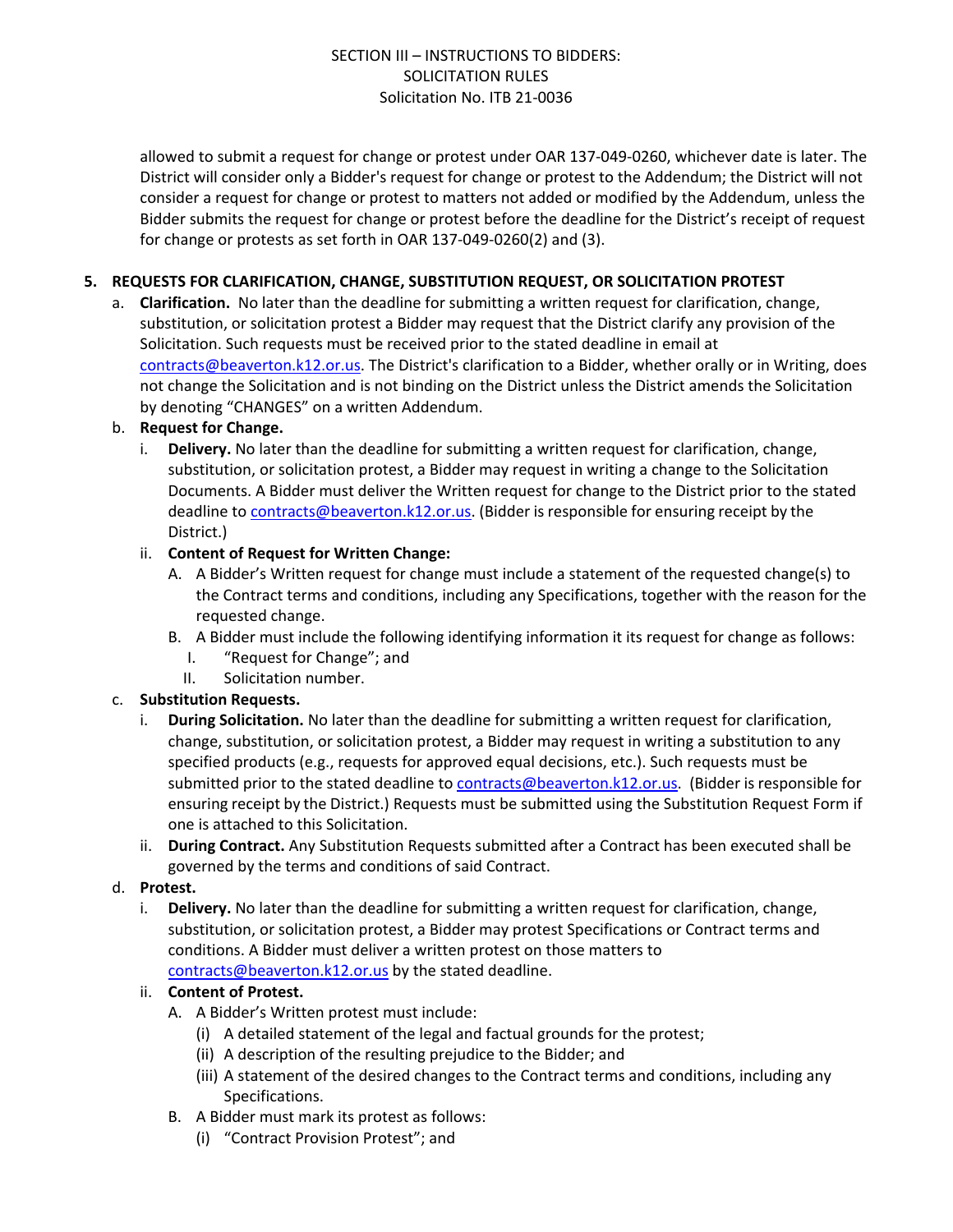allowed to submit a request for change or protest under OAR 137-049-0260, whichever date is later. The District will consider only a Bidder's request for change or protest to the Addendum; the District will not consider a request for change or protest to matters not added or modified by the Addendum, unless the Bidder submits the request for change or protest before the deadline for the District's receipt of request for change or protests as set forth in OAR 137-049-0260(2) and (3).

**5. REQUESTS FOR CLARIFICATION, CHANGE, SUBSTITUTION REQUEST, OR SOLICITATION PROTEST**

a. **Clarification.** No later than the deadline for submitting a written request for clarification, change, substitution, or solicitation protest a Bidder may request that the District clarify any provision of the Solicitation. Such requests must be received prior to the stated deadline in email at contracts@beaverton.k12.or.us. The District's clarification to a Bidder, whether orally or in Writing, does not change the Solicitation and is not binding on the District unless the District amends the Solicitation by denoting "CHANGES" on a written Addendum.

b. **Request for Change.**

   i. **Delivery.** No later than the deadline for submitting a written request for clarification, change, substitution, or solicitation protest, a Bidder may request in writing a change to the Solicitation Documents. A Bidder must deliver the Written request for change to the District prior to the stated deadline to contracts@beaverton.k12.or.us. (Bidder is responsible for ensuring receipt by the District.)

   ii. **Content of Request for Written Change:**

      A. A Bidder's Written request for change must include a statement of the requested change(s) to the Contract terms and conditions, including any Specifications, together with the reason for the requested change.

      B. A Bidder must include the following identifying information it its request for change as follows:

         I. "Request for Change"; and

         II. Solicitation number.

c. **Substitution Requests.**

   i. **During Solicitation.** No later than the deadline for submitting a written request for clarification, change, substitution, or solicitation protest, a Bidder may request in writing a substitution to any specified products (e.g., requests for approved equal decisions, etc.). Such requests must be submitted prior to the stated deadline to contracts@beaverton.k12.or.us. (Bidder is responsible for ensuring receipt by the District.) Requests must be submitted using the Substitution Request Form if one is attached to this Solicitation.

   ii. **During Contract.** Any Substitution Requests submitted after a Contract has been executed shall be governed by the terms and conditions of said Contract.

d. **Protest.**

   i. **Delivery.** No later than the deadline for submitting a written request for clarification, change, substitution, or solicitation protest, a Bidder may protest Specifications or Contract terms and conditions. A Bidder must deliver a written protest on those matters to contracts@beaverton.k12.or.us by the stated deadline.

   ii. **Content of Protest.**

      A. A Bidder's Written protest must include:

         (i) A detailed statement of the legal and factual grounds for the protest;

         (ii) A description of the resulting prejudice to the Bidder; and

         (iii) A statement of the desired changes to the Contract terms and conditions, including any Specifications.

      B. A Bidder must mark its protest as follows:

         (i) "Contract Provision Protest"; and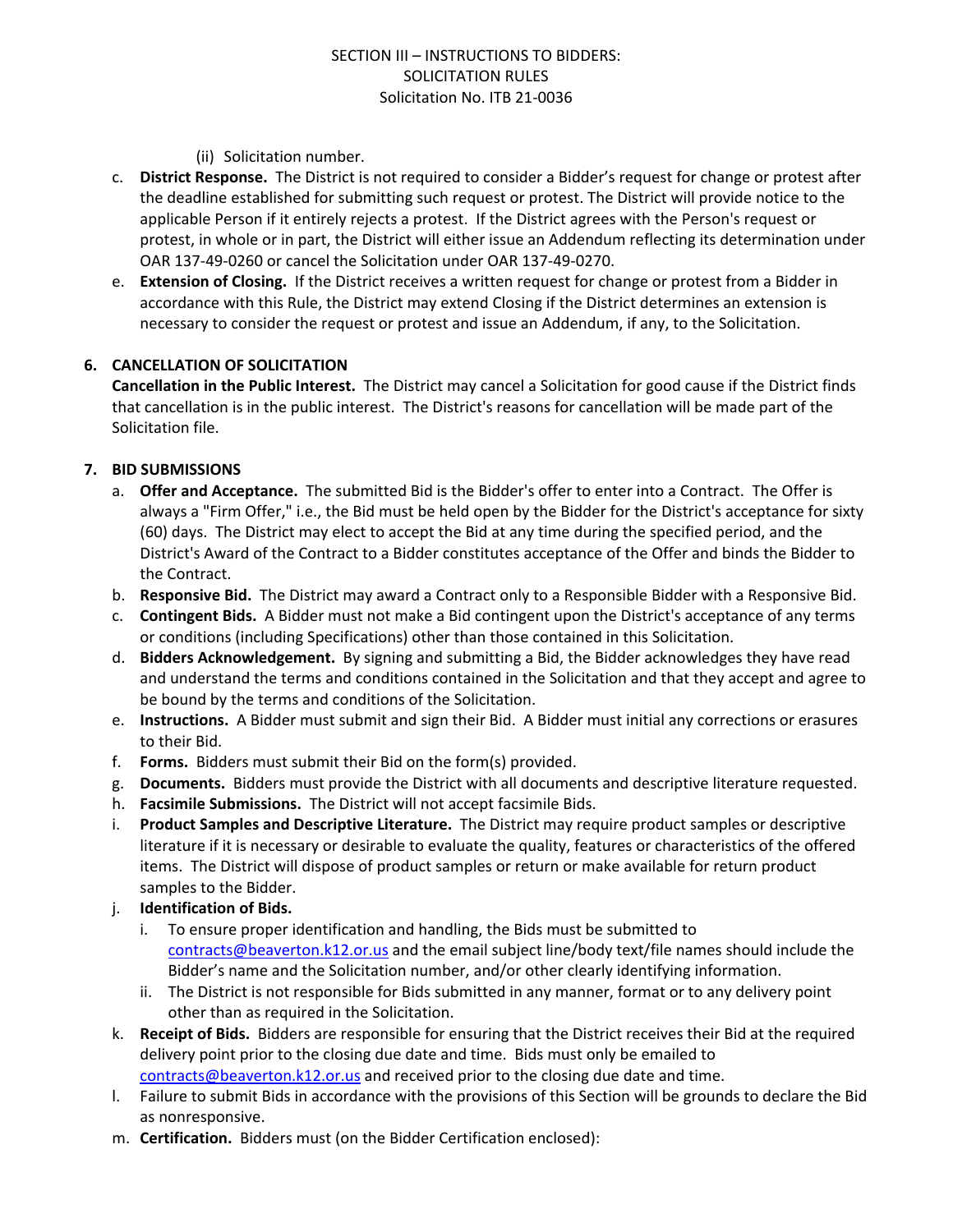(ii) Solicitation number.

c. **District Response.** The District is not required to consider a Bidder's request for change or protest after the deadline established for submitting such request or protest. The District will provide notice to the applicable Person if it entirely rejects a protest. If the District agrees with the Person's request or protest, in whole or in part, the District will either issue an Addendum reflecting its determination under OAR 137-49-0260 or cancel the Solicitation under OAR 137-49-0270.

e. **Extension of Closing.** If the District receives a written request for change or protest from a Bidder in accordance with this Rule, the District may extend Closing if the District determines an extension is necessary to consider the request or protest and issue an Addendum, if any, to the Solicitation.

## 6. CANCELLATION OF SOLICITATION

**Cancellation in the Public Interest.** The District may cancel a Solicitation for good cause if the District finds that cancellation is in the public interest. The District's reasons for cancellation will be made part of the Solicitation file.

## 7. BID SUBMISSIONS

a. **Offer and Acceptance.** The submitted Bid is the Bidder's offer to enter into a Contract. The Offer is always a "Firm Offer," i.e., the Bid must be held open by the Bidder for the District's acceptance for sixty (60) days. The District may elect to accept the Bid at any time during the specified period, and the District's Award of the Contract to a Bidder constitutes acceptance of the Offer and binds the Bidder to the Contract.

b. **Responsive Bid.** The District may award a Contract only to a Responsible Bidder with a Responsive Bid.

c. **Contingent Bids.** A Bidder must not make a Bid contingent upon the District's acceptance of any terms or conditions (including Specifications) other than those contained in this Solicitation.

d. **Bidders Acknowledgement.** By signing and submitting a Bid, the Bidder acknowledges they have read and understand the terms and conditions contained in the Solicitation and that they accept and agree to be bound by the terms and conditions of the Solicitation.

e. **Instructions.** A Bidder must submit and sign their Bid. A Bidder must initial any corrections or erasures to their Bid.

f. **Forms.** Bidders must submit their Bid on the form(s) provided.

g. **Documents.** Bidders must provide the District with all documents and descriptive literature requested.

h. **Facsimile Submissions.** The District will not accept facsimile Bids.

i. **Product Samples and Descriptive Literature.** The District may require product samples or descriptive literature if it is necessary or desirable to evaluate the quality, features or characteristics of the offered items. The District will dispose of product samples or return or make available for return product samples to the Bidder.

j. **Identification of Bids.**

   i. To ensure proper identification and handling, the Bids must be submitted to contracts@beaverton.k12.or.us and the email subject line/body text/file names should include the Bidder's name and the Solicitation number, and/or other clearly identifying information.

   ii. The District is not responsible for Bids submitted in any manner, format or to any delivery point other than as required in the Solicitation.

k. **Receipt of Bids.** Bidders are responsible for ensuring that the District receives their Bid at the required delivery point prior to the closing due date and time. Bids must only be emailed to contracts@beaverton.k12.or.us and received prior to the closing due date and time.

l. Failure to submit Bids in accordance with the provisions of this Section will be grounds to declare the Bid as nonresponsive.

m. **Certification.** Bidders must (on the Bidder Certification enclosed):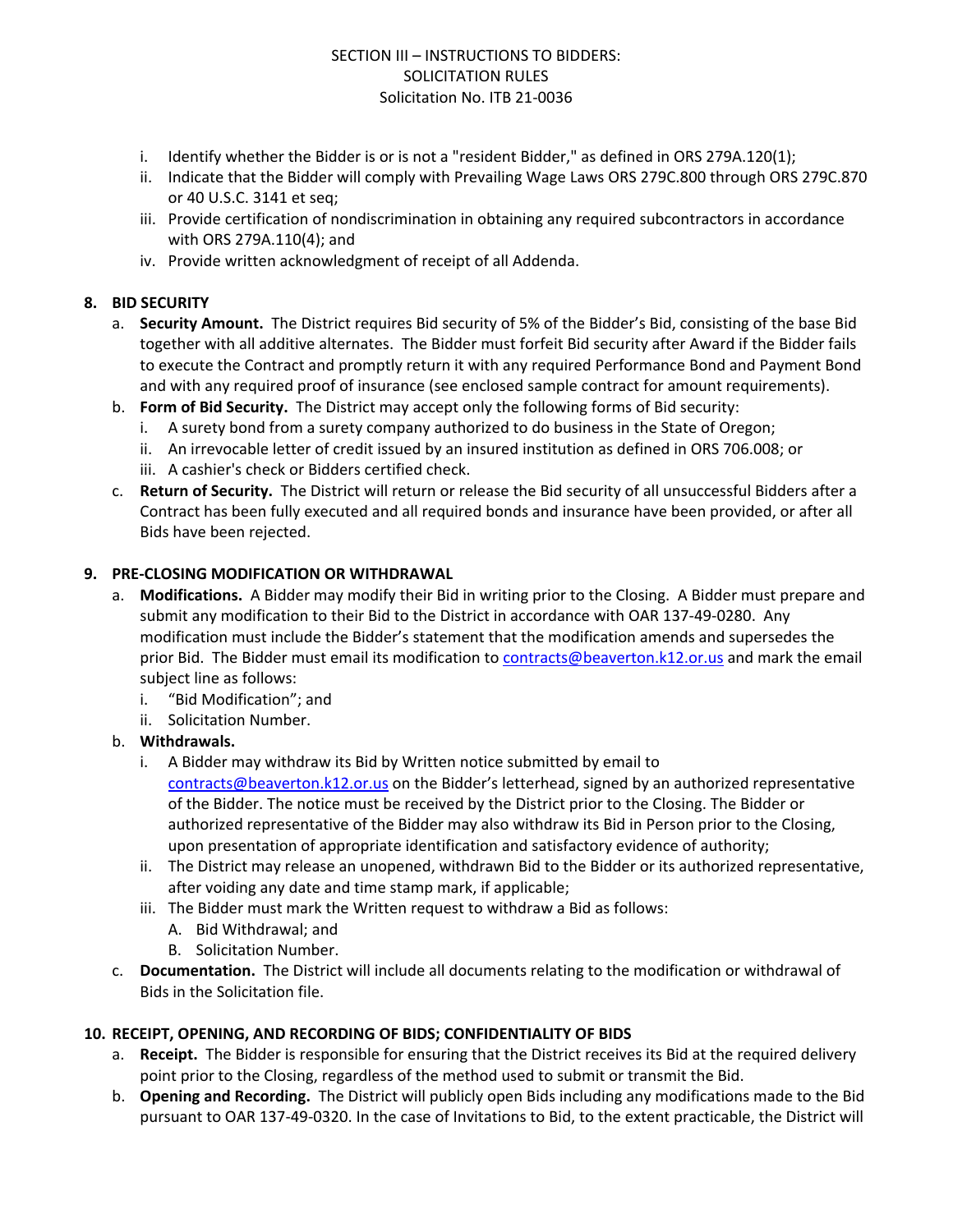i. Identify whether the Bidder is or is not a "resident Bidder," as defined in ORS 279A.120(1);
ii. Indicate that the Bidder will comply with Prevailing Wage Laws ORS 279C.800 through ORS 279C.870 or 40 U.S.C. 3141 et seq;
iii. Provide certification of nondiscrimination in obtaining any required subcontractors in accordance with ORS 279A.110(4); and
iv. Provide written acknowledgment of receipt of all Addenda.

## 8. BID SECURITY

a. **Security Amount.** The District requires Bid security of 5% of the Bidder's Bid, consisting of the base Bid together with all additive alternates. The Bidder must forfeit Bid security after Award if the Bidder fails to execute the Contract and promptly return it with any required Performance Bond and Payment Bond and with any required proof of insurance (see enclosed sample contract for amount requirements).

b. **Form of Bid Security.** The District may accept only the following forms of Bid security:
   i. A surety bond from a surety company authorized to do business in the State of Oregon;
   ii. An irrevocable letter of credit issued by an insured institution as defined in ORS 706.008; or
   iii. A cashier's check or Bidders certified check.

c. **Return of Security.** The District will return or release the Bid security of all unsuccessful Bidders after a Contract has been fully executed and all required bonds and insurance have been provided, or after all Bids have been rejected.

## 9. PRE-CLOSING MODIFICATION OR WITHDRAWAL

a. **Modifications.** A Bidder may modify their Bid in writing prior to the Closing. A Bidder must prepare and submit any modification to their Bid to the District in accordance with OAR 137-49-0280. Any modification must include the Bidder's statement that the modification amends and supersedes the prior Bid. The Bidder must email its modification to contracts@beaverton.k12.or.us and mark the email subject line as follows:
   i. "Bid Modification"; and
   ii. Solicitation Number.

b. **Withdrawals.**
   i. A Bidder may withdraw its Bid by Written notice submitted by email to contracts@beaverton.k12.or.us on the Bidder's letterhead, signed by an authorized representative of the Bidder. The notice must be received by the District prior to the Closing. The Bidder or authorized representative of the Bidder may also withdraw its Bid in Person prior to the Closing, upon presentation of appropriate identification and satisfactory evidence of authority;
   ii. The District may release an unopened, withdrawn Bid to the Bidder or its authorized representative, after voiding any date and time stamp mark, if applicable;
   iii. The Bidder must mark the Written request to withdraw a Bid as follows:
      A. Bid Withdrawal; and
      B. Solicitation Number.

c. **Documentation.** The District will include all documents relating to the modification or withdrawal of Bids in the Solicitation file.

## 10. RECEIPT, OPENING, AND RECORDING OF BIDS; CONFIDENTIALITY OF BIDS

a. **Receipt.** The Bidder is responsible for ensuring that the District receives its Bid at the required delivery point prior to the Closing, regardless of the method used to submit or transmit the Bid.

b. **Opening and Recording.** The District will publicly open Bids including any modifications made to the Bid pursuant to OAR 137-49-0320. In the case of Invitations to Bid, to the extent practicable, the District will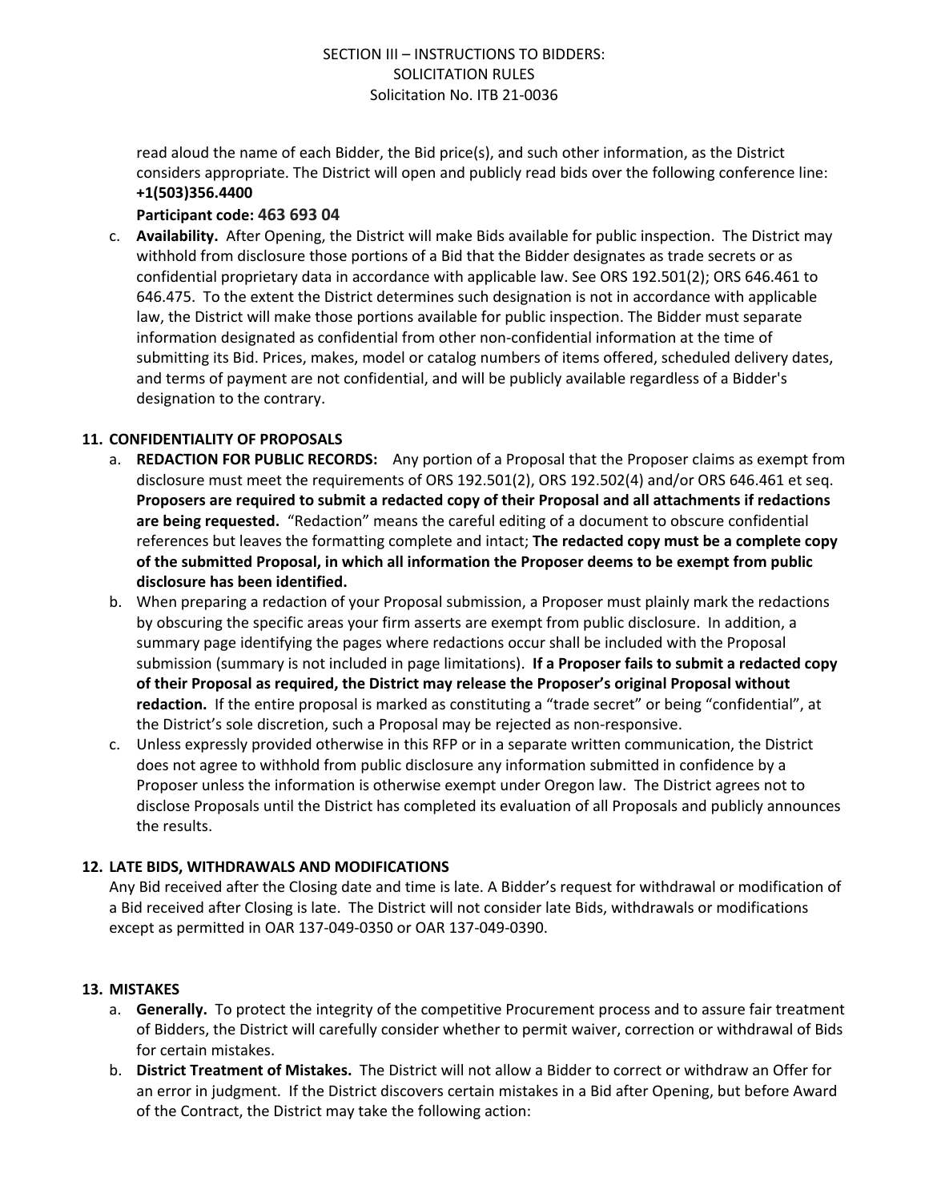read aloud the name of each Bidder, the Bid price(s), and such other information, as the District considers appropriate. The District will open and publicly read bids over the following conference line: **+1(503)356.4400**

**Participant code: 463 693 04**

c. **Availability.** After Opening, the District will make Bids available for public inspection. The District may withhold from disclosure those portions of a Bid that the Bidder designates as trade secrets or as confidential proprietary data in accordance with applicable law. See ORS 192.501(2); ORS 646.461 to 646.475. To the extent the District determines such designation is not in accordance with applicable law, the District will make those portions available for public inspection. The Bidder must separate information designated as confidential from other non-confidential information at the time of submitting its Bid. Prices, makes, model or catalog numbers of items offered, scheduled delivery dates, and terms of payment are not confidential, and will be publicly available regardless of a Bidder's designation to the contrary.

**11. CONFIDENTIALITY OF PROPOSALS**

a. **REDACTION FOR PUBLIC RECORDS:** Any portion of a Proposal that the Proposer claims as exempt from disclosure must meet the requirements of ORS 192.501(2), ORS 192.502(4) and/or ORS 646.461 et seq. **Proposers are required to submit a redacted copy of their Proposal and all attachments if redactions are being requested.** "Redaction" means the careful editing of a document to obscure confidential references but leaves the formatting complete and intact; **The redacted copy must be a complete copy of the submitted Proposal, in which all information the Proposer deems to be exempt from public disclosure has been identified.**

b. When preparing a redaction of your Proposal submission, a Proposer must plainly mark the redactions by obscuring the specific areas your firm asserts are exempt from public disclosure. In addition, a summary page identifying the pages where redactions occur shall be included with the Proposal submission (summary is not included in page limitations). **If a Proposer fails to submit a redacted copy of their Proposal as required, the District may release the Proposer's original Proposal without redaction.** If the entire proposal is marked as constituting a "trade secret" or being "confidential", at the District's sole discretion, such a Proposal may be rejected as non-responsive.

c. Unless expressly provided otherwise in this RFP or in a separate written communication, the District does not agree to withhold from public disclosure any information submitted in confidence by a Proposer unless the information is otherwise exempt under Oregon law. The District agrees not to disclose Proposals until the District has completed its evaluation of all Proposals and publicly announces the results.

**12. LATE BIDS, WITHDRAWALS AND MODIFICATIONS**

Any Bid received after the Closing date and time is late. A Bidder's request for withdrawal or modification of a Bid received after Closing is late. The District will not consider late Bids, withdrawals or modifications except as permitted in OAR 137-049-0350 or OAR 137-049-0390.

**13. MISTAKES**

a. **Generally.** To protect the integrity of the competitive Procurement process and to assure fair treatment of Bidders, the District will carefully consider whether to permit waiver, correction or withdrawal of Bids for certain mistakes.

b. **District Treatment of Mistakes.** The District will not allow a Bidder to correct or withdraw an Offer for an error in judgment. If the District discovers certain mistakes in a Bid after Opening, but before Award of the Contract, the District may take the following action: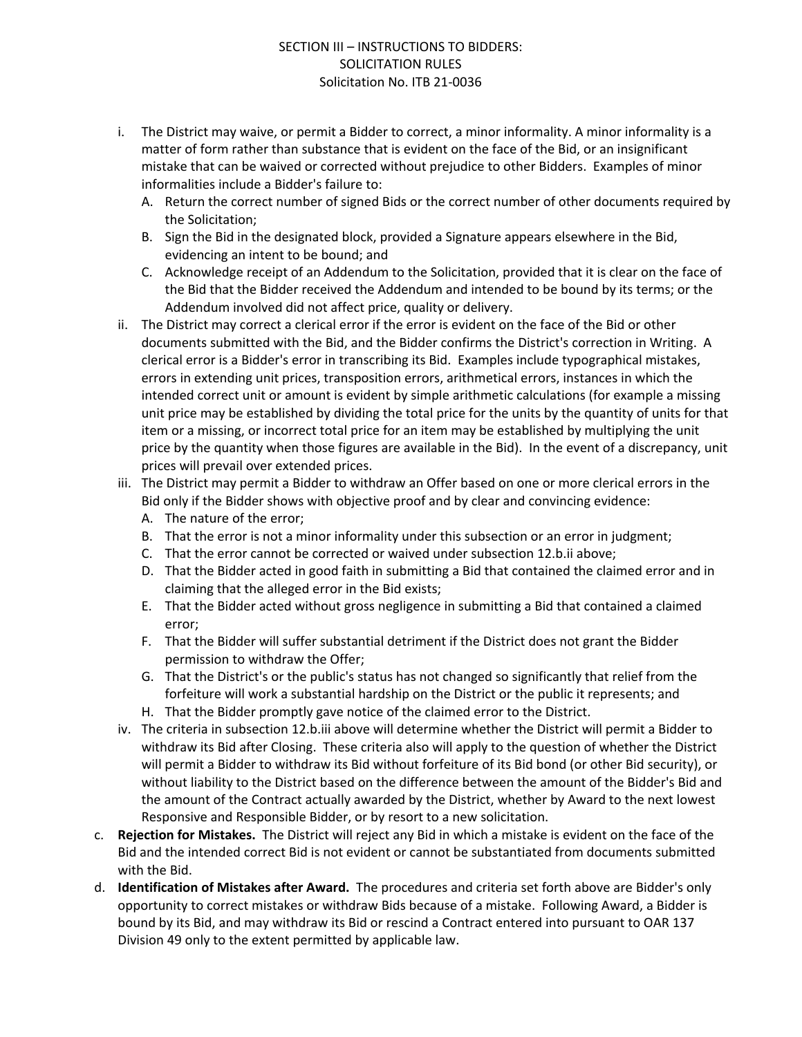i. The District may waive, or permit a Bidder to correct, a minor informality. A minor informality is a matter of form rather than substance that is evident on the face of the Bid, or an insignificant mistake that can be waived or corrected without prejudice to other Bidders. Examples of minor informalities include a Bidder's failure to:
   A. Return the correct number of signed Bids or the correct number of other documents required by the Solicitation;
   B. Sign the Bid in the designated block, provided a Signature appears elsewhere in the Bid, evidencing an intent to be bound; and
   C. Acknowledge receipt of an Addendum to the Solicitation, provided that it is clear on the face of the Bid that the Bidder received the Addendum and intended to be bound by its terms; or the Addendum involved did not affect price, quality or delivery.

ii. The District may correct a clerical error if the error is evident on the face of the Bid or other documents submitted with the Bid, and the Bidder confirms the District's correction in Writing. A clerical error is a Bidder's error in transcribing its Bid. Examples include typographical mistakes, errors in extending unit prices, transposition errors, arithmetical errors, instances in which the intended correct unit or amount is evident by simple arithmetic calculations (for example a missing unit price may be established by dividing the total price for the units by the quantity of units for that item or a missing, or incorrect total price for an item may be established by multiplying the unit price by the quantity when those figures are available in the Bid). In the event of a discrepancy, unit prices will prevail over extended prices.

iii. The District may permit a Bidder to withdraw an Offer based on one or more clerical errors in the Bid only if the Bidder shows with objective proof and by clear and convincing evidence:
   A. The nature of the error;
   B. That the error is not a minor informality under this subsection or an error in judgment;
   C. That the error cannot be corrected or waived under subsection 12.b.ii above;
   D. That the Bidder acted in good faith in submitting a Bid that contained the claimed error and in claiming that the alleged error in the Bid exists;
   E. That the Bidder acted without gross negligence in submitting a Bid that contained a claimed error;
   F. That the Bidder will suffer substantial detriment if the District does not grant the Bidder permission to withdraw the Offer;
   G. That the District's or the public's status has not changed so significantly that relief from the forfeiture will work a substantial hardship on the District or the public it represents; and
   H. That the Bidder promptly gave notice of the claimed error to the District.

iv. The criteria in subsection 12.b.iii above will determine whether the District will permit a Bidder to withdraw its Bid after Closing. These criteria also will apply to the question of whether the District will permit a Bidder to withdraw its Bid without forfeiture of its Bid bond (or other Bid security), or without liability to the District based on the difference between the amount of the Bidder's Bid and the amount of the Contract actually awarded by the District, whether by Award to the next lowest Responsive and Responsible Bidder, or by resort to a new solicitation.

c. **Rejection for Mistakes.** The District will reject any Bid in which a mistake is evident on the face of the Bid and the intended correct Bid is not evident or cannot be substantiated from documents submitted with the Bid.

d. **Identification of Mistakes after Award.** The procedures and criteria set forth above are Bidder's only opportunity to correct mistakes or withdraw Bids because of a mistake. Following Award, a Bidder is bound by its Bid, and may withdraw its Bid or rescind a Contract entered into pursuant to OAR 137 Division 49 only to the extent permitted by applicable law.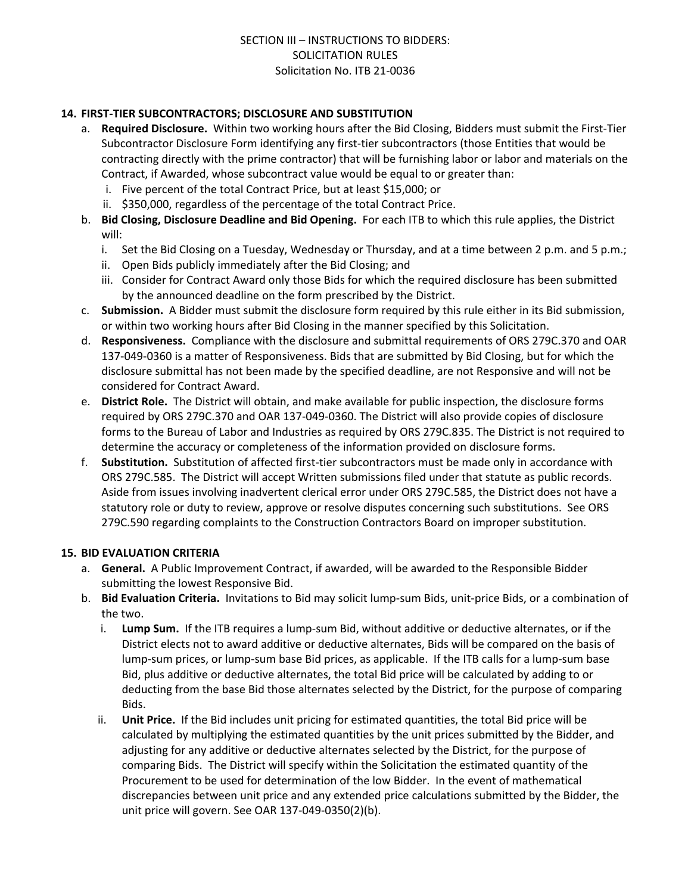SECTION III – INSTRUCTIONS TO BIDDERS:
SOLICITATION RULES
Solicitation No. ITB 21-0036

## 14. FIRST-TIER SUBCONTRACTORS; DISCLOSURE AND SUBSTITUTION

a. **Required Disclosure.** Within two working hours after the Bid Closing, Bidders must submit the First-Tier Subcontractor Disclosure Form identifying any first-tier subcontractors (those Entities that would be contracting directly with the prime contractor) that will be furnishing labor or labor and materials on the Contract, if Awarded, whose subcontract value would be equal to or greater than:
   i. Five percent of the total Contract Price, but at least $15,000; or
   ii. $350,000, regardless of the percentage of the total Contract Price.

b. **Bid Closing, Disclosure Deadline and Bid Opening.** For each ITB to which this rule applies, the District will:
   i. Set the Bid Closing on a Tuesday, Wednesday or Thursday, and at a time between 2 p.m. and 5 p.m.;
   ii. Open Bids publicly immediately after the Bid Closing; and
   iii. Consider for Contract Award only those Bids for which the required disclosure has been submitted by the announced deadline on the form prescribed by the District.

c. **Submission.** A Bidder must submit the disclosure form required by this rule either in its Bid submission, or within two working hours after Bid Closing in the manner specified by this Solicitation.

d. **Responsiveness.** Compliance with the disclosure and submittal requirements of ORS 279C.370 and OAR 137-049-0360 is a matter of Responsiveness. Bids that are submitted by Bid Closing, but for which the disclosure submittal has not been made by the specified deadline, are not Responsive and will not be considered for Contract Award.

e. **District Role.** The District will obtain, and make available for public inspection, the disclosure forms required by ORS 279C.370 and OAR 137-049-0360. The District will also provide copies of disclosure forms to the Bureau of Labor and Industries as required by ORS 279C.835. The District is not required to determine the accuracy or completeness of the information provided on disclosure forms.

f. **Substitution.** Substitution of affected first-tier subcontractors must be made only in accordance with ORS 279C.585. The District will accept Written submissions filed under that statute as public records. Aside from issues involving inadvertent clerical error under ORS 279C.585, the District does not have a statutory role or duty to review, approve or resolve disputes concerning such substitutions. See ORS 279C.590 regarding complaints to the Construction Contractors Board on improper substitution.

## 15. BID EVALUATION CRITERIA

a. **General.** A Public Improvement Contract, if awarded, will be awarded to the Responsible Bidder submitting the lowest Responsive Bid.

b. **Bid Evaluation Criteria.** Invitations to Bid may solicit lump-sum Bids, unit-price Bids, or a combination of the two.
   i. **Lump Sum.** If the ITB requires a lump-sum Bid, without additive or deductive alternates, or if the District elects not to award additive or deductive alternates, Bids will be compared on the basis of lump-sum prices, or lump-sum base Bid prices, as applicable. If the ITB calls for a lump-sum base Bid, plus additive or deductive alternates, the total Bid price will be calculated by adding to or deducting from the base Bid those alternates selected by the District, for the purpose of comparing Bids.
   ii. **Unit Price.** If the Bid includes unit pricing for estimated quantities, the total Bid price will be calculated by multiplying the estimated quantities by the unit prices submitted by the Bidder, and adjusting for any additive or deductive alternates selected by the District, for the purpose of comparing Bids. The District will specify within the Solicitation the estimated quantity of the Procurement to be used for determination of the low Bidder. In the event of mathematical discrepancies between unit price and any extended price calculations submitted by the Bidder, the unit price will govern. See OAR 137-049-0350(2)(b).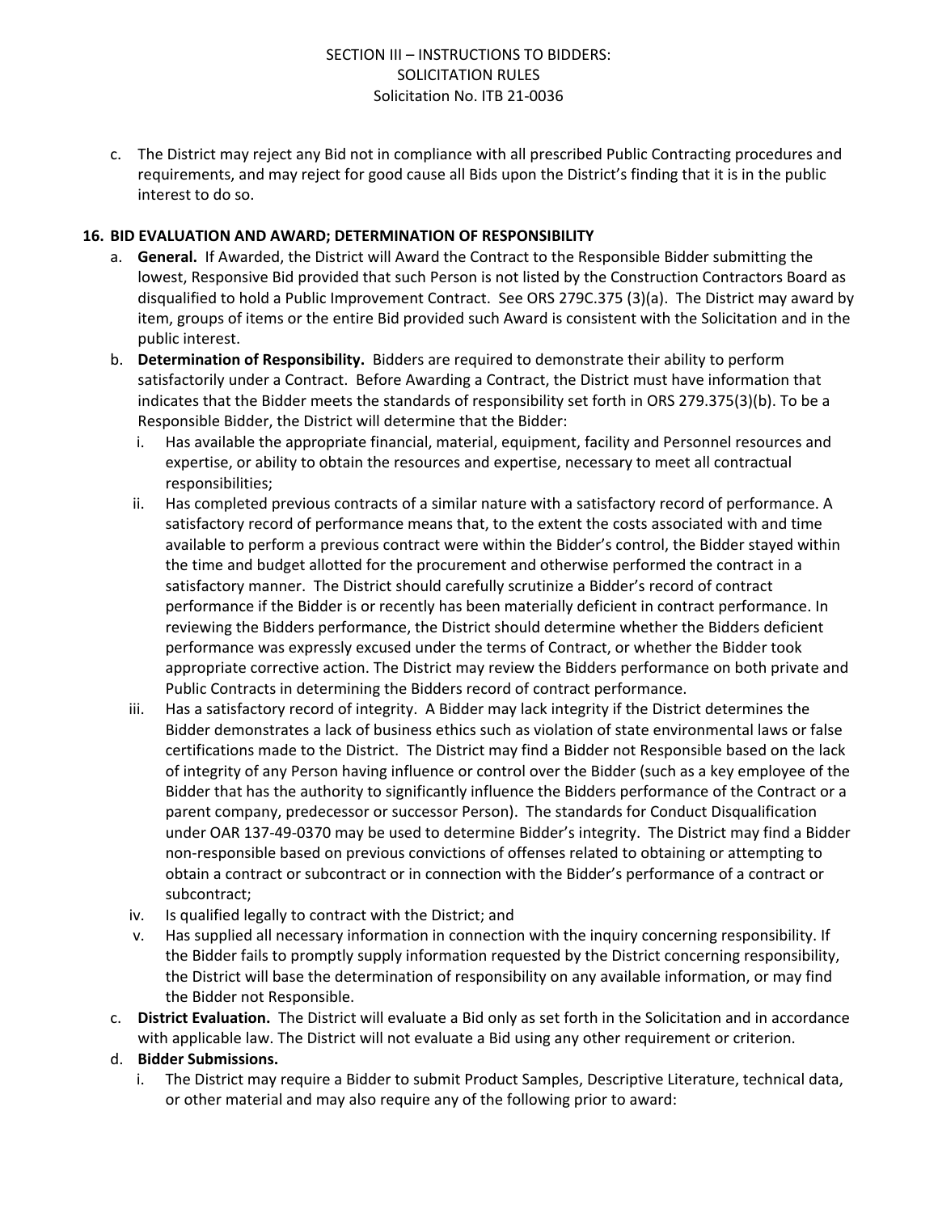c. The District may reject any Bid not in compliance with all prescribed Public Contracting procedures and requirements, and may reject for good cause all Bids upon the District's finding that it is in the public interest to do so.

**16. BID EVALUATION AND AWARD; DETERMINATION OF RESPONSIBILITY**

a. **General.** If Awarded, the District will Award the Contract to the Responsible Bidder submitting the lowest, Responsive Bid provided that such Person is not listed by the Construction Contractors Board as disqualified to hold a Public Improvement Contract. See ORS 279C.375 (3)(a). The District may award by item, groups of items or the entire Bid provided such Award is consistent with the Solicitation and in the public interest.

b. **Determination of Responsibility.** Bidders are required to demonstrate their ability to perform satisfactorily under a Contract. Before Awarding a Contract, the District must have information that indicates that the Bidder meets the standards of responsibility set forth in ORS 279.375(3)(b). To be a Responsible Bidder, the District will determine that the Bidder:

   i. Has available the appropriate financial, material, equipment, facility and Personnel resources and expertise, or ability to obtain the resources and expertise, necessary to meet all contractual responsibilities;

   ii. Has completed previous contracts of a similar nature with a satisfactory record of performance. A satisfactory record of performance means that, to the extent the costs associated with and time available to perform a previous contract were within the Bidder's control, the Bidder stayed within the time and budget allotted for the procurement and otherwise performed the contract in a satisfactory manner. The District should carefully scrutinize a Bidder's record of contract performance if the Bidder is or recently has been materially deficient in contract performance. In reviewing the Bidders performance, the District should determine whether the Bidders deficient performance was expressly excused under the terms of Contract, or whether the Bidder took appropriate corrective action. The District may review the Bidders performance on both private and Public Contracts in determining the Bidders record of contract performance.

   iii. Has a satisfactory record of integrity. A Bidder may lack integrity if the District determines the Bidder demonstrates a lack of business ethics such as violation of state environmental laws or false certifications made to the District. The District may find a Bidder not Responsible based on the lack of integrity of any Person having influence or control over the Bidder (such as a key employee of the Bidder that has the authority to significantly influence the Bidders performance of the Contract or a parent company, predecessor or successor Person). The standards for Conduct Disqualification under OAR 137-49-0370 may be used to determine Bidder's integrity. The District may find a Bidder non-responsible based on previous convictions of offenses related to obtaining or attempting to obtain a contract or subcontract or in connection with the Bidder's performance of a contract or subcontract;

   iv. Is qualified legally to contract with the District; and

   v. Has supplied all necessary information in connection with the inquiry concerning responsibility. If the Bidder fails to promptly supply information requested by the District concerning responsibility, the District will base the determination of responsibility on any available information, or may find the Bidder not Responsible.

c. **District Evaluation.** The District will evaluate a Bid only as set forth in the Solicitation and in accordance with applicable law. The District will not evaluate a Bid using any other requirement or criterion.

d. **Bidder Submissions.**

   i. The District may require a Bidder to submit Product Samples, Descriptive Literature, technical data, or other material and may also require any of the following prior to award: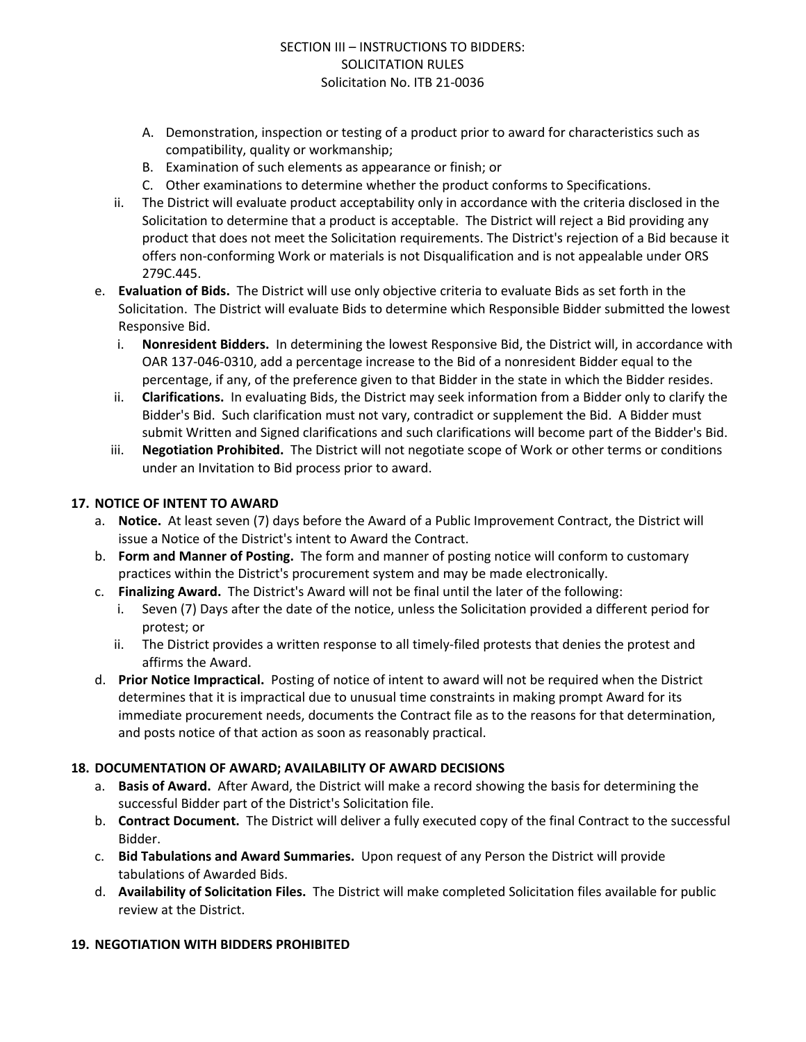A. Demonstration, inspection or testing of a product prior to award for characteristics such as compatibility, quality or workmanship;
B. Examination of such elements as appearance or finish; or
C. Other examinations to determine whether the product conforms to Specifications.

ii. The District will evaluate product acceptability only in accordance with the criteria disclosed in the Solicitation to determine that a product is acceptable. The District will reject a Bid providing any product that does not meet the Solicitation requirements. The District's rejection of a Bid because it offers non-conforming Work or materials is not Disqualification and is not appealable under ORS 279C.445.

e. **Evaluation of Bids.** The District will use only objective criteria to evaluate Bids as set forth in the Solicitation. The District will evaluate Bids to determine which Responsible Bidder submitted the lowest Responsive Bid.

i. **Nonresident Bidders.** In determining the lowest Responsive Bid, the District will, in accordance with OAR 137-046-0310, add a percentage increase to the Bid of a nonresident Bidder equal to the percentage, if any, of the preference given to that Bidder in the state in which the Bidder resides.

ii. **Clarifications.** In evaluating Bids, the District may seek information from a Bidder only to clarify the Bidder's Bid. Such clarification must not vary, contradict or supplement the Bid. A Bidder must submit Written and Signed clarifications and such clarifications will become part of the Bidder's Bid.

iii. **Negotiation Prohibited.** The District will not negotiate scope of Work or other terms or conditions under an Invitation to Bid process prior to award.

## 17. NOTICE OF INTENT TO AWARD

a. **Notice.** At least seven (7) days before the Award of a Public Improvement Contract, the District will issue a Notice of the District's intent to Award the Contract.

b. **Form and Manner of Posting.** The form and manner of posting notice will conform to customary practices within the District's procurement system and may be made electronically.

c. **Finalizing Award.** The District's Award will not be final until the later of the following:

i. Seven (7) Days after the date of the notice, unless the Solicitation provided a different period for protest; or

ii. The District provides a written response to all timely-filed protests that denies the protest and affirms the Award.

d. **Prior Notice Impractical.** Posting of notice of intent to award will not be required when the District determines that it is impractical due to unusual time constraints in making prompt Award for its immediate procurement needs, documents the Contract file as to the reasons for that determination, and posts notice of that action as soon as reasonably practical.

## 18. DOCUMENTATION OF AWARD; AVAILABILITY OF AWARD DECISIONS

a. **Basis of Award.** After Award, the District will make a record showing the basis for determining the successful Bidder part of the District's Solicitation file.

b. **Contract Document.** The District will deliver a fully executed copy of the final Contract to the successful Bidder.

c. **Bid Tabulations and Award Summaries.** Upon request of any Person the District will provide tabulations of Awarded Bids.

d. **Availability of Solicitation Files.** The District will make completed Solicitation files available for public review at the District.

## 19. NEGOTIATION WITH BIDDERS PROHIBITED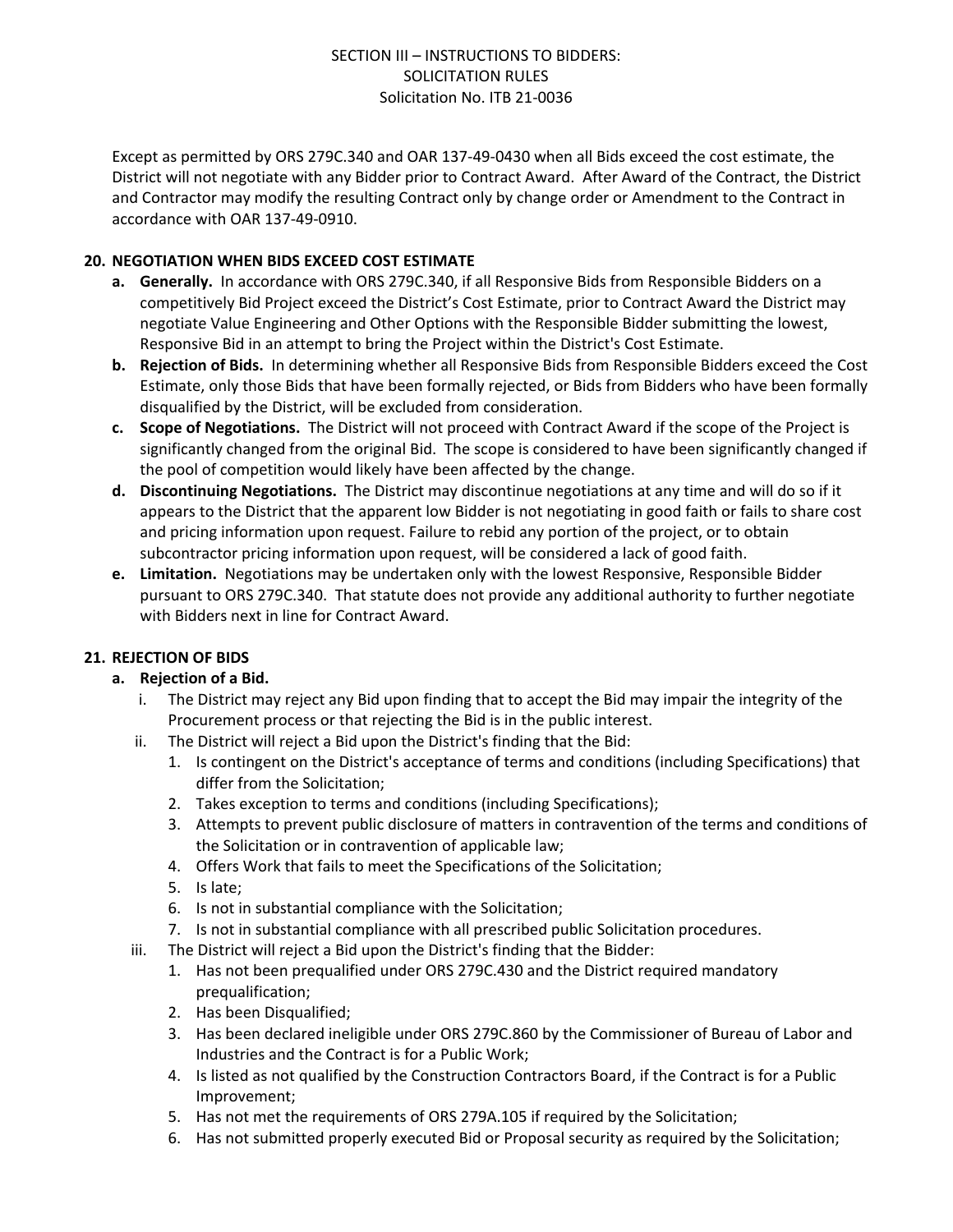Except as permitted by ORS 279C.340 and OAR 137-49-0430 when all Bids exceed the cost estimate, the District will not negotiate with any Bidder prior to Contract Award. After Award of the Contract, the District and Contractor may modify the resulting Contract only by change order or Amendment to the Contract in accordance with OAR 137-49-0910.

## 20. NEGOTIATION WHEN BIDS EXCEED COST ESTIMATE

a. **Generally.** In accordance with ORS 279C.340, if all Responsive Bids from Responsible Bidders on a competitively Bid Project exceed the District's Cost Estimate, prior to Contract Award the District may negotiate Value Engineering and Other Options with the Responsible Bidder submitting the lowest, Responsive Bid in an attempt to bring the Project within the District's Cost Estimate.

b. **Rejection of Bids.** In determining whether all Responsive Bids from Responsible Bidders exceed the Cost Estimate, only those Bids that have been formally rejected, or Bids from Bidders who have been formally disqualified by the District, will be excluded from consideration.

c. **Scope of Negotiations.** The District will not proceed with Contract Award if the scope of the Project is significantly changed from the original Bid. The scope is considered to have been significantly changed if the pool of competition would likely have been affected by the change.

d. **Discontinuing Negotiations.** The District may discontinue negotiations at any time and will do so if it appears to the District that the apparent low Bidder is not negotiating in good faith or fails to share cost and pricing information upon request. Failure to rebid any portion of the project, or to obtain subcontractor pricing information upon request, will be considered a lack of good faith.

e. **Limitation.** Negotiations may be undertaken only with the lowest Responsive, Responsible Bidder pursuant to ORS 279C.340. That statute does not provide any additional authority to further negotiate with Bidders next in line for Contract Award.

## 21. REJECTION OF BIDS

a. **Rejection of a Bid.**

   i. The District may reject any Bid upon finding that to accept the Bid may impair the integrity of the Procurement process or that rejecting the Bid is in the public interest.

   ii. The District will reject a Bid upon the District's finding that the Bid:
      1. Is contingent on the District's acceptance of terms and conditions (including Specifications) that differ from the Solicitation;
      2. Takes exception to terms and conditions (including Specifications);
      3. Attempts to prevent public disclosure of matters in contravention of the terms and conditions of the Solicitation or in contravention of applicable law;
      4. Offers Work that fails to meet the Specifications of the Solicitation;
      5. Is late;
      6. Is not in substantial compliance with the Solicitation;
      7. Is not in substantial compliance with all prescribed public Solicitation procedures.

   iii. The District will reject a Bid upon the District's finding that the Bidder:
      1. Has not been prequalified under ORS 279C.430 and the District required mandatory prequalification;
      2. Has been Disqualified;
      3. Has been declared ineligible under ORS 279C.860 by the Commissioner of Bureau of Labor and Industries and the Contract is for a Public Work;
      4. Is listed as not qualified by the Construction Contractors Board, if the Contract is for a Public Improvement;
      5. Has not met the requirements of ORS 279A.105 if required by the Solicitation;
      6. Has not submitted properly executed Bid or Proposal security as required by the Solicitation;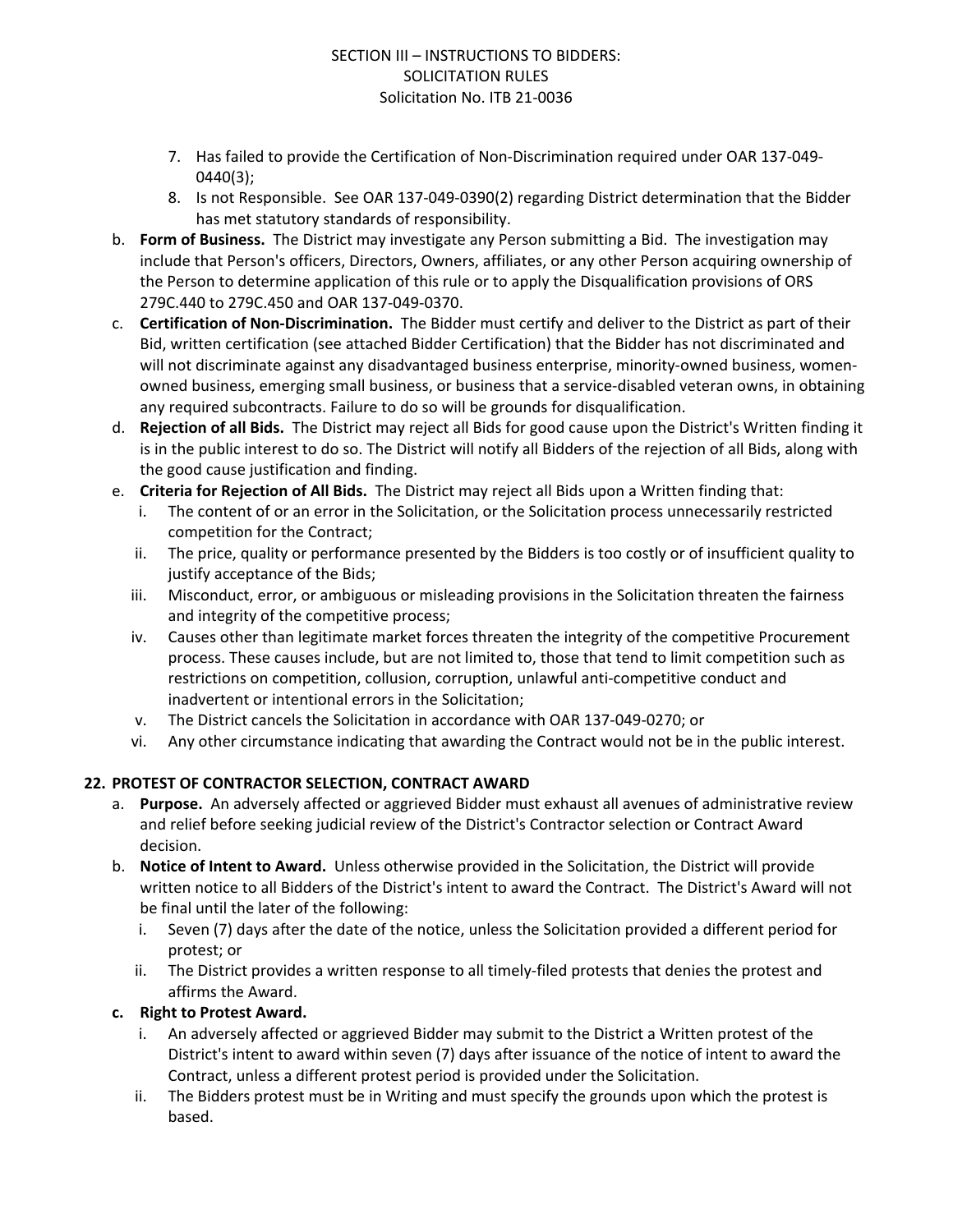7. Has failed to provide the Certification of Non-Discrimination required under OAR 137-049-0440(3);
8. Is not Responsible. See OAR 137-049-0390(2) regarding District determination that the Bidder has met statutory standards of responsibility.

b. **Form of Business.** The District may investigate any Person submitting a Bid. The investigation may include that Person's officers, Directors, Owners, affiliates, or any other Person acquiring ownership of the Person to determine application of this rule or to apply the Disqualification provisions of ORS 279C.440 to 279C.450 and OAR 137-049-0370.

c. **Certification of Non-Discrimination.** The Bidder must certify and deliver to the District as part of their Bid, written certification (see attached Bidder Certification) that the Bidder has not discriminated and will not discriminate against any disadvantaged business enterprise, minority-owned business, women-owned business, emerging small business, or business that a service-disabled veteran owns, in obtaining any required subcontracts. Failure to do so will be grounds for disqualification.

d. **Rejection of all Bids.** The District may reject all Bids for good cause upon the District's Written finding it is in the public interest to do so. The District will notify all Bidders of the rejection of all Bids, along with the good cause justification and finding.

e. **Criteria for Rejection of All Bids.** The District may reject all Bids upon a Written finding that:
   i. The content of or an error in the Solicitation, or the Solicitation process unnecessarily restricted competition for the Contract;
   ii. The price, quality or performance presented by the Bidders is too costly or of insufficient quality to justify acceptance of the Bids;
   iii. Misconduct, error, or ambiguous or misleading provisions in the Solicitation threaten the fairness and integrity of the competitive process;
   iv. Causes other than legitimate market forces threaten the integrity of the competitive Procurement process. These causes include, but are not limited to, those that tend to limit competition such as restrictions on competition, collusion, corruption, unlawful anti-competitive conduct and inadvertent or intentional errors in the Solicitation;
   v. The District cancels the Solicitation in accordance with OAR 137-049-0270; or
   vi. Any other circumstance indicating that awarding the Contract would not be in the public interest.

## 22. PROTEST OF CONTRACTOR SELECTION, CONTRACT AWARD

a. **Purpose.** An adversely affected or aggrieved Bidder must exhaust all avenues of administrative review and relief before seeking judicial review of the District's Contractor selection or Contract Award decision.

b. **Notice of Intent to Award.** Unless otherwise provided in the Solicitation, the District will provide written notice to all Bidders of the District's intent to award the Contract. The District's Award will not be final until the later of the following:
   i. Seven (7) days after the date of the notice, unless the Solicitation provided a different period for protest; or
   ii. The District provides a written response to all timely-filed protests that denies the protest and affirms the Award.

c. **Right to Protest Award.**
   i. An adversely affected or aggrieved Bidder may submit to the District a Written protest of the District's intent to award within seven (7) days after issuance of the notice of intent to award the Contract, unless a different protest period is provided under the Solicitation.
   ii. The Bidders protest must be in Writing and must specify the grounds upon which the protest is based.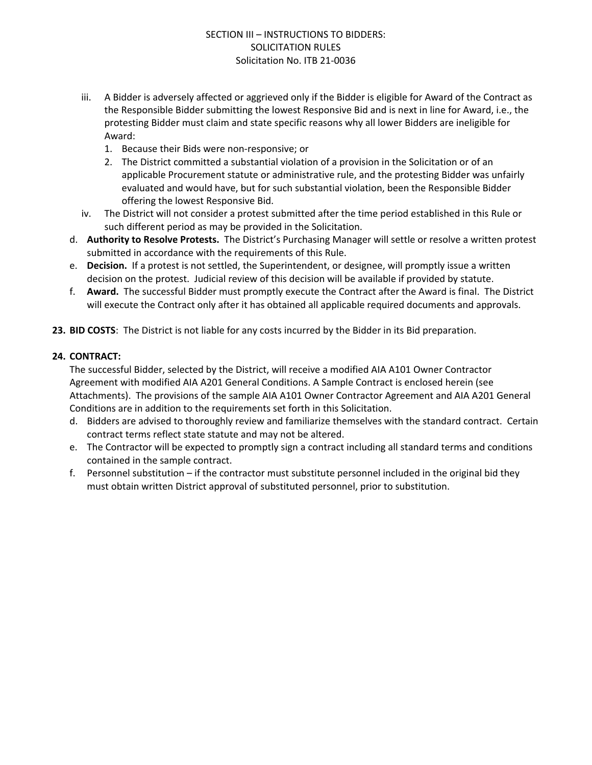iii. A Bidder is adversely affected or aggrieved only if the Bidder is eligible for Award of the Contract as the Responsible Bidder submitting the lowest Responsive Bid and is next in line for Award, i.e., the protesting Bidder must claim and state specific reasons why all lower Bidders are ineligible for Award:
   1. Because their Bids were non-responsive; or
   2. The District committed a substantial violation of a provision in the Solicitation or of an applicable Procurement statute or administrative rule, and the protesting Bidder was unfairly evaluated and would have, but for such substantial violation, been the Responsible Bidder offering the lowest Responsive Bid.

iv. The District will not consider a protest submitted after the time period established in this Rule or such different period as may be provided in the Solicitation.

d. **Authority to Resolve Protests.** The District's Purchasing Manager will settle or resolve a written protest submitted in accordance with the requirements of this Rule.

e. **Decision.** If a protest is not settled, the Superintendent, or designee, will promptly issue a written decision on the protest. Judicial review of this decision will be available if provided by statute.

f. **Award.** The successful Bidder must promptly execute the Contract after the Award is final. The District will execute the Contract only after it has obtained all applicable required documents and approvals.

**23. BID COSTS**: The District is not liable for any costs incurred by the Bidder in its Bid preparation.

**24. CONTRACT:**

The successful Bidder, selected by the District, will receive a modified AIA A101 Owner Contractor Agreement with modified AIA A201 General Conditions. A Sample Contract is enclosed herein (see Attachments). The provisions of the sample AIA A101 Owner Contractor Agreement and AIA A201 General Conditions are in addition to the requirements set forth in this Solicitation.

d. Bidders are advised to thoroughly review and familiarize themselves with the standard contract. Certain contract terms reflect state statute and may not be altered.

e. The Contractor will be expected to promptly sign a contract including all standard terms and conditions contained in the sample contract.

f. Personnel substitution – if the contractor must substitute personnel included in the original bid they must obtain written District approval of substituted personnel, prior to substitution.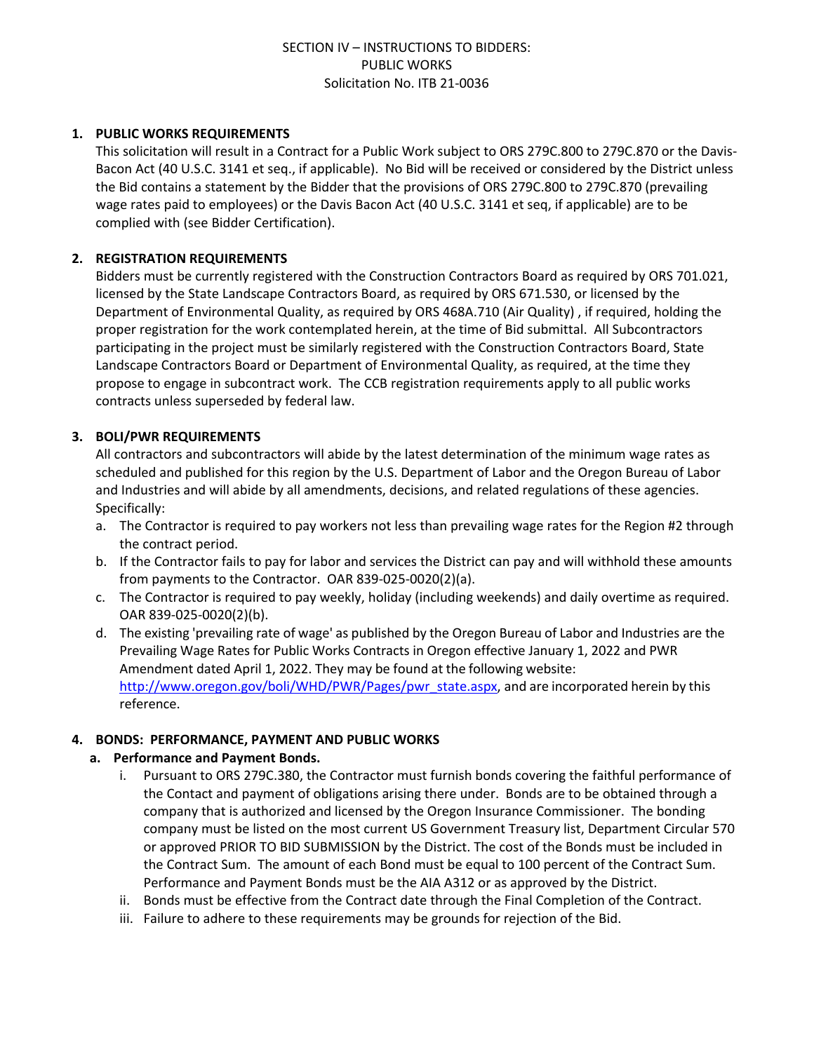SECTION IV – INSTRUCTIONS TO BIDDERS:
PUBLIC WORKS
Solicitation No. ITB 21-0036

**1. PUBLIC WORKS REQUIREMENTS**

This solicitation will result in a Contract for a Public Work subject to ORS 279C.800 to 279C.870 or the Davis-Bacon Act (40 U.S.C. 3141 et seq., if applicable). No Bid will be received or considered by the District unless the Bid contains a statement by the Bidder that the provisions of ORS 279C.800 to 279C.870 (prevailing wage rates paid to employees) or the Davis Bacon Act (40 U.S.C. 3141 et seq, if applicable) are to be complied with (see Bidder Certification).

**2. REGISTRATION REQUIREMENTS**

Bidders must be currently registered with the Construction Contractors Board as required by ORS 701.021, licensed by the State Landscape Contractors Board, as required by ORS 671.530, or licensed by the Department of Environmental Quality, as required by ORS 468A.710 (Air Quality) , if required, holding the proper registration for the work contemplated herein, at the time of Bid submittal. All Subcontractors participating in the project must be similarly registered with the Construction Contractors Board, State Landscape Contractors Board or Department of Environmental Quality, as required, at the time they propose to engage in subcontract work. The CCB registration requirements apply to all public works contracts unless superseded by federal law.

**3. BOLI/PWR REQUIREMENTS**

All contractors and subcontractors will abide by the latest determination of the minimum wage rates as scheduled and published for this region by the U.S. Department of Labor and the Oregon Bureau of Labor and Industries and will abide by all amendments, decisions, and related regulations of these agencies. Specifically:

a. The Contractor is required to pay workers not less than prevailing wage rates for the Region #2 through the contract period.
b. If the Contractor fails to pay for labor and services the District can pay and will withhold these amounts from payments to the Contractor. OAR 839-025-0020(2)(a).
c. The Contractor is required to pay weekly, holiday (including weekends) and daily overtime as required. OAR 839-025-0020(2)(b).
d. The existing 'prevailing rate of wage' as published by the Oregon Bureau of Labor and Industries are the Prevailing Wage Rates for Public Works Contracts in Oregon effective January 1, 2022 and PWR Amendment dated April 1, 2022. They may be found at the following website: http://www.oregon.gov/boli/WHD/PWR/Pages/pwr_state.aspx, and are incorporated herein by this reference.

**4. BONDS: PERFORMANCE, PAYMENT AND PUBLIC WORKS**

**a. Performance and Payment Bonds.**

i. Pursuant to ORS 279C.380, the Contractor must furnish bonds covering the faithful performance of the Contact and payment of obligations arising there under. Bonds are to be obtained through a company that is authorized and licensed by the Oregon Insurance Commissioner. The bonding company must be listed on the most current US Government Treasury list, Department Circular 570 or approved PRIOR TO BID SUBMISSION by the District. The cost of the Bonds must be included in the Contract Sum. The amount of each Bond must be equal to 100 percent of the Contract Sum. Performance and Payment Bonds must be the AIA A312 or as approved by the District.

ii. Bonds must be effective from the Contract date through the Final Completion of the Contract.

iii. Failure to adhere to these requirements may be grounds for rejection of the Bid.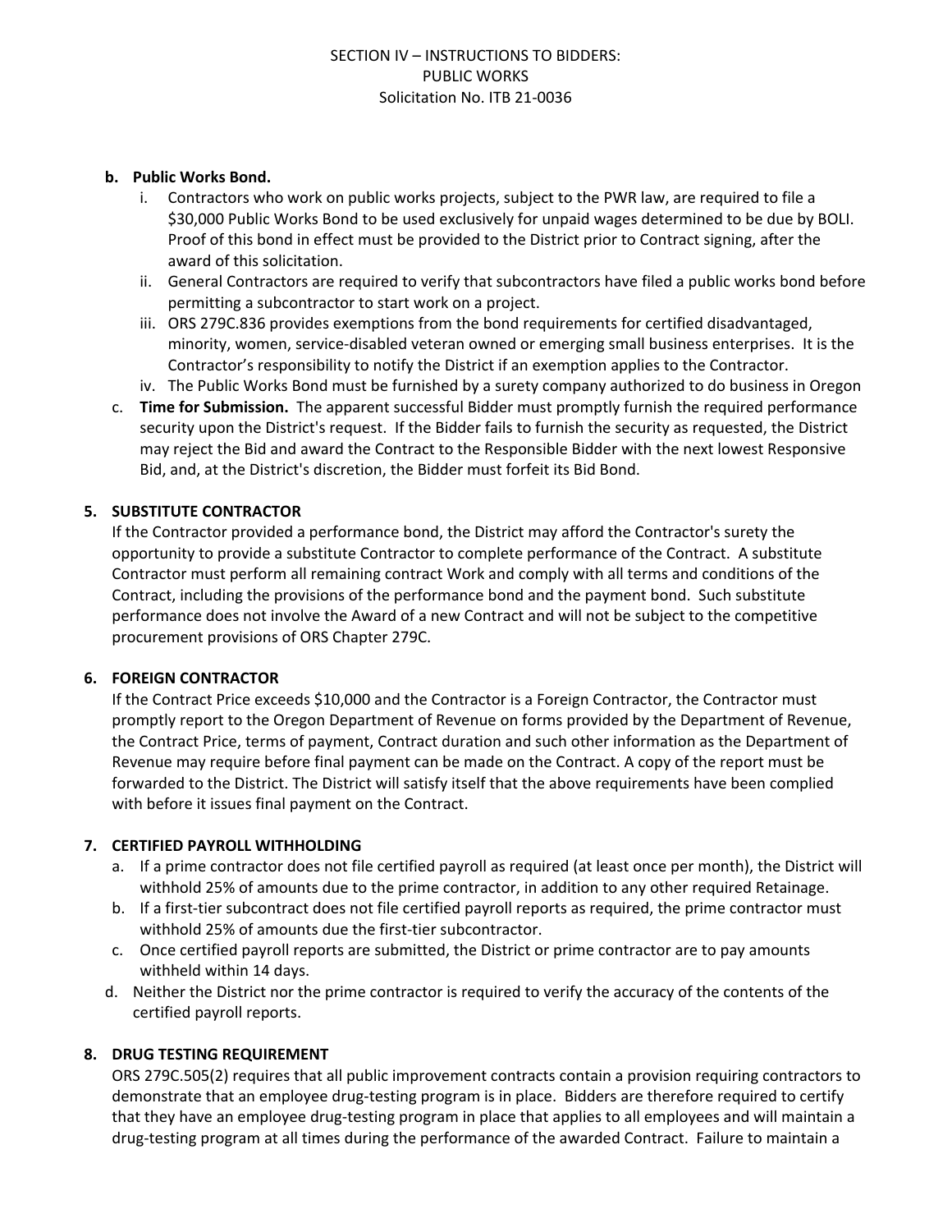b. **Public Works Bond.**
   i. Contractors who work on public works projects, subject to the PWR law, are required to file a $30,000 Public Works Bond to be used exclusively for unpaid wages determined to be due by BOLI. Proof of this bond in effect must be provided to the District prior to Contract signing, after the award of this solicitation.
   ii. General Contractors are required to verify that subcontractors have filed a public works bond before permitting a subcontractor to start work on a project.
   iii. ORS 279C.836 provides exemptions from the bond requirements for certified disadvantaged, minority, women, service-disabled veteran owned or emerging small business enterprises. It is the Contractor's responsibility to notify the District if an exemption applies to the Contractor.
   iv. The Public Works Bond must be furnished by a surety company authorized to do business in Oregon

c. **Time for Submission.** The apparent successful Bidder must promptly furnish the required performance security upon the District's request. If the Bidder fails to furnish the security as requested, the District may reject the Bid and award the Contract to the Responsible Bidder with the next lowest Responsive Bid, and, at the District's discretion, the Bidder must forfeit its Bid Bond.

**5. SUBSTITUTE CONTRACTOR**

If the Contractor provided a performance bond, the District may afford the Contractor's surety the opportunity to provide a substitute Contractor to complete performance of the Contract. A substitute Contractor must perform all remaining contract Work and comply with all terms and conditions of the Contract, including the provisions of the performance bond and the payment bond. Such substitute performance does not involve the Award of a new Contract and will not be subject to the competitive procurement provisions of ORS Chapter 279C.

**6. FOREIGN CONTRACTOR**

If the Contract Price exceeds $10,000 and the Contractor is a Foreign Contractor, the Contractor must promptly report to the Oregon Department of Revenue on forms provided by the Department of Revenue, the Contract Price, terms of payment, Contract duration and such other information as the Department of Revenue may require before final payment can be made on the Contract. A copy of the report must be forwarded to the District. The District will satisfy itself that the above requirements have been complied with before it issues final payment on the Contract.

**7. CERTIFIED PAYROLL WITHHOLDING**

a. If a prime contractor does not file certified payroll as required (at least once per month), the District will withhold 25% of amounts due to the prime contractor, in addition to any other required Retainage.
b. If a first-tier subcontract does not file certified payroll reports as required, the prime contractor must withhold 25% of amounts due the first-tier subcontractor.
c. Once certified payroll reports are submitted, the District or prime contractor are to pay amounts withheld within 14 days.
d. Neither the District nor the prime contractor is required to verify the accuracy of the contents of the certified payroll reports.

**8. DRUG TESTING REQUIREMENT**

ORS 279C.505(2) requires that all public improvement contracts contain a provision requiring contractors to demonstrate that an employee drug-testing program is in place. Bidders are therefore required to certify that they have an employee drug-testing program in place that applies to all employees and will maintain a drug-testing program at all times during the performance of the awarded Contract. Failure to maintain a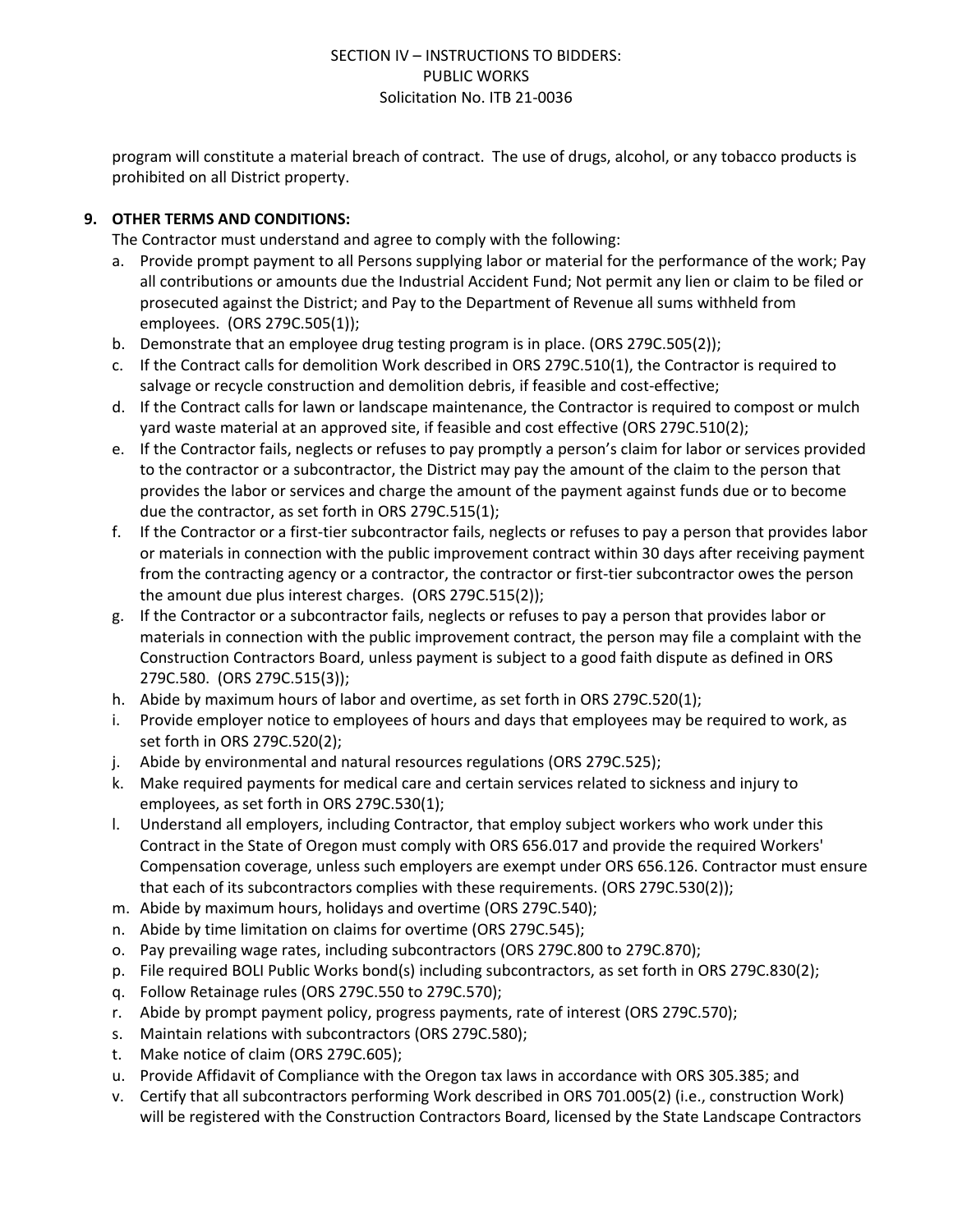program will constitute a material breach of contract. The use of drugs, alcohol, or any tobacco products is prohibited on all District property.

9. **OTHER TERMS AND CONDITIONS:**

The Contractor must understand and agree to comply with the following:

a. Provide prompt payment to all Persons supplying labor or material for the performance of the work; Pay all contributions or amounts due the Industrial Accident Fund; Not permit any lien or claim to be filed or prosecuted against the District; and Pay to the Department of Revenue all sums withheld from employees. (ORS 279C.505(1));
b. Demonstrate that an employee drug testing program is in place. (ORS 279C.505(2));
c. If the Contract calls for demolition Work described in ORS 279C.510(1), the Contractor is required to salvage or recycle construction and demolition debris, if feasible and cost-effective;
d. If the Contract calls for lawn or landscape maintenance, the Contractor is required to compost or mulch yard waste material at an approved site, if feasible and cost effective (ORS 279C.510(2);
e. If the Contractor fails, neglects or refuses to pay promptly a person's claim for labor or services provided to the contractor or a subcontractor, the District may pay the amount of the claim to the person that provides the labor or services and charge the amount of the payment against funds due or to become due the contractor, as set forth in ORS 279C.515(1);
f. If the Contractor or a first-tier subcontractor fails, neglects or refuses to pay a person that provides labor or materials in connection with the public improvement contract within 30 days after receiving payment from the contracting agency or a contractor, the contractor or first-tier subcontractor owes the person the amount due plus interest charges. (ORS 279C.515(2));
g. If the Contractor or a subcontractor fails, neglects or refuses to pay a person that provides labor or materials in connection with the public improvement contract, the person may file a complaint with the Construction Contractors Board, unless payment is subject to a good faith dispute as defined in ORS 279C.580. (ORS 279C.515(3));
h. Abide by maximum hours of labor and overtime, as set forth in ORS 279C.520(1);
i. Provide employer notice to employees of hours and days that employees may be required to work, as set forth in ORS 279C.520(2);
j. Abide by environmental and natural resources regulations (ORS 279C.525);
k. Make required payments for medical care and certain services related to sickness and injury to employees, as set forth in ORS 279C.530(1);
l. Understand all employers, including Contractor, that employ subject workers who work under this Contract in the State of Oregon must comply with ORS 656.017 and provide the required Workers' Compensation coverage, unless such employers are exempt under ORS 656.126. Contractor must ensure that each of its subcontractors complies with these requirements. (ORS 279C.530(2));
m. Abide by maximum hours, holidays and overtime (ORS 279C.540);
n. Abide by time limitation on claims for overtime (ORS 279C.545);
o. Pay prevailing wage rates, including subcontractors (ORS 279C.800 to 279C.870);
p. File required BOLI Public Works bond(s) including subcontractors, as set forth in ORS 279C.830(2);
q. Follow Retainage rules (ORS 279C.550 to 279C.570);
r. Abide by prompt payment policy, progress payments, rate of interest (ORS 279C.570);
s. Maintain relations with subcontractors (ORS 279C.580);
t. Make notice of claim (ORS 279C.605);
u. Provide Affidavit of Compliance with the Oregon tax laws in accordance with ORS 305.385; and
v. Certify that all subcontractors performing Work described in ORS 701.005(2) (i.e., construction Work) will be registered with the Construction Contractors Board, licensed by the State Landscape Contractors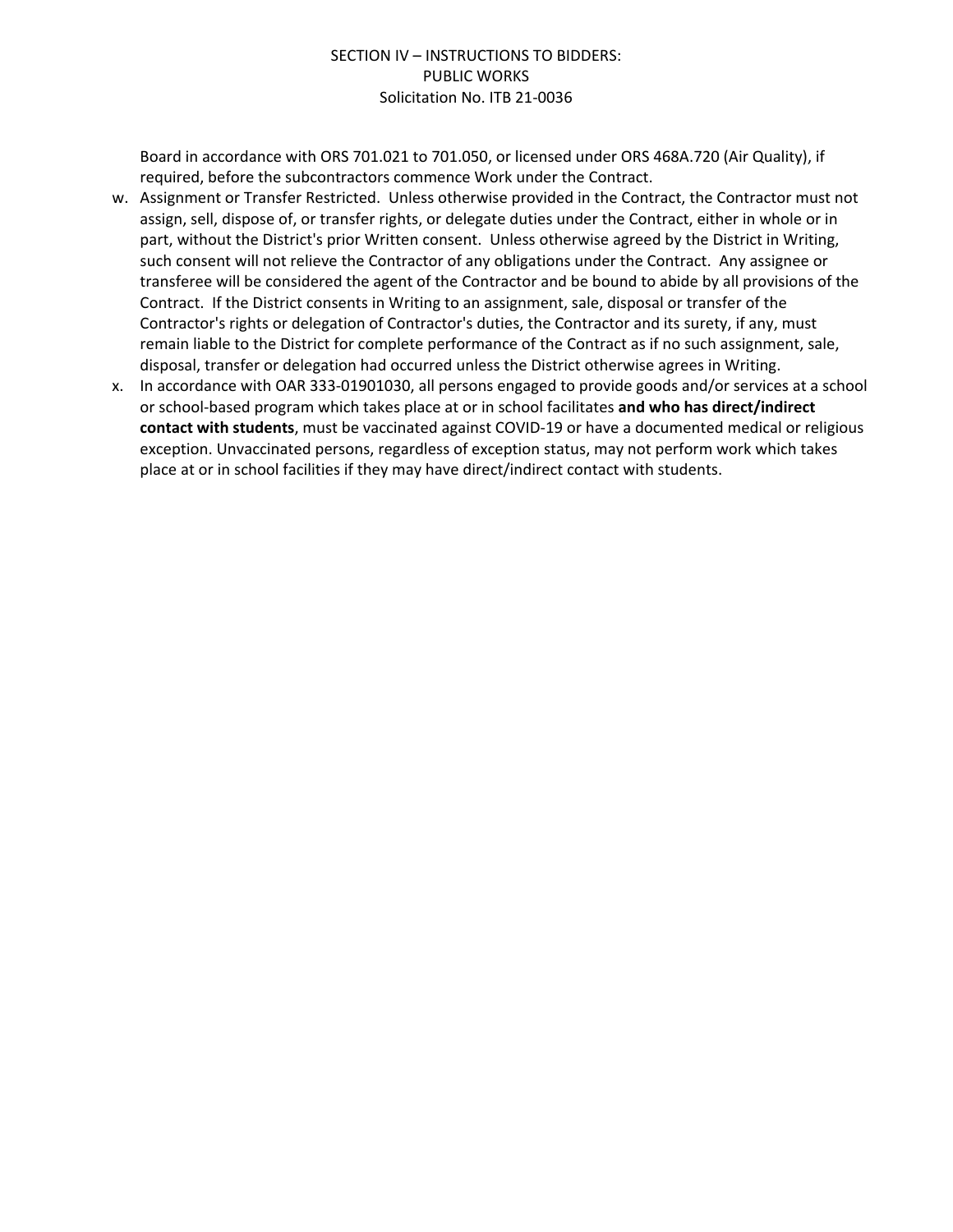Board in accordance with ORS 701.021 to 701.050, or licensed under ORS 468A.720 (Air Quality), if required, before the subcontractors commence Work under the Contract.

w. Assignment or Transfer Restricted. Unless otherwise provided in the Contract, the Contractor must not assign, sell, dispose of, or transfer rights, or delegate duties under the Contract, either in whole or in part, without the District's prior Written consent. Unless otherwise agreed by the District in Writing, such consent will not relieve the Contractor of any obligations under the Contract. Any assignee or transferee will be considered the agent of the Contractor and be bound to abide by all provisions of the Contract. If the District consents in Writing to an assignment, sale, disposal or transfer of the Contractor's rights or delegation of Contractor's duties, the Contractor and its surety, if any, must remain liable to the District for complete performance of the Contract as if no such assignment, sale, disposal, transfer or delegation had occurred unless the District otherwise agrees in Writing.

x. In accordance with OAR 333-01901030, all persons engaged to provide goods and/or services at a school or school-based program which takes place at or in school facilitates **and who has direct/indirect contact with students**, must be vaccinated against COVID-19 or have a documented medical or religious exception. Unvaccinated persons, regardless of exception status, may not perform work which takes place at or in school facilities if they may have direct/indirect contact with students.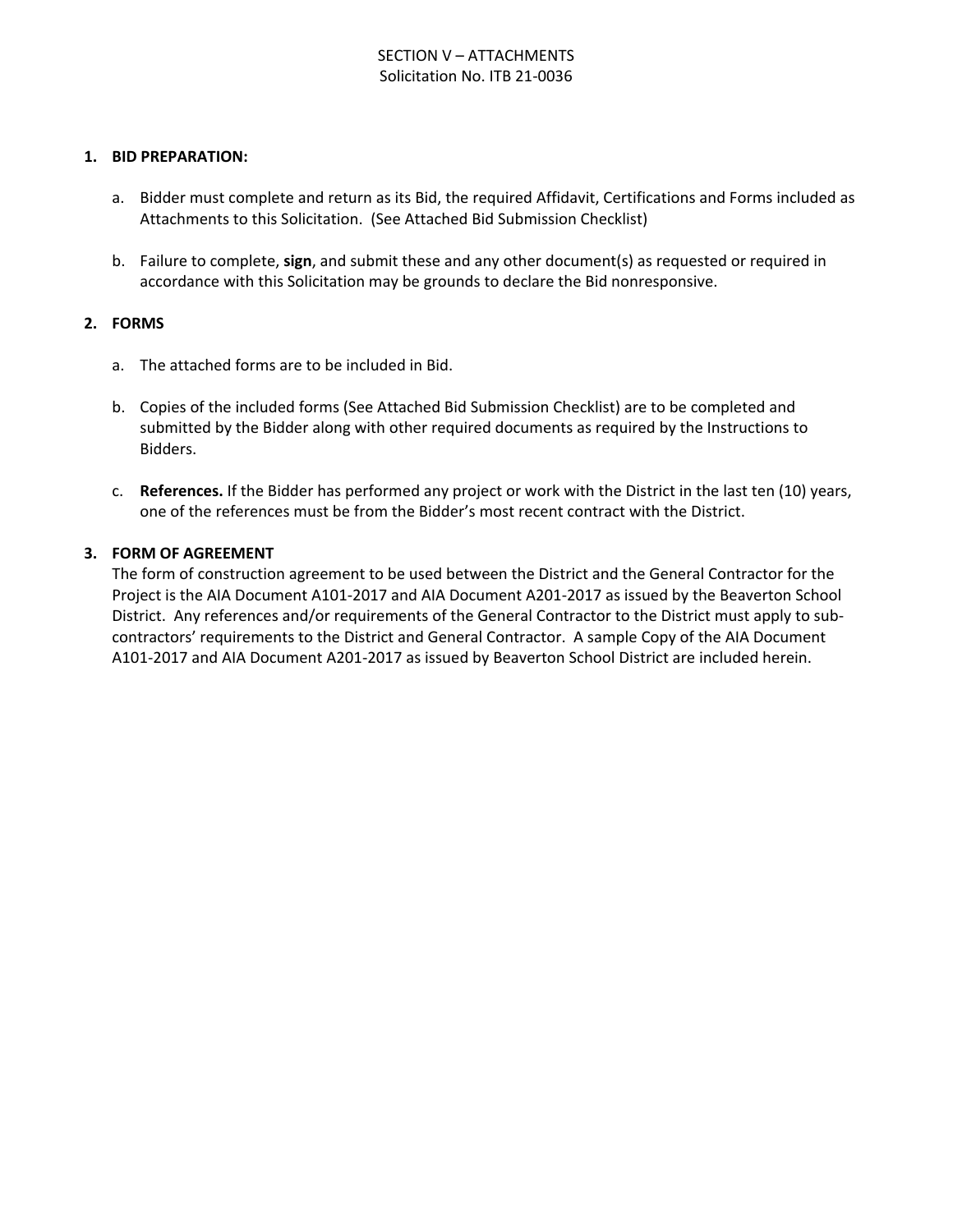# SECTION V – ATTACHMENTS
Solicitation No. ITB 21-0036

## 1. BID PREPARATION:

a. Bidder must complete and return as its Bid, the required Affidavit, Certifications and Forms included as Attachments to this Solicitation. (See Attached Bid Submission Checklist)

b. Failure to complete, **sign**, and submit these and any other document(s) as requested or required in accordance with this Solicitation may be grounds to declare the Bid nonresponsive.

## 2. FORMS

a. The attached forms are to be included in Bid.

b. Copies of the included forms (See Attached Bid Submission Checklist) are to be completed and submitted by the Bidder along with other required documents as required by the Instructions to Bidders.

c. **References.** If the Bidder has performed any project or work with the District in the last ten (10) years, one of the references must be from the Bidder's most recent contract with the District.

## 3. FORM OF AGREEMENT

The form of construction agreement to be used between the District and the General Contractor for the Project is the AIA Document A101-2017 and AIA Document A201-2017 as issued by the Beaverton School District. Any references and/or requirements of the General Contractor to the District must apply to sub-contractors' requirements to the District and General Contractor. A sample Copy of the AIA Document A101-2017 and AIA Document A201-2017 as issued by Beaverton School District are included herein.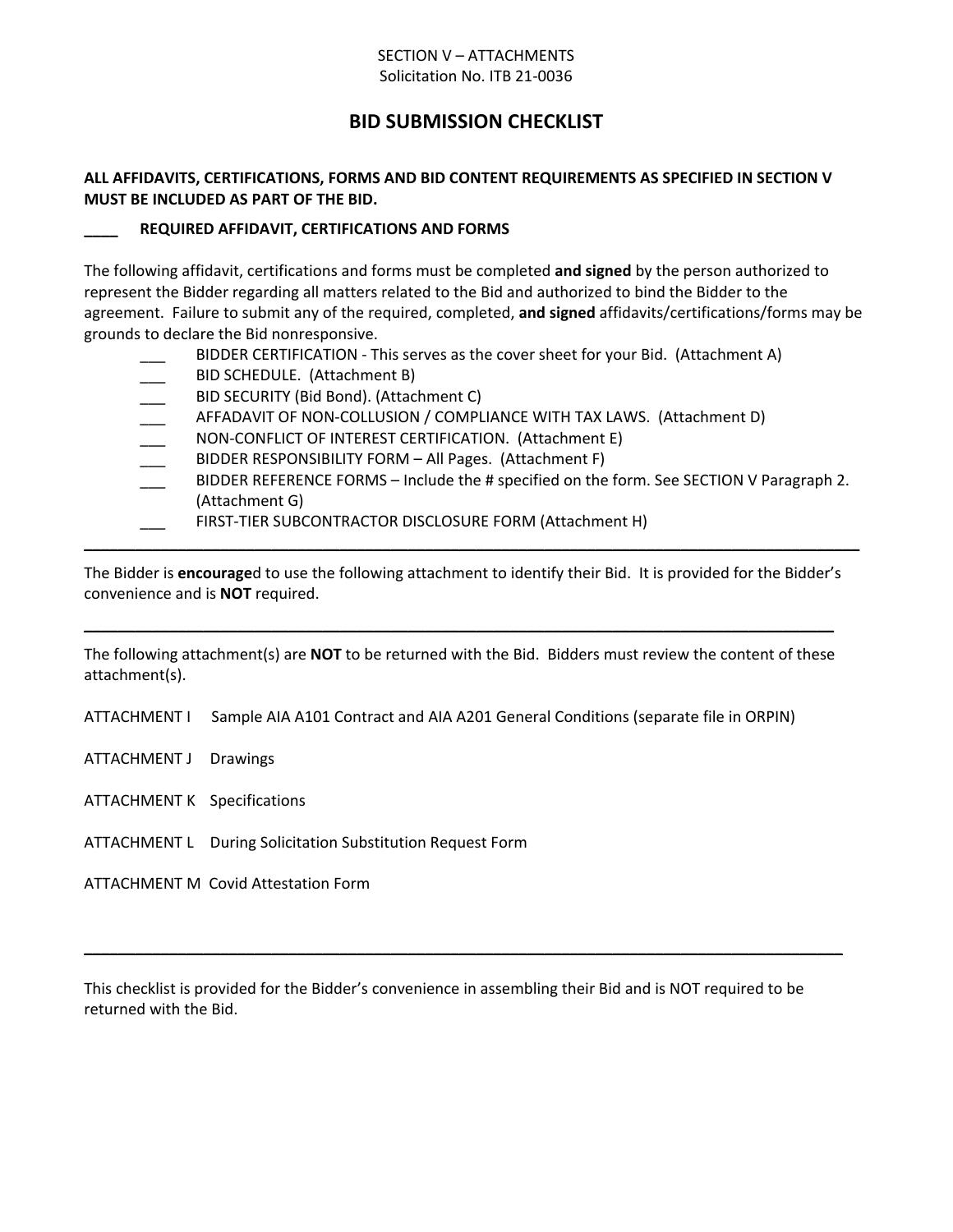SECTION V – ATTACHMENTS
Solicitation No. ITB 21-0036

# BID SUBMISSION CHECKLIST

**ALL AFFIDAVITS, CERTIFICATIONS, FORMS AND BID CONTENT REQUIREMENTS AS SPECIFIED IN SECTION V MUST BE INCLUDED AS PART OF THE BID.**

**____ REQUIRED AFFIDAVIT, CERTIFICATIONS AND FORMS**

The following affidavit, certifications and forms must be completed **and signed** by the person authorized to represent the Bidder regarding all matters related to the Bid and authorized to bind the Bidder to the agreement. Failure to submit any of the required, completed, **and signed** affidavits/certifications/forms may be grounds to declare the Bid nonresponsive.

- ___ BIDDER CERTIFICATION - This serves as the cover sheet for your Bid. (Attachment A)
- ___ BID SCHEDULE. (Attachment B)
- ___ BID SECURITY (Bid Bond). (Attachment C)
- ___ AFFADAVIT OF NON-COLLUSION / COMPLIANCE WITH TAX LAWS. (Attachment D)
- ___ NON-CONFLICT OF INTEREST CERTIFICATION. (Attachment E)
- ___ BIDDER RESPONSIBILITY FORM – All Pages. (Attachment F)
- ___ BIDDER REFERENCE FORMS – Include the # specified on the form. See SECTION V Paragraph 2. (Attachment G)
- ___ FIRST-TIER SUBCONTRACTOR DISCLOSURE FORM (Attachment H)

---

The Bidder is **encourage**d to use the following attachment to identify their Bid. It is provided for the Bidder's convenience and is **NOT** required.

---

The following attachment(s) are **NOT** to be returned with the Bid. Bidders must review the content of these attachment(s).

ATTACHMENT I Sample AIA A101 Contract and AIA A201 General Conditions (separate file in ORPIN)

ATTACHMENT J Drawings

ATTACHMENT K Specifications

ATTACHMENT L During Solicitation Substitution Request Form

ATTACHMENT M Covid Attestation Form

---

This checklist is provided for the Bidder's convenience in assembling their Bid and is NOT required to be returned with the Bid.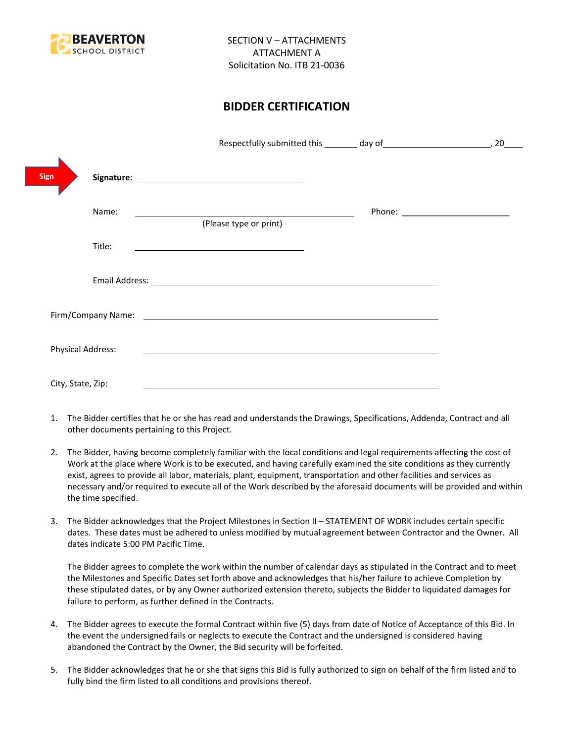BEAVERTON SCHOOL DISTRICT

SECTION V – ATTACHMENTS
ATTACHMENT A
Solicitation No. ITB 21-0036

## BIDDER CERTIFICATION

Respectfully submitted this _______ day of_______________________, 20____

Sign

**Signature:** ___________________________________

Name: _______________________________________________ Phone: ________________________
(Please type or print)

Title: ___________________________________

Email Address: ______________________________________________________________

Firm/Company Name: ______________________________________________________________

Physical Address: ______________________________________________________________

City, State, Zip: ______________________________________________________________

1. The Bidder certifies that he or she has read and understands the Drawings, Specifications, Addenda, Contract and all other documents pertaining to this Project.

2. The Bidder, having become completely familiar with the local conditions and legal requirements affecting the cost of Work at the place where Work is to be executed, and having carefully examined the site conditions as they currently exist, agrees to provide all labor, materials, plant, equipment, transportation and other facilities and services as necessary and/or required to execute all of the Work described by the aforesaid documents will be provided and within the time specified.

3. The Bidder acknowledges that the Project Milestones in Section II – STATEMENT OF WORK includes certain specific dates. These dates must be adhered to unless modified by mutual agreement between Contractor and the Owner. All dates indicate 5:00 PM Pacific Time.

   The Bidder agrees to complete the work within the number of calendar days as stipulated in the Contract and to meet the Milestones and Specific Dates set forth above and acknowledges that his/her failure to achieve Completion by these stipulated dates, or by any Owner authorized extension thereto, subjects the Bidder to liquidated damages for failure to perform, as further defined in the Contracts.

4. The Bidder agrees to execute the formal Contract within five (5) days from date of Notice of Acceptance of this Bid. In the event the undersigned fails or neglects to execute the Contract and the undersigned is considered having abandoned the Contract by the Owner, the Bid security will be forfeited.

5. The Bidder acknowledges that he or she that signs this Bid is fully authorized to sign on behalf of the firm listed and to fully bind the firm listed to all conditions and provisions thereof.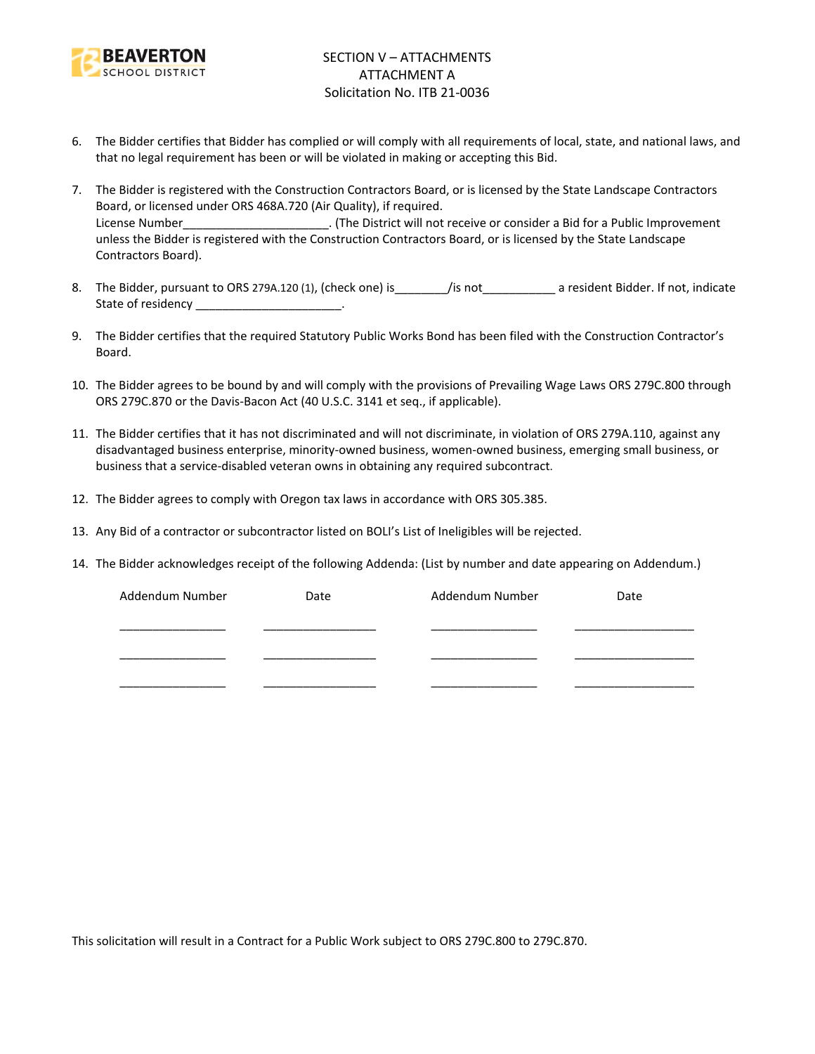SECTION V – ATTACHMENTS
ATTACHMENT A
Solicitation No. ITB 21-0036

6. The Bidder certifies that Bidder has complied or will comply with all requirements of local, state, and national laws, and that no legal requirement has been or will be violated in making or accepting this Bid.

7. The Bidder is registered with the Construction Contractors Board, or is licensed by the State Landscape Contractors Board, or licensed under ORS 468A.720 (Air Quality), if required.
   License Number______________________. (The District will not receive or consider a Bid for a Public Improvement unless the Bidder is registered with the Construction Contractors Board, or is licensed by the State Landscape Contractors Board).

8. The Bidder, pursuant to ORS 279A.120 (1), (check one) is________/is not___________ a resident Bidder. If not, indicate State of residency ______________________.

9. The Bidder certifies that the required Statutory Public Works Bond has been filed with the Construction Contractor's Board.

10. The Bidder agrees to be bound by and will comply with the provisions of Prevailing Wage Laws ORS 279C.800 through ORS 279C.870 or the Davis-Bacon Act (40 U.S.C. 3141 et seq., if applicable).

11. The Bidder certifies that it has not discriminated and will not discriminate, in violation of ORS 279A.110, against any disadvantaged business enterprise, minority-owned business, women-owned business, emerging small business, or business that a service-disabled veteran owns in obtaining any required subcontract.

12. The Bidder agrees to comply with Oregon tax laws in accordance with ORS 305.385.

13. Any Bid of a contractor or subcontractor listed on BOLI's List of Ineligibles will be rejected.

14. The Bidder acknowledges receipt of the following Addenda: (List by number and date appearing on Addendum.)

| Addendum Number | Date | Addendum Number | Date |
|---|---|---|---|
| ________________ | __________________ | ________________ | ___________________ |
| ________________ | __________________ | ________________ | ___________________ |
| ________________ | __________________ | ________________ | ___________________ |

This solicitation will result in a Contract for a Public Work subject to ORS 279C.800 to 279C.870.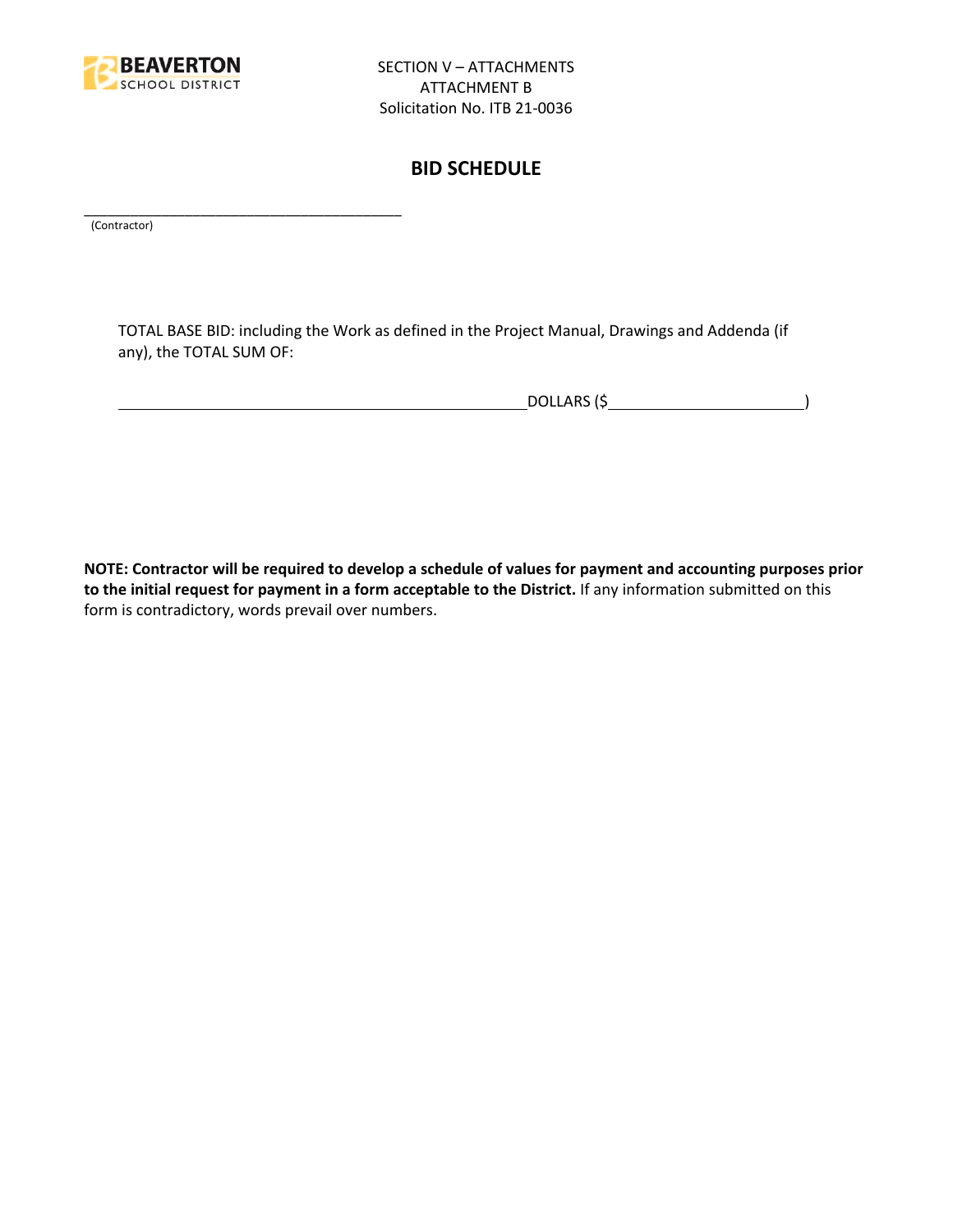SECTION V – ATTACHMENTS
ATTACHMENT B
Solicitation No. ITB 21-0036

## BID SCHEDULE

\_\_\_\_\_\_\_\_\_\_\_\_\_\_\_\_\_\_\_\_\_\_\_\_\_\_\_\_\_\_\_\_\_\_\_\_\_\_\_\_\_
(Contractor)

TOTAL BASE BID: including the Work as defined in the Project Manual, Drawings and Addenda (if any), the TOTAL SUM OF:

\_\_\_\_\_\_\_\_\_\_\_\_\_\_\_\_\_\_\_\_\_\_\_\_\_\_\_\_\_\_\_\_\_\_\_\_\_\_\_\_\_\_\_\_DOLLARS ($\_\_\_\_\_\_\_\_\_\_\_\_\_\_\_\_\_\_\_\_\_\_)

**NOTE: Contractor will be required to develop a schedule of values for payment and accounting purposes prior to the initial request for payment in a form acceptable to the District.** If any information submitted on this form is contradictory, words prevail over numbers.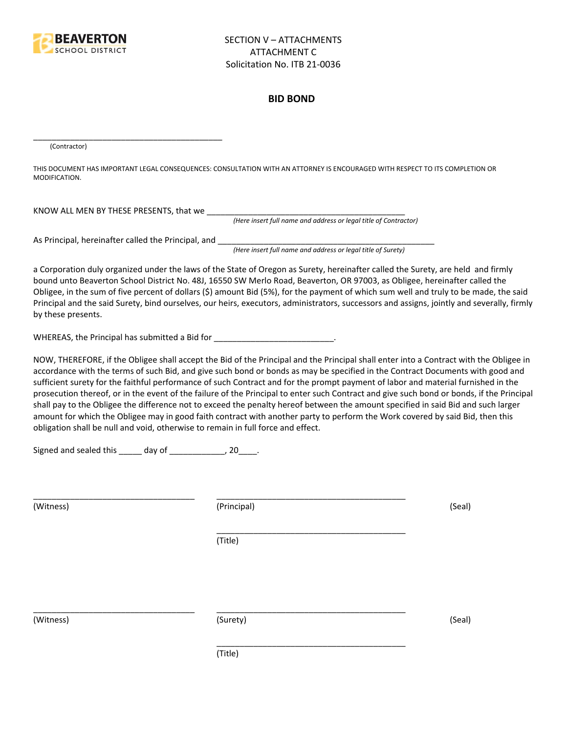BEAVERTON SCHOOL DISTRICT

SECTION V – ATTACHMENTS
ATTACHMENT C
Solicitation No. ITB 21-0036

## BID BOND

_____________________________________________
(Contractor)

THIS DOCUMENT HAS IMPORTANT LEGAL CONSEQUENCES: CONSULTATION WITH AN ATTORNEY IS ENCOURAGED WITH RESPECT TO ITS COMPLETION OR MODIFICATION.

KNOW ALL MEN BY THESE PRESENTS, that we _____________________________________________
*(Here insert full name and address or legal title of Contractor)*

As Principal, hereinafter called the Principal, and _________________________________________________
*(Here insert full name and address or legal title of Surety)*

a Corporation duly organized under the laws of the State of Oregon as Surety, hereinafter called the Surety, are held and firmly bound unto Beaverton School District No. 48J, 16550 SW Merlo Road, Beaverton, OR 97003, as Obligee, hereinafter called the Obligee, in the sum of five percent of dollars ($) amount Bid (5%), for the payment of which sum well and truly to be made, the said Principal and the said Surety, bind ourselves, our heirs, executors, administrators, successors and assigns, jointly and severally, firmly by these presents.

WHEREAS, the Principal has submitted a Bid for __________________________.

NOW, THEREFORE, if the Obligee shall accept the Bid of the Principal and the Principal shall enter into a Contract with the Obligee in accordance with the terms of such Bid, and give such bond or bonds as may be specified in the Contract Documents with good and sufficient surety for the faithful performance of such Contract and for the prompt payment of labor and material furnished in the prosecution thereof, or in the event of the failure of the Principal to enter such Contract and give such bond or bonds, if the Principal shall pay to the Obligee the difference not to exceed the penalty hereof between the amount specified in said Bid and such larger amount for which the Obligee may in good faith contract with another party to perform the Work covered by said Bid, then this obligation shall be null and void, otherwise to remain in full force and effect.

Signed and sealed this _____ day of ____________, 20____.

___________________________________ ___________________________________________
(Witness) (Principal) (Seal)

___________________________________________
(Title)

___________________________________ ___________________________________________
(Witness) (Surety) (Seal)

___________________________________________
(Title)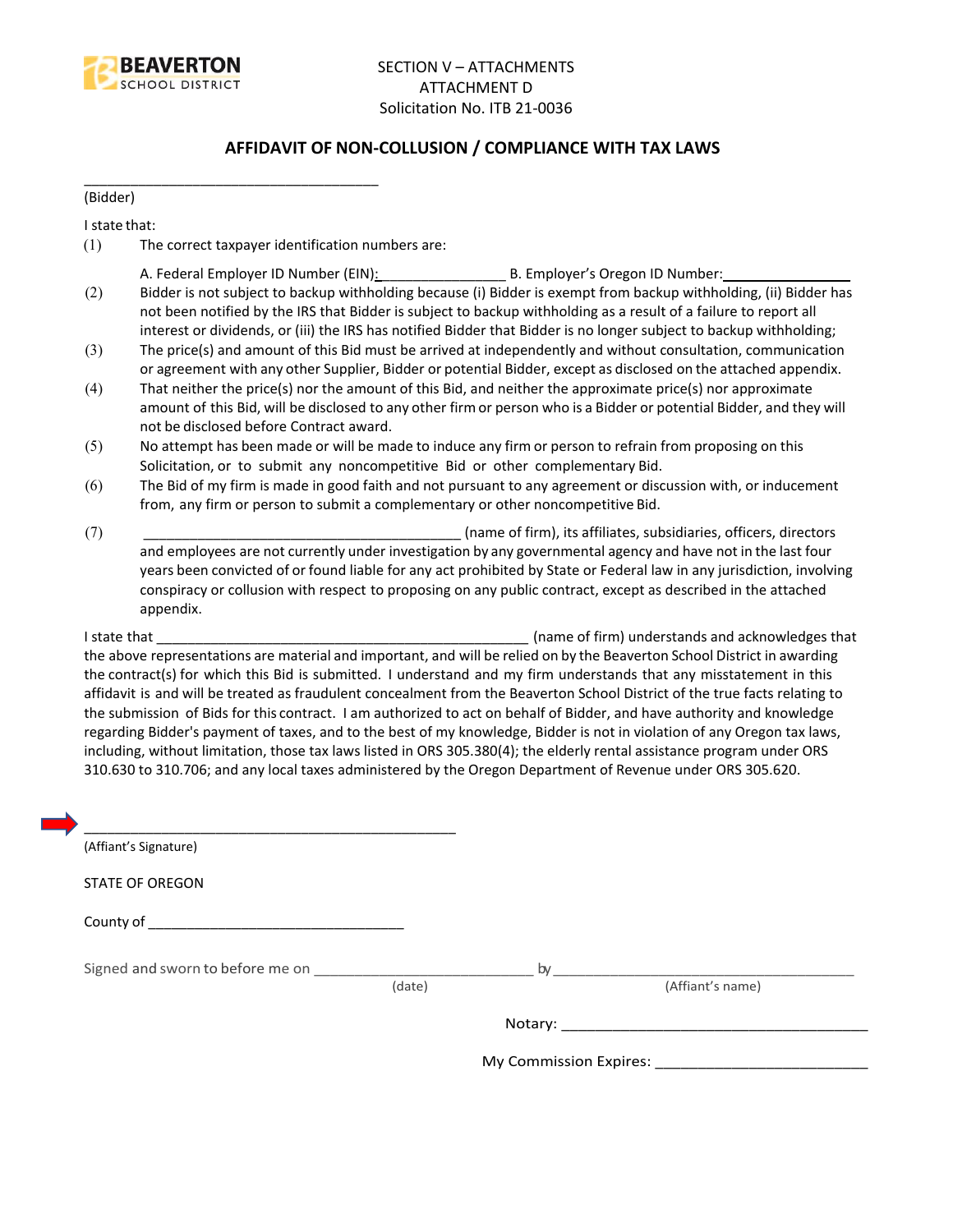SECTION V – ATTACHMENTS
ATTACHMENT D
Solicitation No. ITB 21-0036

## AFFIDAVIT OF NON-COLLUSION / COMPLIANCE WITH TAX LAWS

\_\_\_\_\_\_\_\_\_\_\_\_\_\_\_\_\_\_\_\_\_\_\_\_\_\_\_\_\_\_\_\_\_\_\_\_\_\_
(Bidder)

I state that:

(1) The correct taxpayer identification numbers are:

A. Federal Employer ID Number (EIN): \_\_\_\_\_\_\_\_\_\_\_\_\_\_\_\_ B. Employer's Oregon ID Number: \_\_\_\_\_\_\_\_\_\_\_\_\_\_\_\_

(2) Bidder is not subject to backup withholding because (i) Bidder is exempt from backup withholding, (ii) Bidder has not been notified by the IRS that Bidder is subject to backup withholding as a result of a failure to report all interest or dividends, or (iii) the IRS has notified Bidder that Bidder is no longer subject to backup withholding;

(3) The price(s) and amount of this Bid must be arrived at independently and without consultation, communication or agreement with any other Supplier, Bidder or potential Bidder, except as disclosed on the attached appendix.

(4) That neither the price(s) nor the amount of this Bid, and neither the approximate price(s) nor approximate amount of this Bid, will be disclosed to any other firm or person who is a Bidder or potential Bidder, and they will not be disclosed before Contract award.

(5) No attempt has been made or will be made to induce any firm or person to refrain from proposing on this Solicitation, or to submit any noncompetitive Bid or other complementary Bid.

(6) The Bid of my firm is made in good faith and not pursuant to any agreement or discussion with, or inducement from, any firm or person to submit a complementary or other noncompetitive Bid.

(7) \_\_\_\_\_\_\_\_\_\_\_\_\_\_\_\_\_\_\_\_\_\_\_\_\_\_\_\_\_\_\_\_\_\_\_\_\_\_\_\_ (name of firm), its affiliates, subsidiaries, officers, directors and employees are not currently under investigation by any governmental agency and have not in the last four years been convicted of or found liable for any act prohibited by State or Federal law in any jurisdiction, involving conspiracy or collusion with respect to proposing on any public contract, except as described in the attached appendix.

I state that \_\_\_\_\_\_\_\_\_\_\_\_\_\_\_\_\_\_\_\_\_\_\_\_\_\_\_\_\_\_\_\_\_\_\_\_\_\_\_\_\_\_\_\_\_\_\_\_ (name of firm) understands and acknowledges that the above representations are material and important, and will be relied on by the Beaverton School District in awarding the contract(s) for which this Bid is submitted. I understand and my firm understands that any misstatement in this affidavit is and will be treated as fraudulent concealment from the Beaverton School District of the true facts relating to the submission of Bids for this contract. I am authorized to act on behalf of Bidder, and have authority and knowledge regarding Bidder's payment of taxes, and to the best of my knowledge, Bidder is not in violation of any Oregon tax laws, including, without limitation, those tax laws listed in ORS 305.380(4); the elderly rental assistance program under ORS 310.630 to 310.706; and any local taxes administered by the Oregon Department of Revenue under ORS 305.620.

\_\_\_\_\_\_\_\_\_\_\_\_\_\_\_\_\_\_\_\_\_\_\_\_\_\_\_\_\_\_\_\_\_\_\_\_\_\_\_\_\_\_\_\_\_\_\_\_
(Affiant's Signature)

STATE OF OREGON

County of \_\_\_\_\_\_\_\_\_\_\_\_\_\_\_\_\_\_\_\_\_\_\_\_\_\_\_\_\_\_\_\_

Signed and sworn to before me on \_\_\_\_\_\_\_\_\_\_\_\_\_\_\_\_\_\_\_\_\_\_\_\_\_\_\_\_ (date) by \_\_\_\_\_\_\_\_\_\_\_\_\_\_\_\_\_\_\_\_\_\_\_\_\_\_\_\_\_\_\_\_\_\_\_\_\_\_ (Affiant's name)

Notary: \_\_\_\_\_\_\_\_\_\_\_\_\_\_\_\_\_\_\_\_\_\_\_\_\_\_\_\_\_\_\_\_\_\_\_\_\_\_

My Commission Expires: \_\_\_\_\_\_\_\_\_\_\_\_\_\_\_\_\_\_\_\_\_\_\_\_\_\_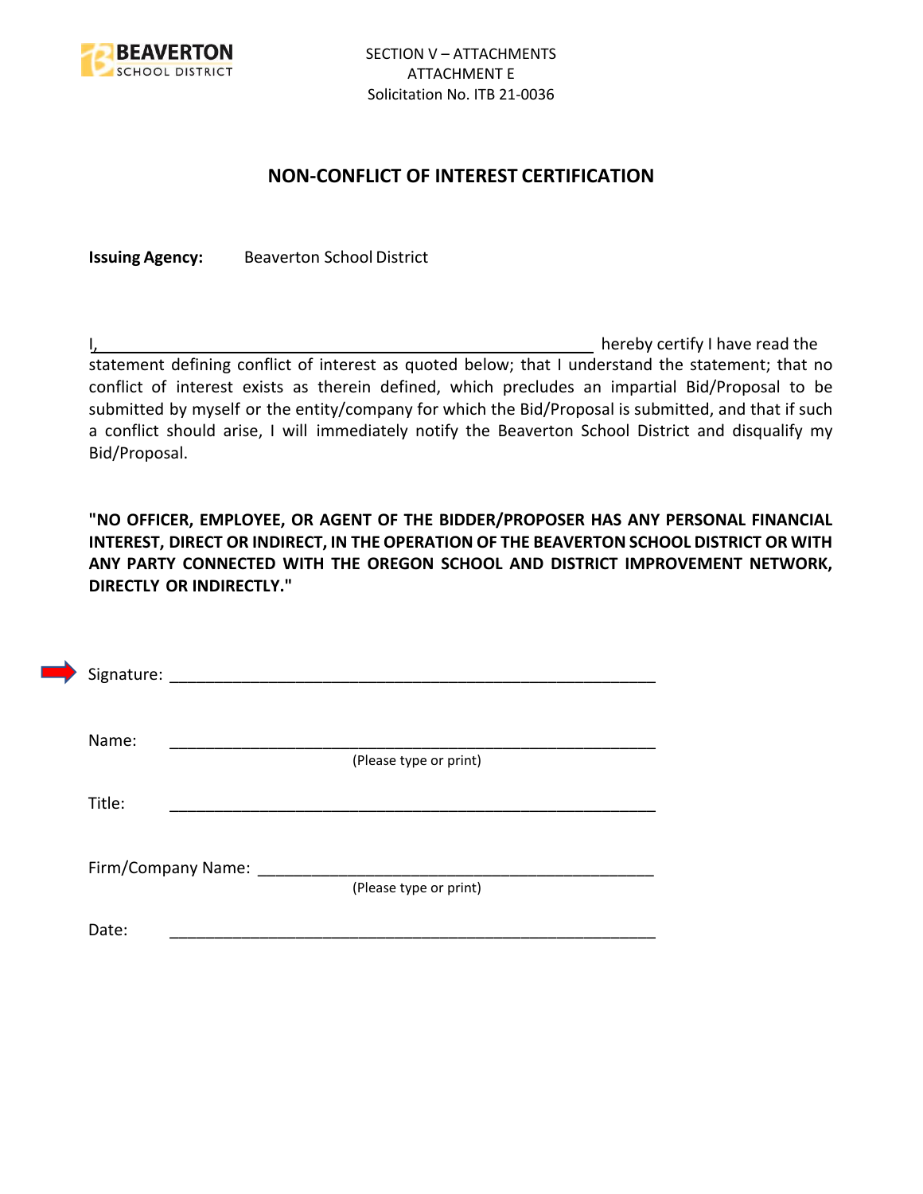SECTION V – ATTACHMENTS
ATTACHMENT E
Solicitation No. ITB 21-0036

## NON-CONFLICT OF INTEREST CERTIFICATION

**Issuing Agency:** Beaverton School District

I,\_\_\_\_\_\_\_\_\_\_\_\_\_\_\_\_\_\_\_\_\_\_\_\_\_\_\_\_\_\_\_\_\_\_\_\_\_\_\_\_\_\_\_\_\_\_\_\_\_\_\_\_ hereby certify I have read the statement defining conflict of interest as quoted below; that I understand the statement; that no conflict of interest exists as therein defined, which precludes an impartial Bid/Proposal to be submitted by myself or the entity/company for which the Bid/Proposal is submitted, and that if such a conflict should arise, I will immediately notify the Beaverton School District and disqualify my Bid/Proposal.

**"NO OFFICER, EMPLOYEE, OR AGENT OF THE BIDDER/PROPOSER HAS ANY PERSONAL FINANCIAL INTEREST, DIRECT OR INDIRECT, IN THE OPERATION OF THE BEAVERTON SCHOOL DISTRICT OR WITH ANY PARTY CONNECTED WITH THE OREGON SCHOOL AND DISTRICT IMPROVEMENT NETWORK, DIRECTLY OR INDIRECTLY."**

Signature: \_\_\_\_\_\_\_\_\_\_\_\_\_\_\_\_\_\_\_\_\_\_\_\_\_\_\_\_\_\_\_\_\_\_\_\_\_\_\_\_\_\_\_\_\_\_\_\_\_\_\_\_

Name: \_\_\_\_\_\_\_\_\_\_\_\_\_\_\_\_\_\_\_\_\_\_\_\_\_\_\_\_\_\_\_\_\_\_\_\_\_\_\_\_\_\_\_\_\_\_\_\_\_\_\_\_
(Please type or print)

Title: \_\_\_\_\_\_\_\_\_\_\_\_\_\_\_\_\_\_\_\_\_\_\_\_\_\_\_\_\_\_\_\_\_\_\_\_\_\_\_\_\_\_\_\_\_\_\_\_\_\_\_\_

Firm/Company Name: \_\_\_\_\_\_\_\_\_\_\_\_\_\_\_\_\_\_\_\_\_\_\_\_\_\_\_\_\_\_\_\_\_\_\_\_\_\_\_\_\_\_\_\_
(Please type or print)

Date: \_\_\_\_\_\_\_\_\_\_\_\_\_\_\_\_\_\_\_\_\_\_\_\_\_\_\_\_\_\_\_\_\_\_\_\_\_\_\_\_\_\_\_\_\_\_\_\_\_\_\_\_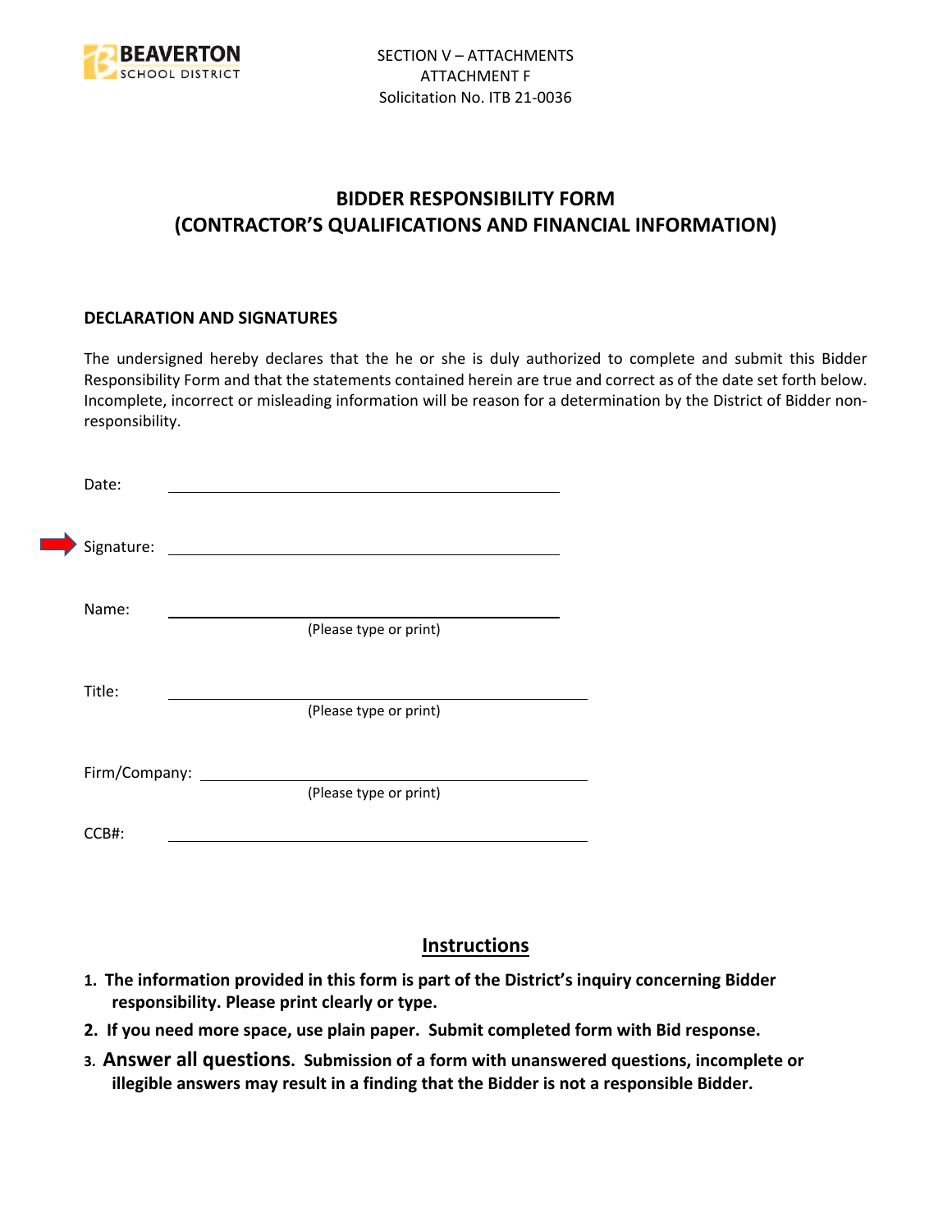SECTION V – ATTACHMENTS
ATTACHMENT F
Solicitation No. ITB 21-0036

# BIDDER RESPONSIBILITY FORM
# (CONTRACTOR'S QUALIFICATIONS AND FINANCIAL INFORMATION)

### DECLARATION AND SIGNATURES

The undersigned hereby declares that the he or she is duly authorized to complete and submit this Bidder Responsibility Form and that the statements contained herein are true and correct as of the date set forth below. Incomplete, incorrect or misleading information will be reason for a determination by the District of Bidder non-responsibility.

Date: ____________________________________________

Signature: ____________________________________________

Name: ____________________________________________
(Please type or print)

Title: ____________________________________________
(Please type or print)

Firm/Company: ____________________________________________
(Please type or print)

CCB#: ____________________________________________

## Instructions

1. **The information provided in this form is part of the District's inquiry concerning Bidder responsibility. Please print clearly or type.**
2. **If you need more space, use plain paper. Submit completed form with Bid response.**
3. **Answer all questions. Submission of a form with unanswered questions, incomplete or illegible answers may result in a finding that the Bidder is not a responsible Bidder.**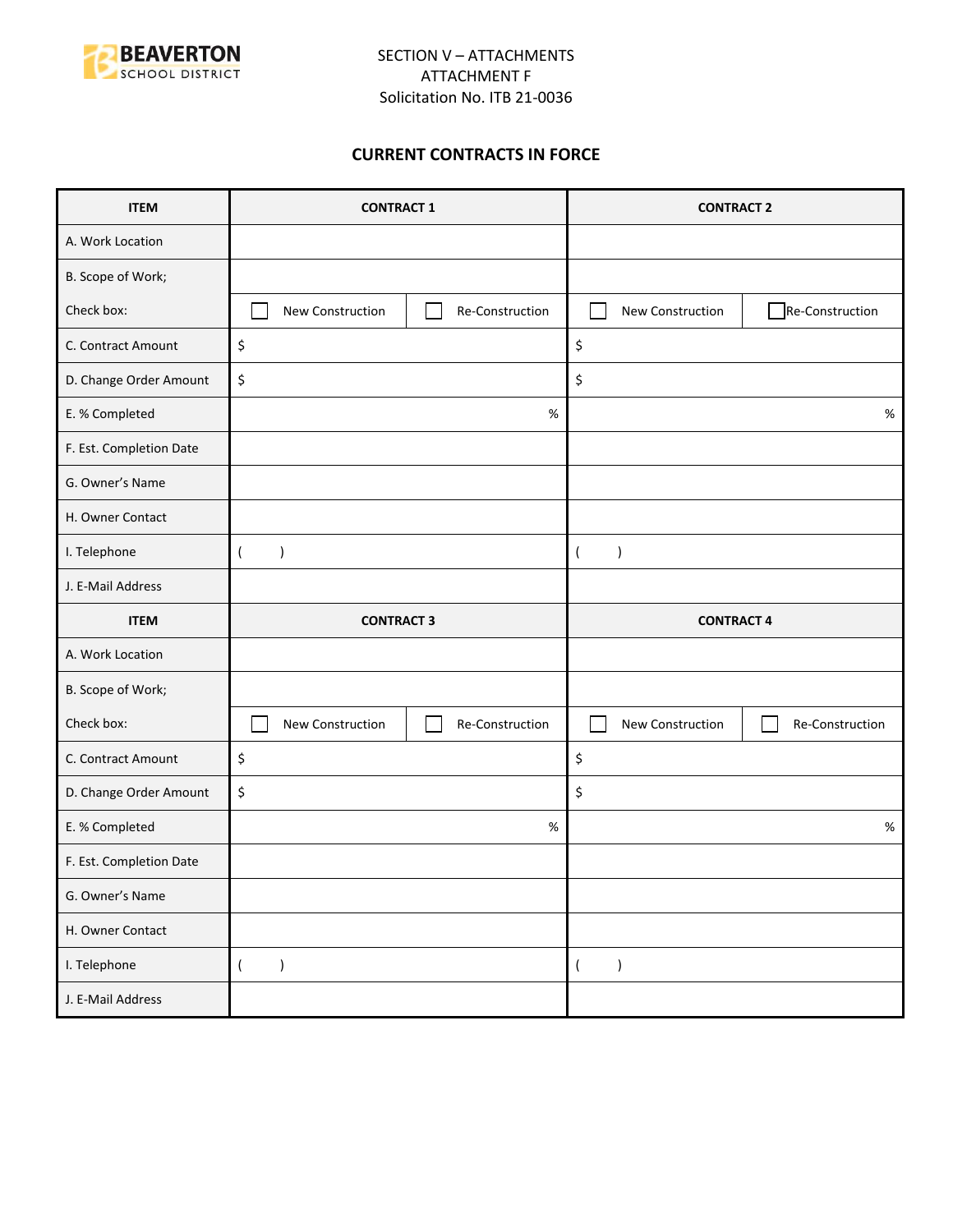SECTION V – ATTACHMENTS
ATTACHMENT F
Solicitation No. ITB 21-0036

## CURRENT CONTRACTS IN FORCE

| ITEM | CONTRACT 1 | | CONTRACT 2 | |
|---|---|---|---|---|
| A. Work Location | | | | |
| B. Scope of Work; | | | | |
| Check box: | ☐ New Construction | ☐ Re-Construction | ☐ New Construction | ☐ Re-Construction |
| C. Contract Amount | $ | | $ | |
| D. Change Order Amount | $ | | $ | |
| E. % Completed | % | | % | |
| F. Est. Completion Date | | | | |
| G. Owner's Name | | | | |
| H. Owner Contact | | | | |
| I. Telephone | (      ) | | (      ) | |
| J. E-Mail Address | | | | |
| **ITEM** | **CONTRACT 3** | | **CONTRACT 4** | |
| A. Work Location | | | | |
| B. Scope of Work; | | | | |
| Check box: | ☐ New Construction | ☐ Re-Construction | ☐ New Construction | ☐ Re-Construction |
| C. Contract Amount | $ | | $ | |
| D. Change Order Amount | $ | | $ | |
| E. % Completed | % | | % | |
| F. Est. Completion Date | | | | |
| G. Owner's Name | | | | |
| H. Owner Contact | | | | |
| I. Telephone | (      ) | | (      ) | |
| J. E-Mail Address | | | | |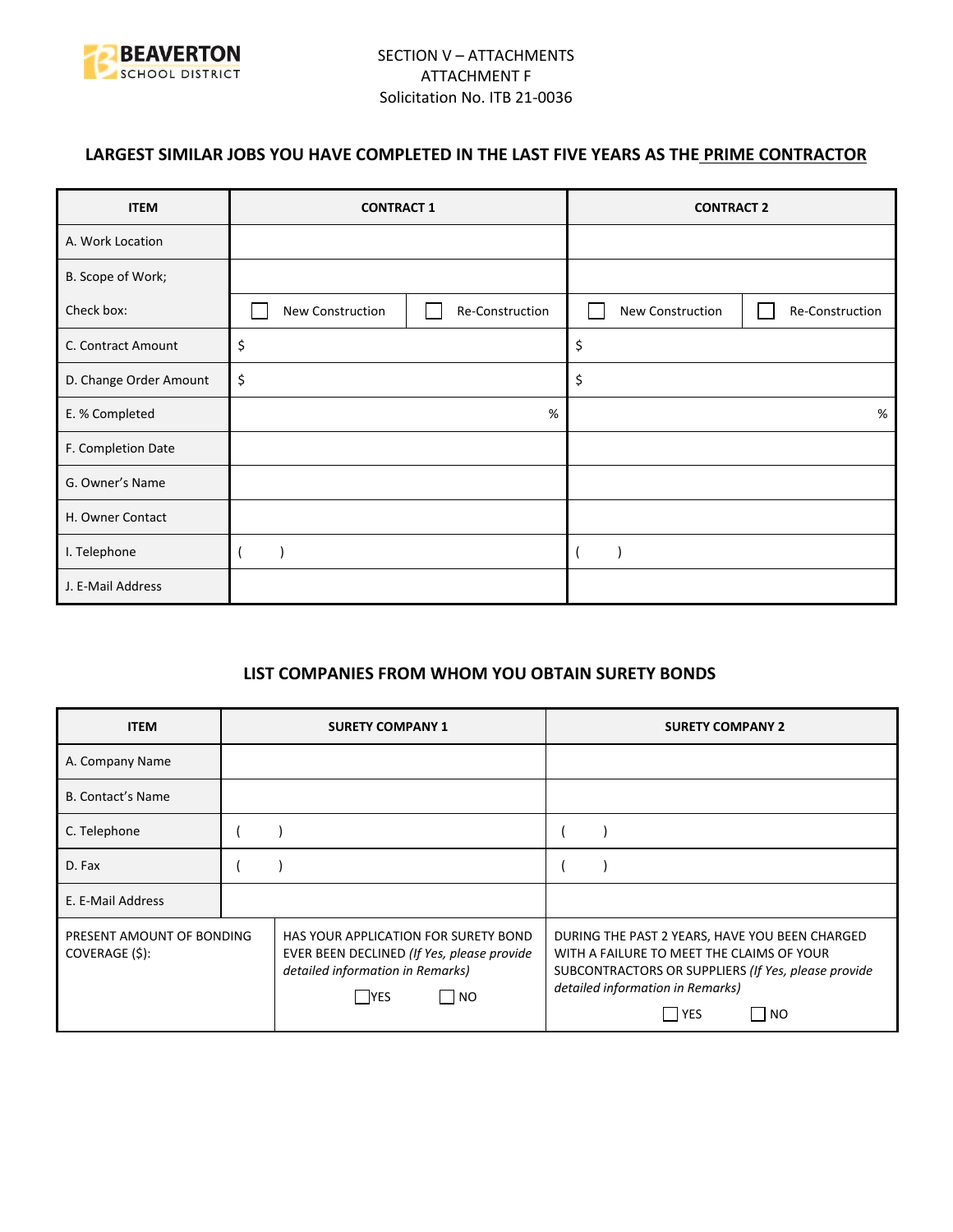SECTION V – ATTACHMENTS
ATTACHMENT F
Solicitation No. ITB 21-0036

## LARGEST SIMILAR JOBS YOU HAVE COMPLETED IN THE LAST FIVE YEARS AS THE PRIME CONTRACTOR

| ITEM | CONTRACT 1 | | CONTRACT 2 | |
|---|---|---|---|---|
| A. Work Location | | | | |
| B. Scope of Work; | | | | |
| Check box: | ☐ New Construction | ☐ Re-Construction | ☐ New Construction | ☐ Re-Construction |
| C. Contract Amount | $ | | $ | |
| D. Change Order Amount | $ | | $ | |
| E. % Completed | % | | % | |
| F. Completion Date | | | | |
| G. Owner's Name | | | | |
| H. Owner Contact | | | | |
| I. Telephone | ( ) | | ( ) | |
| J. E-Mail Address | | | | |

## LIST COMPANIES FROM WHOM YOU OBTAIN SURETY BONDS

| ITEM | SURETY COMPANY 1 | | SURETY COMPANY 2 |
|---|---|---|---|
| A. Company Name | | | |
| B. Contact's Name | | | |
| C. Telephone | ( ) | | ( ) |
| D. Fax | ( ) | | ( ) |
| E. E-Mail Address | | | |
| PRESENT AMOUNT OF BONDING COVERAGE ($): | | HAS YOUR APPLICATION FOR SURETY BOND EVER BEEN DECLINED *(If Yes, please provide detailed information in Remarks)* ☐ YES ☐ NO | DURING THE PAST 2 YEARS, HAVE YOU BEEN CHARGED WITH A FAILURE TO MEET THE CLAIMS OF YOUR SUBCONTRACTORS OR SUPPLIERS *(If Yes, please provide detailed information in Remarks)* ☐ YES ☐ NO |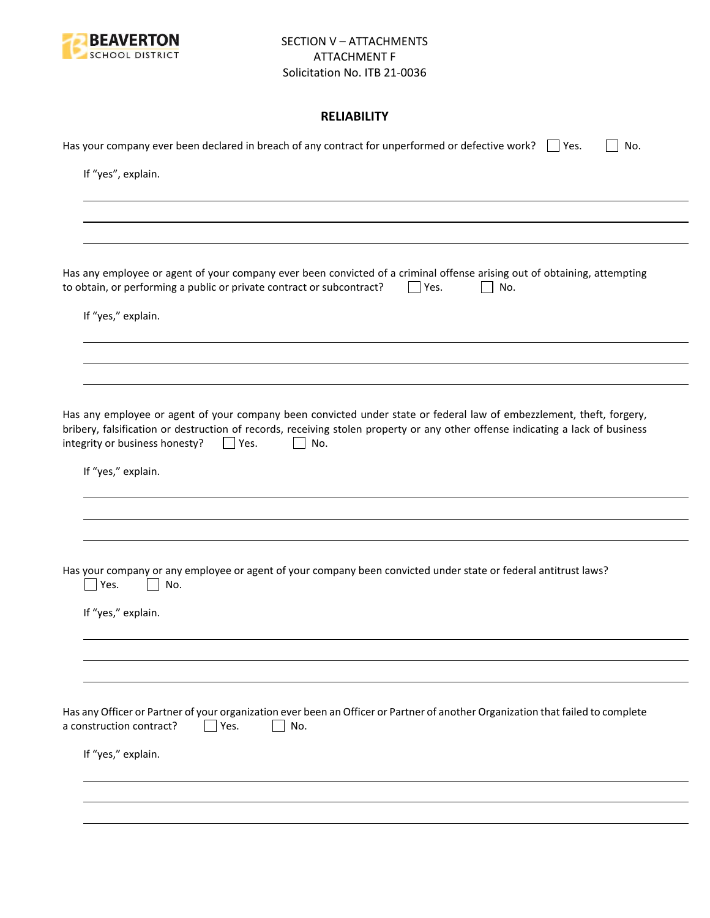SECTION V – ATTACHMENTS
ATTACHMENT F
Solicitation No. ITB 21-0036

## RELIABILITY

Has your company ever been declared in breach of any contract for unperformed or defective work? ☐ Yes. ☐ No.

If "yes", explain.

______________________________________________________________________

______________________________________________________________________

______________________________________________________________________

Has any employee or agent of your company ever been convicted of a criminal offense arising out of obtaining, attempting to obtain, or performing a public or private contract or subcontract? ☐ Yes. ☐ No.

If "yes," explain.

______________________________________________________________________

______________________________________________________________________

______________________________________________________________________

Has any employee or agent of your company been convicted under state or federal law of embezzlement, theft, forgery, bribery, falsification or destruction of records, receiving stolen property or any other offense indicating a lack of business integrity or business honesty? ☐ Yes. ☐ No.

If "yes," explain.

______________________________________________________________________

______________________________________________________________________

______________________________________________________________________

Has your company or any employee or agent of your company been convicted under state or federal antitrust laws?
☐ Yes. ☐ No.

If "yes," explain.

______________________________________________________________________

______________________________________________________________________

______________________________________________________________________

Has any Officer or Partner of your organization ever been an Officer or Partner of another Organization that failed to complete a construction contract? ☐ Yes. ☐ No.

If "yes," explain.

______________________________________________________________________

______________________________________________________________________

______________________________________________________________________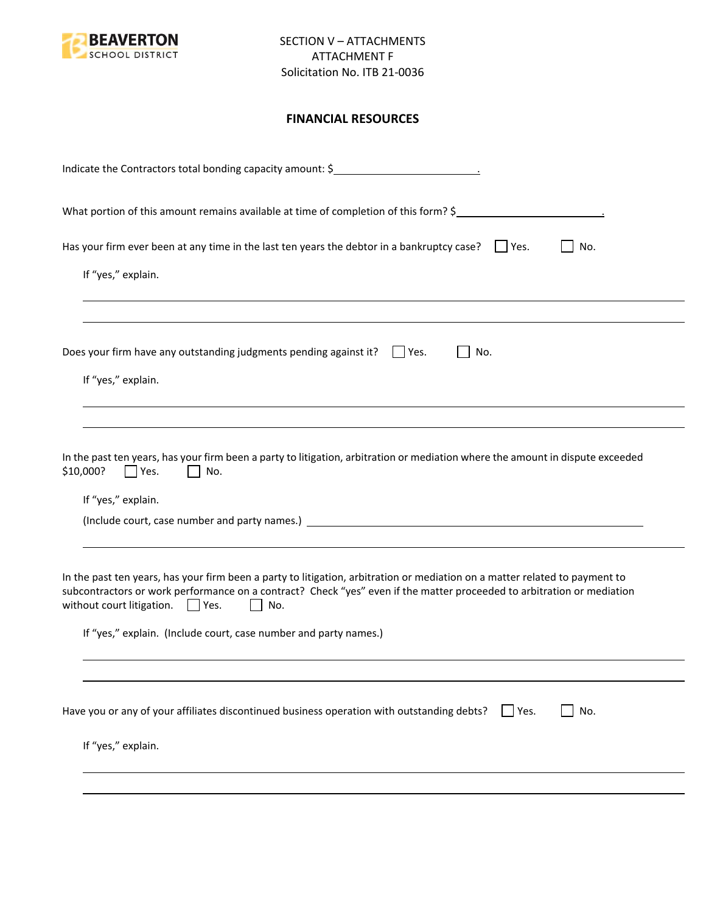SECTION V – ATTACHMENTS
ATTACHMENT F
Solicitation No. ITB 21-0036

## FINANCIAL RESOURCES

Indicate the Contractors total bonding capacity amount: $\_\_\_\_\_\_\_\_\_\_\_\_\_\_\_\_\_\_\_\_\_\_\_\_.

What portion of this amount remains available at time of completion of this form? $\_\_\_\_\_\_\_\_\_\_\_\_\_\_\_\_\_\_\_\_\_\_\_\_.

Has your firm ever been at any time in the last ten years the debtor in a bankruptcy case? ☐ Yes. ☐ No.

If "yes," explain.

\_\_\_\_\_\_\_\_\_\_\_\_\_\_\_\_\_\_\_\_\_\_\_\_\_\_\_\_\_\_\_\_\_\_\_\_\_\_\_\_\_\_\_\_\_\_\_\_\_\_\_\_\_\_\_\_

\_\_\_\_\_\_\_\_\_\_\_\_\_\_\_\_\_\_\_\_\_\_\_\_\_\_\_\_\_\_\_\_\_\_\_\_\_\_\_\_\_\_\_\_\_\_\_\_\_\_\_\_\_\_\_\_

Does your firm have any outstanding judgments pending against it? ☐ Yes. ☐ No.

If "yes," explain.

\_\_\_\_\_\_\_\_\_\_\_\_\_\_\_\_\_\_\_\_\_\_\_\_\_\_\_\_\_\_\_\_\_\_\_\_\_\_\_\_\_\_\_\_\_\_\_\_\_\_\_\_\_\_\_\_

\_\_\_\_\_\_\_\_\_\_\_\_\_\_\_\_\_\_\_\_\_\_\_\_\_\_\_\_\_\_\_\_\_\_\_\_\_\_\_\_\_\_\_\_\_\_\_\_\_\_\_\_\_\_\_\_

In the past ten years, has your firm been a party to litigation, arbitration or mediation where the amount in dispute exceeded $10,000? ☐ Yes. ☐ No.

If "yes," explain.

(Include court, case number and party names.) \_\_\_\_\_\_\_\_\_\_\_\_\_\_\_\_\_\_\_\_\_\_\_\_\_\_\_\_\_\_\_\_\_\_\_\_\_\_\_\_\_\_

\_\_\_\_\_\_\_\_\_\_\_\_\_\_\_\_\_\_\_\_\_\_\_\_\_\_\_\_\_\_\_\_\_\_\_\_\_\_\_\_\_\_\_\_\_\_\_\_\_\_\_\_\_\_\_\_

In the past ten years, has your firm been a party to litigation, arbitration or mediation on a matter related to payment to subcontractors or work performance on a contract? Check "yes" even if the matter proceeded to arbitration or mediation without court litigation. ☐ Yes. ☐ No.

If "yes," explain. (Include court, case number and party names.)

\_\_\_\_\_\_\_\_\_\_\_\_\_\_\_\_\_\_\_\_\_\_\_\_\_\_\_\_\_\_\_\_\_\_\_\_\_\_\_\_\_\_\_\_\_\_\_\_\_\_\_\_\_\_\_\_

\_\_\_\_\_\_\_\_\_\_\_\_\_\_\_\_\_\_\_\_\_\_\_\_\_\_\_\_\_\_\_\_\_\_\_\_\_\_\_\_\_\_\_\_\_\_\_\_\_\_\_\_\_\_\_\_

Have you or any of your affiliates discontinued business operation with outstanding debts? ☐ Yes. ☐ No.

If "yes," explain.

\_\_\_\_\_\_\_\_\_\_\_\_\_\_\_\_\_\_\_\_\_\_\_\_\_\_\_\_\_\_\_\_\_\_\_\_\_\_\_\_\_\_\_\_\_\_\_\_\_\_\_\_\_\_\_\_

\_\_\_\_\_\_\_\_\_\_\_\_\_\_\_\_\_\_\_\_\_\_\_\_\_\_\_\_\_\_\_\_\_\_\_\_\_\_\_\_\_\_\_\_\_\_\_\_\_\_\_\_\_\_\_\_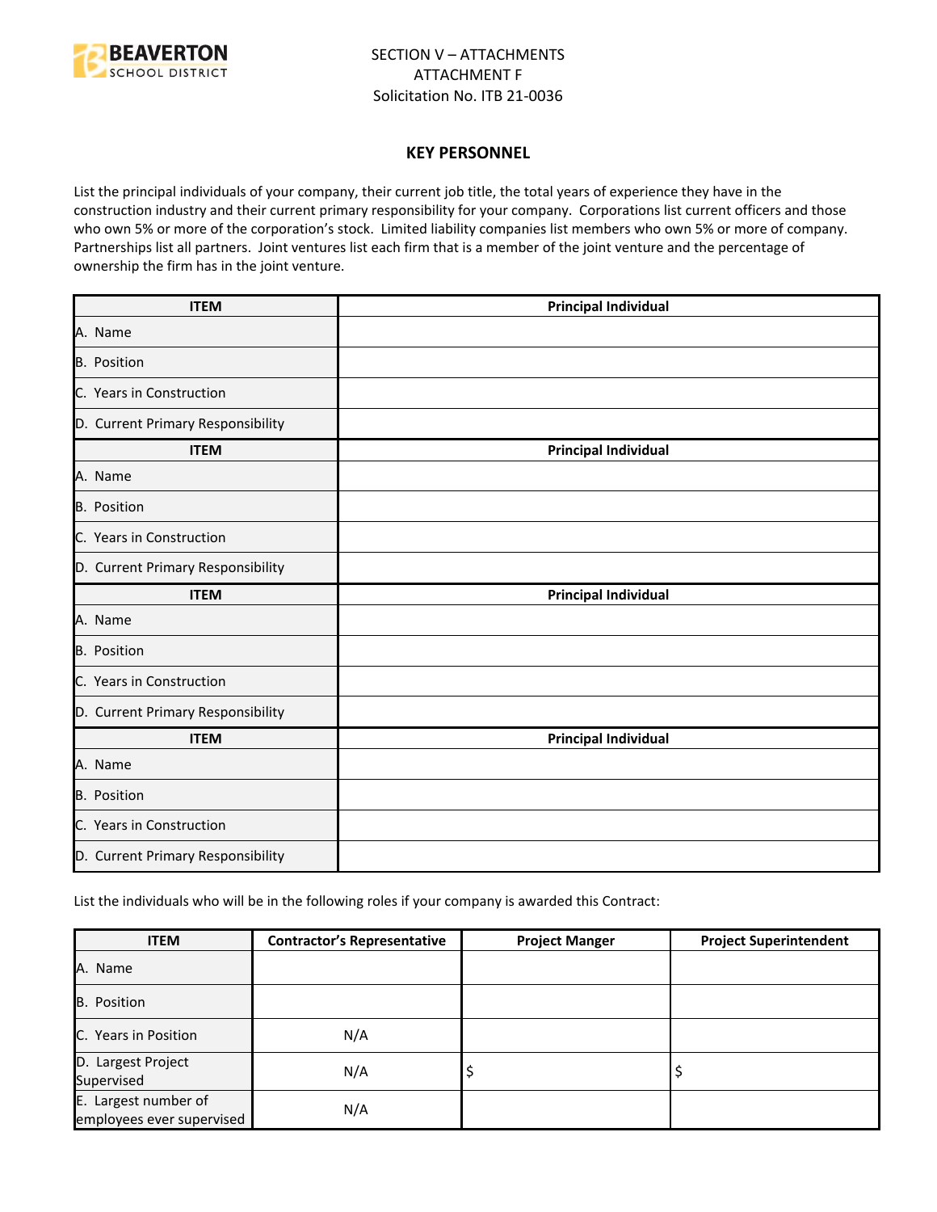SECTION V – ATTACHMENTS
ATTACHMENT F
Solicitation No. ITB 21-0036

## KEY PERSONNEL

List the principal individuals of your company, their current job title, the total years of experience they have in the construction industry and their current primary responsibility for your company. Corporations list current officers and those who own 5% or more of the corporation's stock. Limited liability companies list members who own 5% or more of company. Partnerships list all partners. Joint ventures list each firm that is a member of the joint venture and the percentage of ownership the firm has in the joint venture.

| ITEM | Principal Individual |
|---|---|
| A. Name | |
| B. Position | |
| C. Years in Construction | |
| D. Current Primary Responsibility | |
| **ITEM** | **Principal Individual** |
| A. Name | |
| B. Position | |
| C. Years in Construction | |
| D. Current Primary Responsibility | |
| **ITEM** | **Principal Individual** |
| A. Name | |
| B. Position | |
| C. Years in Construction | |
| D. Current Primary Responsibility | |
| **ITEM** | **Principal Individual** |
| A. Name | |
| B. Position | |
| C. Years in Construction | |
| D. Current Primary Responsibility | |

List the individuals who will be in the following roles if your company is awarded this Contract:

| ITEM | Contractor's Representative | Project Manger | Project Superintendent |
|---|---|---|---|
| A. Name | | | |
| B. Position | | | |
| C. Years in Position | N/A | | |
| D. Largest Project Supervised | N/A | $ | $ |
| E. Largest number of employees ever supervised | N/A | | |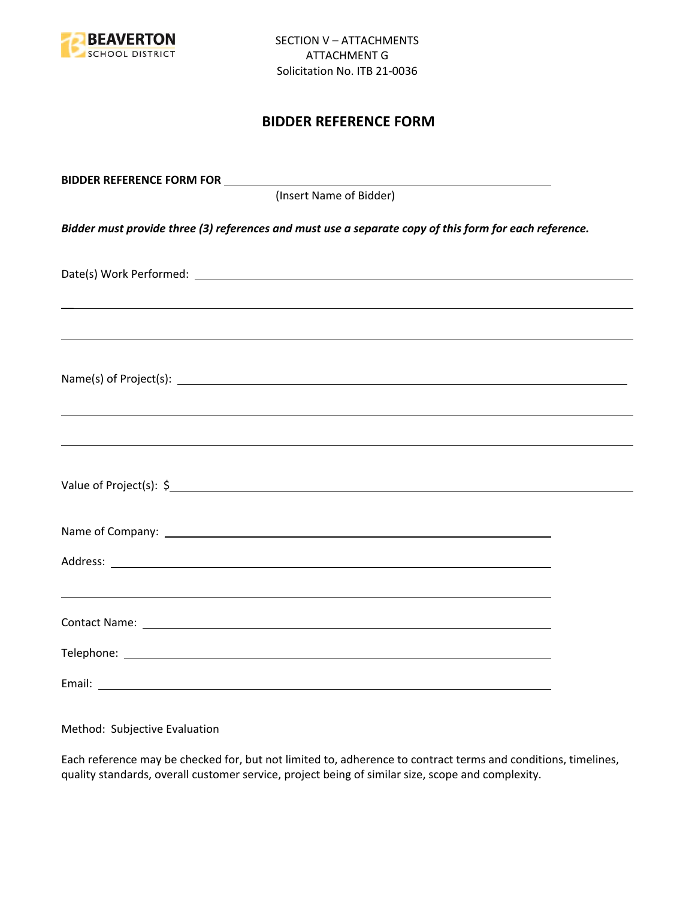SECTION V – ATTACHMENTS
ATTACHMENT G
Solicitation No. ITB 21-0036

## BIDDER REFERENCE FORM

**BIDDER REFERENCE FORM FOR** ______________________________________________
(Insert Name of Bidder)

***Bidder must provide three (3) references and must use a separate copy of this form for each reference.***

Date(s) Work Performed: ______________________________________________

______________________________________________

______________________________________________

Name(s) of Project(s): ______________________________________________

______________________________________________

______________________________________________

Value of Project(s): $______________________________________________

Name of Company: ______________________________________________

Address: ______________________________________________

______________________________________________

Contact Name: ______________________________________________

Telephone: ______________________________________________

Email: ______________________________________________

Method: Subjective Evaluation

Each reference may be checked for, but not limited to, adherence to contract terms and conditions, timelines, quality standards, overall customer service, project being of similar size, scope and complexity.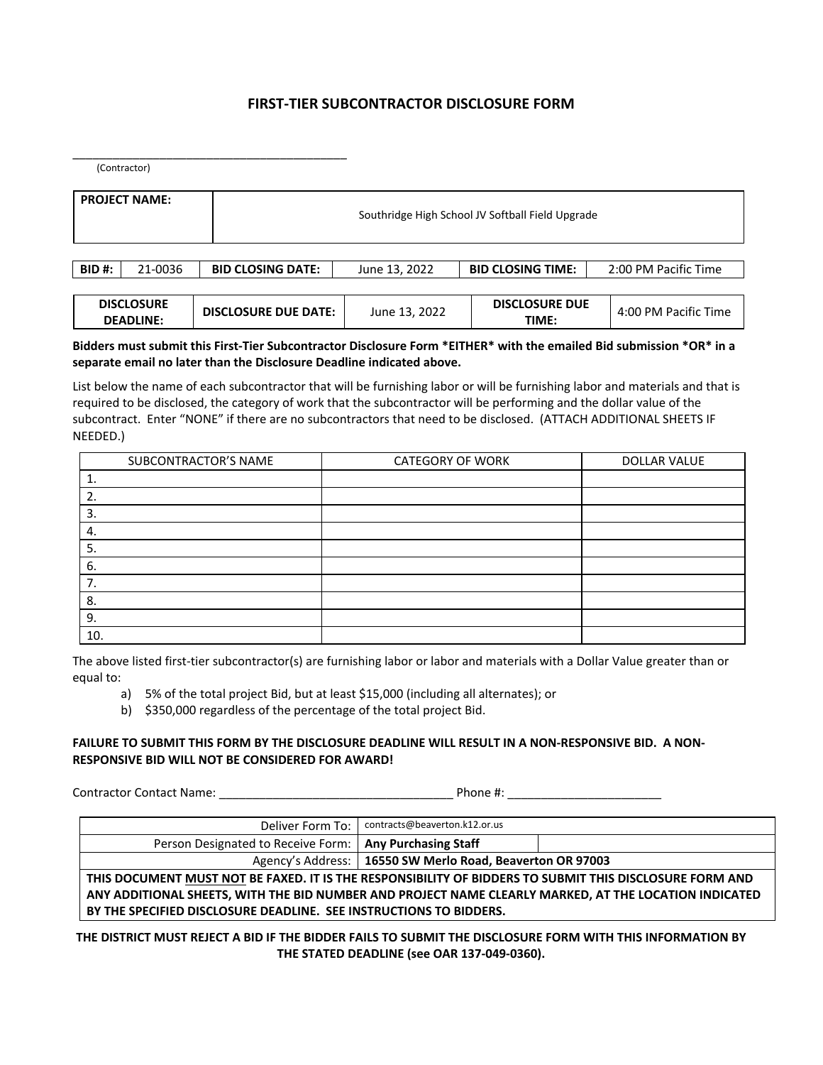# FIRST-TIER SUBCONTRACTOR DISCLOSURE FORM

\_\_\_\_\_\_\_\_\_\_\_\_\_\_\_\_\_\_\_\_\_\_\_\_\_\_\_\_\_\_\_\_\_\_\_\_\_\_\_\_\_\_\_\_
(Contractor)

| | |
|---|---|
| **PROJECT NAME:** | Southridge High School JV Softball Field Upgrade |

| | | | | | |
|---|---|---|---|---|---|
| **BID #:** | 21-0036 | **BID CLOSING DATE:** | June 13, 2022 | **BID CLOSING TIME:** | 2:00 PM Pacific Time |

| | | | | |
|---|---|---|---|---|
| **DISCLOSURE DEADLINE:** | **DISCLOSURE DUE DATE:** | June 13, 2022 | **DISCLOSURE DUE TIME:** | 4:00 PM Pacific Time |

**Bidders must submit this First-Tier Subcontractor Disclosure Form \*EITHER\* with the emailed Bid submission \*OR\* in a separate email no later than the Disclosure Deadline indicated above.**

List below the name of each subcontractor that will be furnishing labor or will be furnishing labor and materials and that is required to be disclosed, the category of work that the subcontractor will be performing and the dollar value of the subcontract. Enter "NONE" if there are no subcontractors that need to be disclosed. (ATTACH ADDITIONAL SHEETS IF NEEDED.)

| SUBCONTRACTOR'S NAME | CATEGORY OF WORK | DOLLAR VALUE |
|---|---|---|
| 1. | | |
| 2. | | |
| 3. | | |
| 4. | | |
| 5. | | |
| 6. | | |
| 7. | | |
| 8. | | |
| 9. | | |
| 10. | | |

The above listed first-tier subcontractor(s) are furnishing labor or labor and materials with a Dollar Value greater than or equal to:

a) 5% of the total project Bid, but at least $15,000 (including all alternates); or
b) $350,000 regardless of the percentage of the total project Bid.

**FAILURE TO SUBMIT THIS FORM BY THE DISCLOSURE DEADLINE WILL RESULT IN A NON-RESPONSIVE BID. A NON-RESPONSIVE BID WILL NOT BE CONSIDERED FOR AWARD!**

Contractor Contact Name: \_\_\_\_\_\_\_\_\_\_\_\_\_\_\_\_\_\_\_\_\_\_\_\_\_\_\_\_\_\_\_\_\_\_\_ Phone #: \_\_\_\_\_\_\_\_\_\_\_\_\_\_\_\_\_\_\_\_\_\_\_

| | | |
|---|---|---|
| Deliver Form To: | contracts@beaverton.k12.or.us | |
| Person Designated to Receive Form: | **Any Purchasing Staff** | |
| Agency's Address: | **16550 SW Merlo Road, Beaverton OR 97003** | |

**THIS DOCUMENT MUST NOT BE FAXED. IT IS THE RESPONSIBILITY OF BIDDERS TO SUBMIT THIS DISCLOSURE FORM AND ANY ADDITIONAL SHEETS, WITH THE BID NUMBER AND PROJECT NAME CLEARLY MARKED, AT THE LOCATION INDICATED BY THE SPECIFIED DISCLOSURE DEADLINE. SEE INSTRUCTIONS TO BIDDERS.**

**THE DISTRICT MUST REJECT A BID IF THE BIDDER FAILS TO SUBMIT THE DISCLOSURE FORM WITH THIS INFORMATION BY THE STATED DEADLINE (see OAR 137-049-0360).**